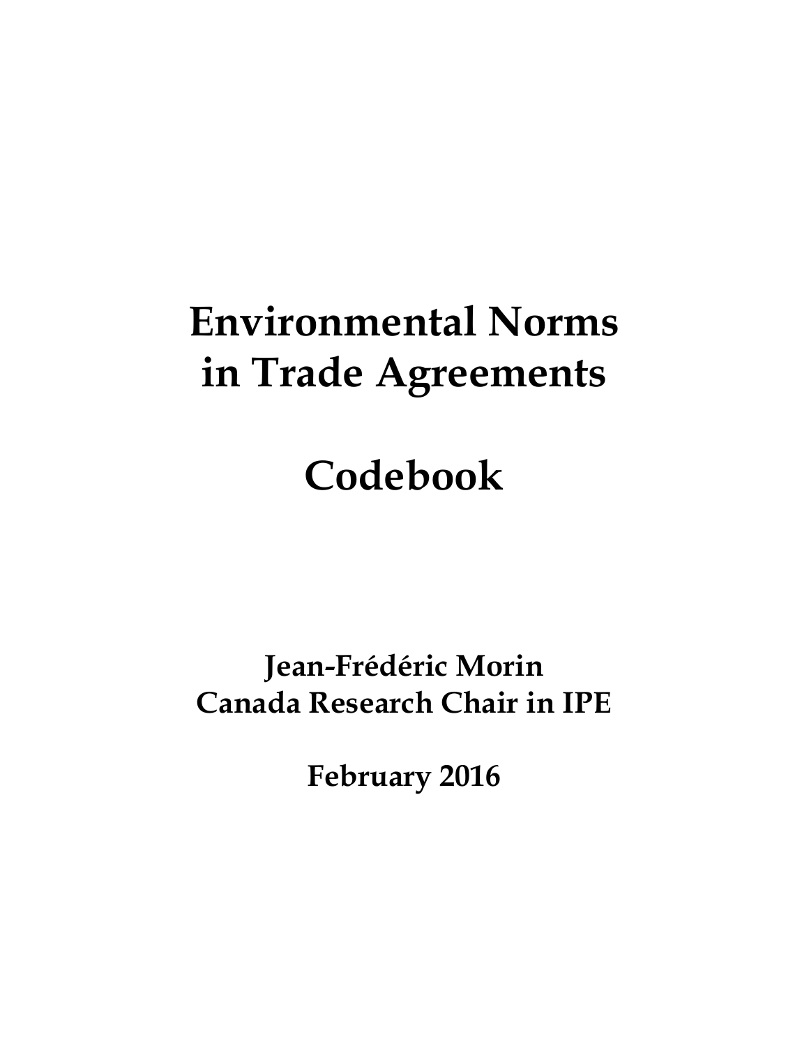# Environmental Norms in Trade Agreements

# Codebook

**Jean-Frédéric Morin**
**Canada Research Chair in IPE**

**February 2016**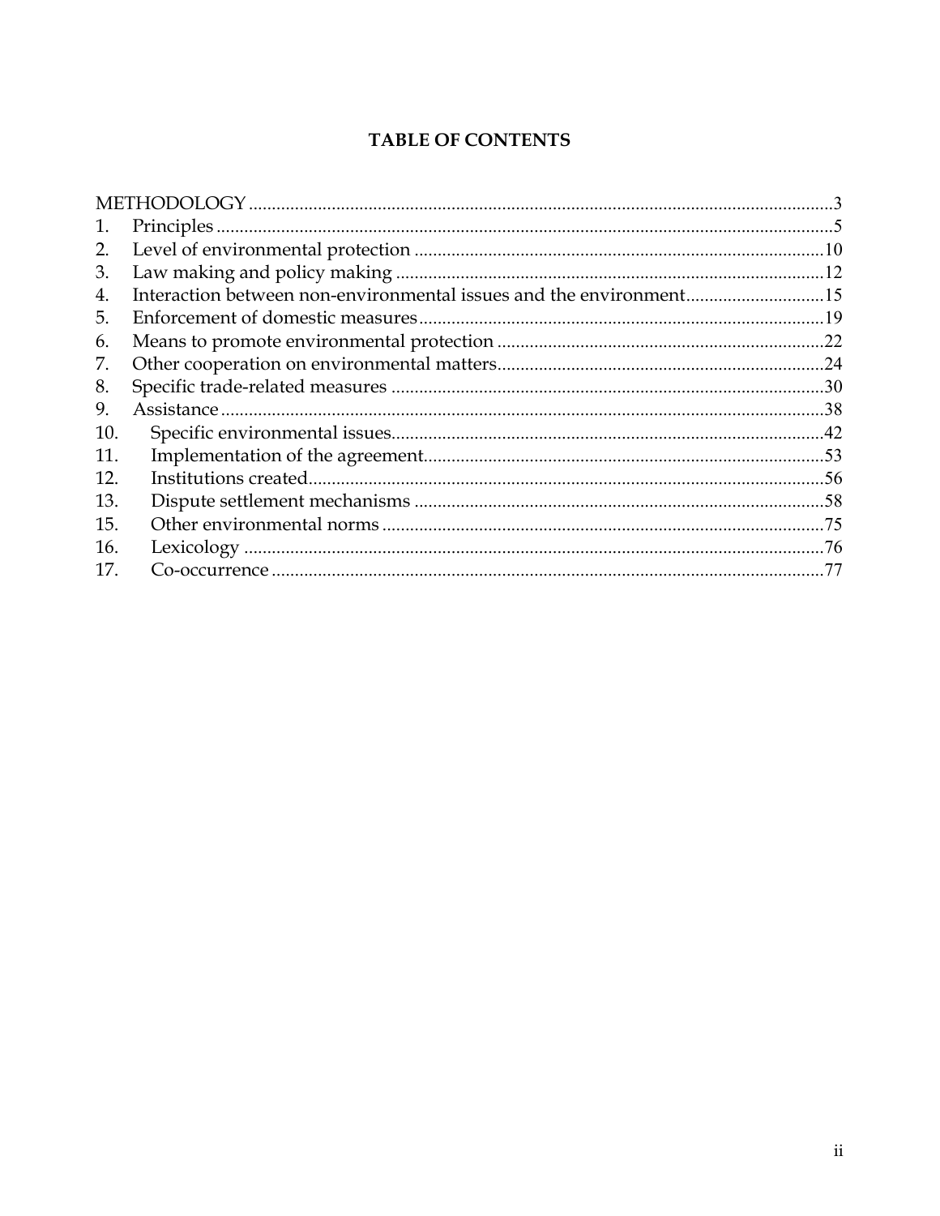# TABLE OF CONTENTS

METHODOLOGY ........ 3

1. Principles ........ 5
2. Level of environmental protection ........ 10
3. Law making and policy making ........ 12
4. Interaction between non-environmental issues and the environment ........ 15
5. Enforcement of domestic measures ........ 19
6. Means to promote environmental protection ........ 22
7. Other cooperation on environmental matters ........ 24
8. Specific trade-related measures ........ 30
9. Assistance ........ 38
10. Specific environmental issues ........ 42
11. Implementation of the agreement ........ 53
12. Institutions created ........ 56
13. Dispute settlement mechanisms ........ 58
15. Other environmental norms ........ 75
16. Lexicology ........ 76
17. Co-occurrence ........ 77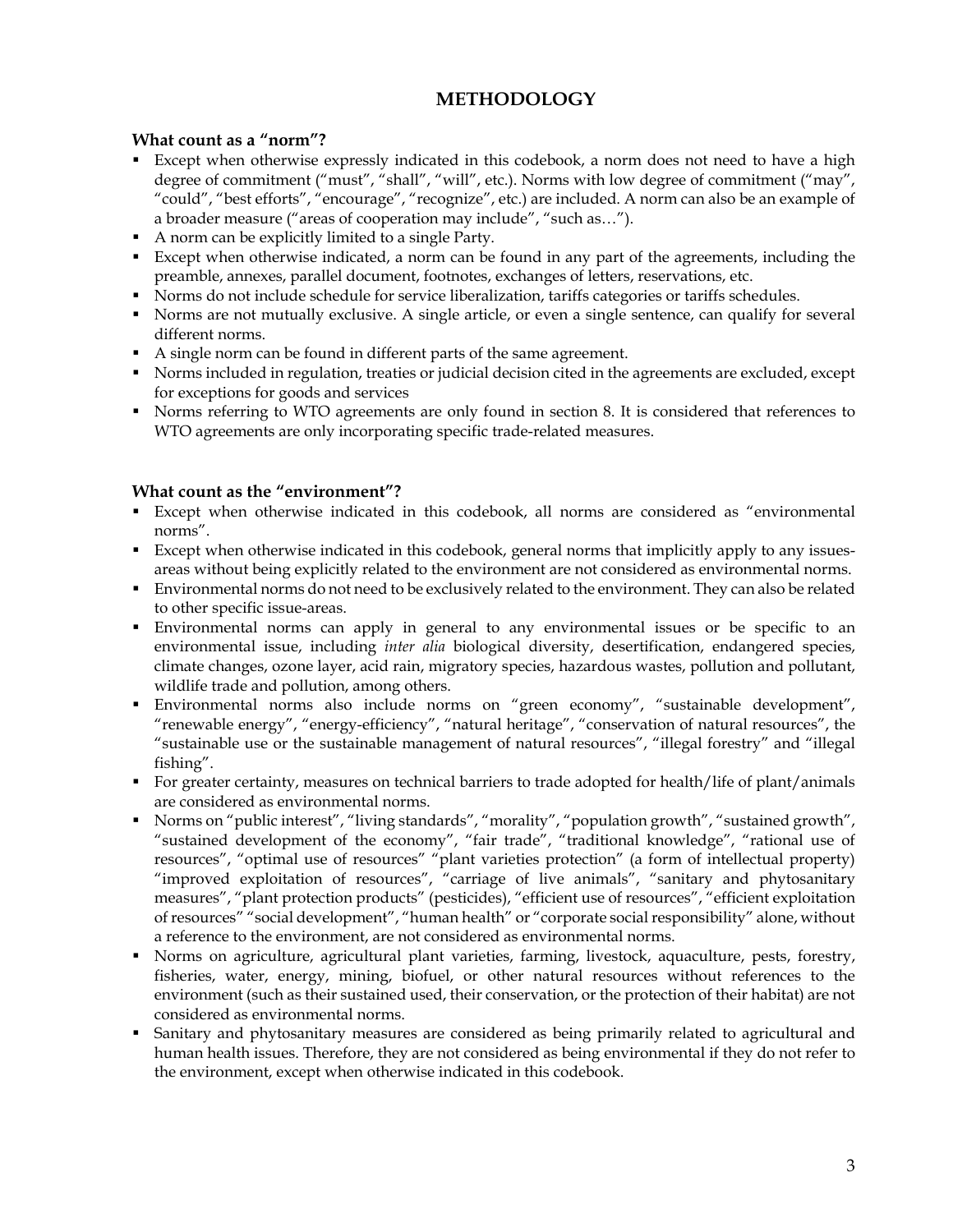# METHODOLOGY

**What count as a "norm"?**

- Except when otherwise expressly indicated in this codebook, a norm does not need to have a high degree of commitment ("must", "shall", "will", etc.). Norms with low degree of commitment ("may", "could", "best efforts", "encourage", "recognize", etc.) are included. A norm can also be an example of a broader measure ("areas of cooperation may include", "such as…").
- A norm can be explicitly limited to a single Party.
- Except when otherwise indicated, a norm can be found in any part of the agreements, including the preamble, annexes, parallel document, footnotes, exchanges of letters, reservations, etc.
- Norms do not include schedule for service liberalization, tariffs categories or tariffs schedules.
- Norms are not mutually exclusive. A single article, or even a single sentence, can qualify for several different norms.
- A single norm can be found in different parts of the same agreement.
- Norms included in regulation, treaties or judicial decision cited in the agreements are excluded, except for exceptions for goods and services
- Norms referring to WTO agreements are only found in section 8. It is considered that references to WTO agreements are only incorporating specific trade-related measures.

**What count as the "environment"?**

- Except when otherwise indicated in this codebook, all norms are considered as "environmental norms".
- Except when otherwise indicated in this codebook, general norms that implicitly apply to any issues-areas without being explicitly related to the environment are not considered as environmental norms.
- Environmental norms do not need to be exclusively related to the environment. They can also be related to other specific issue-areas.
- Environmental norms can apply in general to any environmental issues or be specific to an environmental issue, including *inter alia* biological diversity, desertification, endangered species, climate changes, ozone layer, acid rain, migratory species, hazardous wastes, pollution and pollutant, wildlife trade and pollution, among others.
- Environmental norms also include norms on "green economy", "sustainable development", "renewable energy", "energy-efficiency", "natural heritage", "conservation of natural resources", the "sustainable use or the sustainable management of natural resources", "illegal forestry" and "illegal fishing".
- For greater certainty, measures on technical barriers to trade adopted for health/life of plant/animals are considered as environmental norms.
- Norms on "public interest", "living standards", "morality", "population growth", "sustained growth", "sustained development of the economy", "fair trade", "traditional knowledge", "rational use of resources", "optimal use of resources" "plant varieties protection" (a form of intellectual property) "improved exploitation of resources", "carriage of live animals", "sanitary and phytosanitary measures", "plant protection products" (pesticides), "efficient use of resources", "efficient exploitation of resources" "social development", "human health" or "corporate social responsibility" alone, without a reference to the environment, are not considered as environmental norms.
- Norms on agriculture, agricultural plant varieties, farming, livestock, aquaculture, pests, forestry, fisheries, water, energy, mining, biofuel, or other natural resources without references to the environment (such as their sustained used, their conservation, or the protection of their habitat) are not considered as environmental norms.
- Sanitary and phytosanitary measures are considered as being primarily related to agricultural and human health issues. Therefore, they are not considered as being environmental if they do not refer to the environment, except when otherwise indicated in this codebook.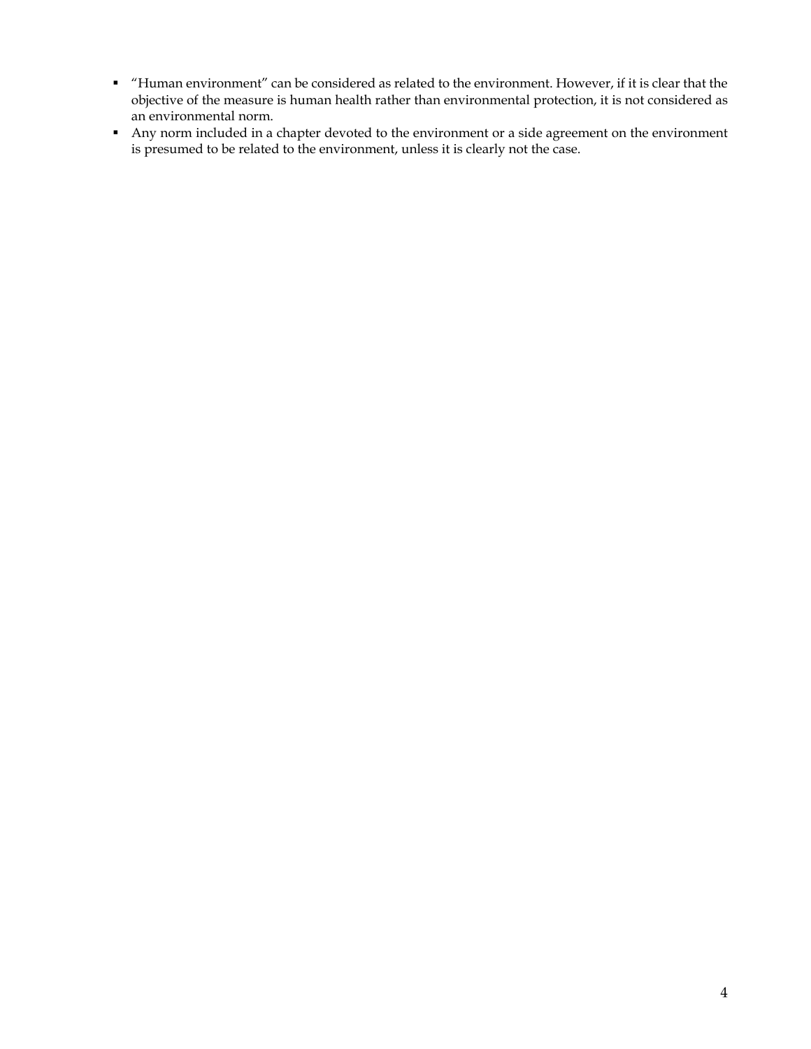- "Human environment" can be considered as related to the environment. However, if it is clear that the objective of the measure is human health rather than environmental protection, it is not considered as an environmental norm.
- Any norm included in a chapter devoted to the environment or a side agreement on the environment is presumed to be related to the environment, unless it is clearly not the case.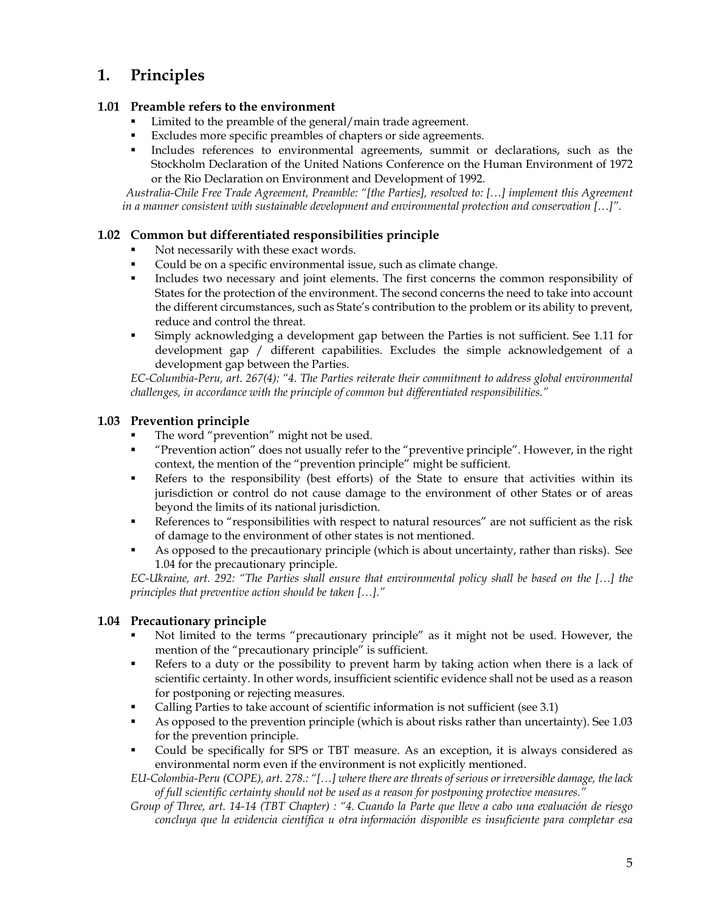# 1. Principles

### 1.01 Preamble refers to the environment

- Limited to the preamble of the general/main trade agreement.
- Excludes more specific preambles of chapters or side agreements.
- Includes references to environmental agreements, summit or declarations, such as the Stockholm Declaration of the United Nations Conference on the Human Environment of 1972 or the Rio Declaration on Environment and Development of 1992.

*Australia-Chile Free Trade Agreement, Preamble: "[the Parties], resolved to: […] implement this Agreement in a manner consistent with sustainable development and environmental protection and conservation […]".*

### 1.02 Common but differentiated responsibilities principle

- Not necessarily with these exact words.
- Could be on a specific environmental issue, such as climate change.
- Includes two necessary and joint elements. The first concerns the common responsibility of States for the protection of the environment. The second concerns the need to take into account the different circumstances, such as State's contribution to the problem or its ability to prevent, reduce and control the threat.
- Simply acknowledging a development gap between the Parties is not sufficient. See 1.11 for development gap / different capabilities. Excludes the simple acknowledgement of a development gap between the Parties.

*EC-Columbia-Peru, art. 267(4): "4. The Parties reiterate their commitment to address global environmental challenges, in accordance with the principle of common but differentiated responsibilities."*

### 1.03 Prevention principle

- The word "prevention" might not be used.
- "Prevention action" does not usually refer to the "preventive principle". However, in the right context, the mention of the "prevention principle" might be sufficient.
- Refers to the responsibility (best efforts) of the State to ensure that activities within its jurisdiction or control do not cause damage to the environment of other States or of areas beyond the limits of its national jurisdiction.
- References to "responsibilities with respect to natural resources" are not sufficient as the risk of damage to the environment of other states is not mentioned.
- As opposed to the precautionary principle (which is about uncertainty, rather than risks). See 1.04 for the precautionary principle.

*EC-Ukraine, art. 292: "The Parties shall ensure that environmental policy shall be based on the […] the principles that preventive action should be taken […]."*

### 1.04 Precautionary principle

- Not limited to the terms "precautionary principle" as it might not be used. However, the mention of the "precautionary principle" is sufficient.
- Refers to a duty or the possibility to prevent harm by taking action when there is a lack of scientific certainty. In other words, insufficient scientific evidence shall not be used as a reason for postponing or rejecting measures.
- Calling Parties to take account of scientific information is not sufficient (see 3.1)
- As opposed to the prevention principle (which is about risks rather than uncertainty). See 1.03 for the prevention principle.
- Could be specifically for SPS or TBT measure. As an exception, it is always considered as environmental norm even if the environment is not explicitly mentioned.

*EU-Colombia-Peru (COPE), art. 278.: "[…] where there are threats of serious or irreversible damage, the lack of full scientific certainty should not be used as a reason for postponing protective measures."*

*Group of Three, art. 14-14 (TBT Chapter) : "4. Cuando la Parte que lleve a cabo una evaluación de riesgo concluya que la evidencia científica u otra información disponible es insuficiente para completar esa*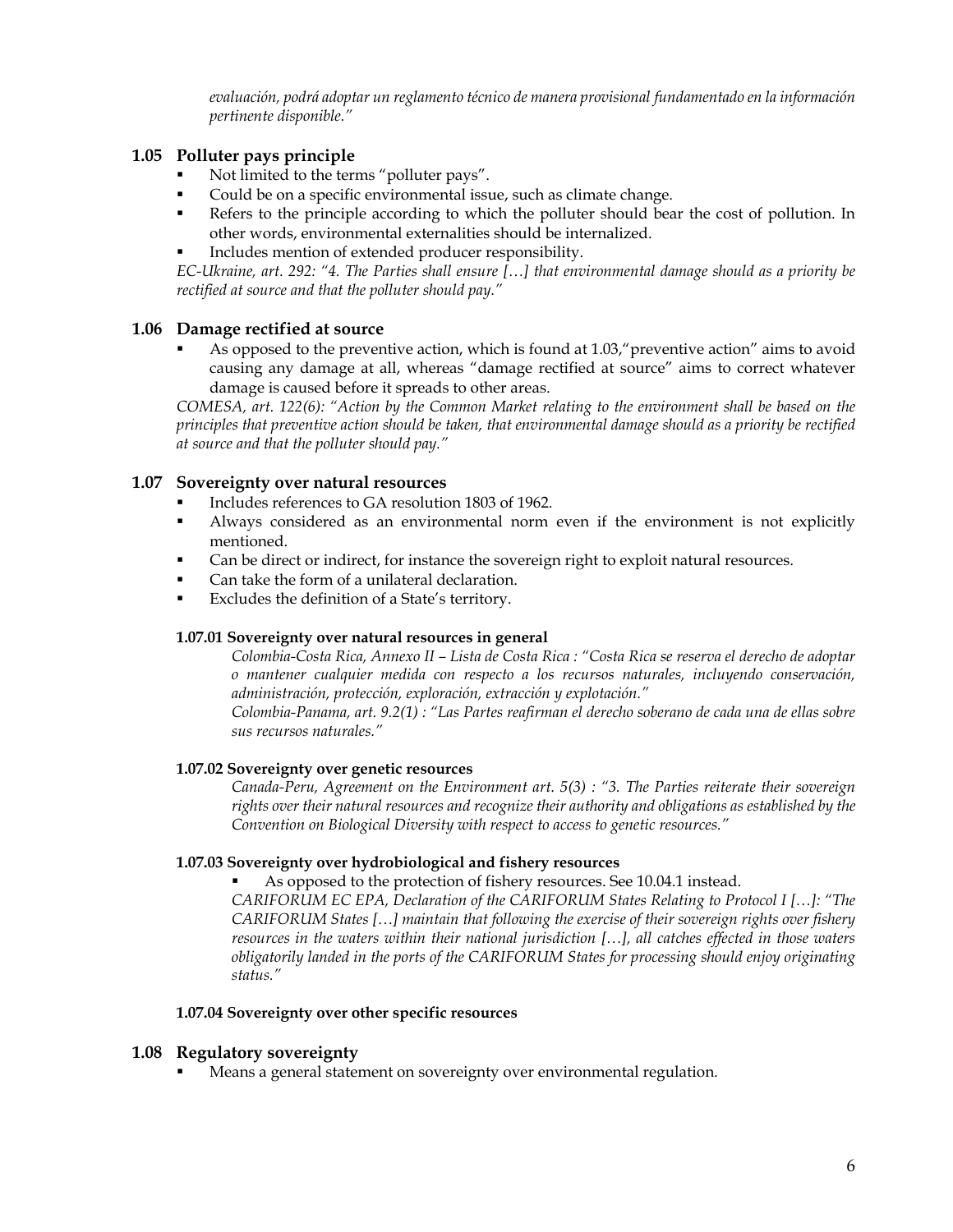*evaluación, podrá adoptar un reglamento técnico de manera provisional fundamentado en la información pertinente disponible."*

### 1.05 Polluter pays principle

- Not limited to the terms "polluter pays".
- Could be on a specific environmental issue, such as climate change.
- Refers to the principle according to which the polluter should bear the cost of pollution. In other words, environmental externalities should be internalized.
- Includes mention of extended producer responsibility.

*EC-Ukraine, art. 292: "4. The Parties shall ensure […] that environmental damage should as a priority be rectified at source and that the polluter should pay."*

### 1.06 Damage rectified at source

- As opposed to the preventive action, which is found at 1.03,"preventive action" aims to avoid causing any damage at all, whereas "damage rectified at source" aims to correct whatever damage is caused before it spreads to other areas.

*COMESA, art. 122(6): "Action by the Common Market relating to the environment shall be based on the principles that preventive action should be taken, that environmental damage should as a priority be rectified at source and that the polluter should pay."*

### 1.07 Sovereignty over natural resources

- Includes references to GA resolution 1803 of 1962.
- Always considered as an environmental norm even if the environment is not explicitly mentioned.
- Can be direct or indirect, for instance the sovereign right to exploit natural resources.
- Can take the form of a unilateral declaration.
- Excludes the definition of a State's territory.

#### 1.07.01 Sovereignty over natural resources in general

*Colombia-Costa Rica, Annexo II – Lista de Costa Rica : "Costa Rica se reserva el derecho de adoptar o mantener cualquier medida con respecto a los recursos naturales, incluyendo conservación, administración, protección, exploración, extracción y explotación."*

*Colombia-Panama, art. 9.2(1) : "Las Partes reafirman el derecho soberano de cada una de ellas sobre sus recursos naturales."*

#### 1.07.02 Sovereignty over genetic resources

*Canada-Peru, Agreement on the Environment art. 5(3) : "3. The Parties reiterate their sovereign rights over their natural resources and recognize their authority and obligations as established by the Convention on Biological Diversity with respect to access to genetic resources."*

#### 1.07.03 Sovereignty over hydrobiological and fishery resources

- As opposed to the protection of fishery resources. See 10.04.1 instead.

*CARIFORUM EC EPA, Declaration of the CARIFORUM States Relating to Protocol I […]: "The CARIFORUM States […] maintain that following the exercise of their sovereign rights over fishery resources in the waters within their national jurisdiction […], all catches effected in those waters obligatorily landed in the ports of the CARIFORUM States for processing should enjoy originating status."*

#### 1.07.04 Sovereignty over other specific resources

### 1.08 Regulatory sovereignty

- Means a general statement on sovereignty over environmental regulation.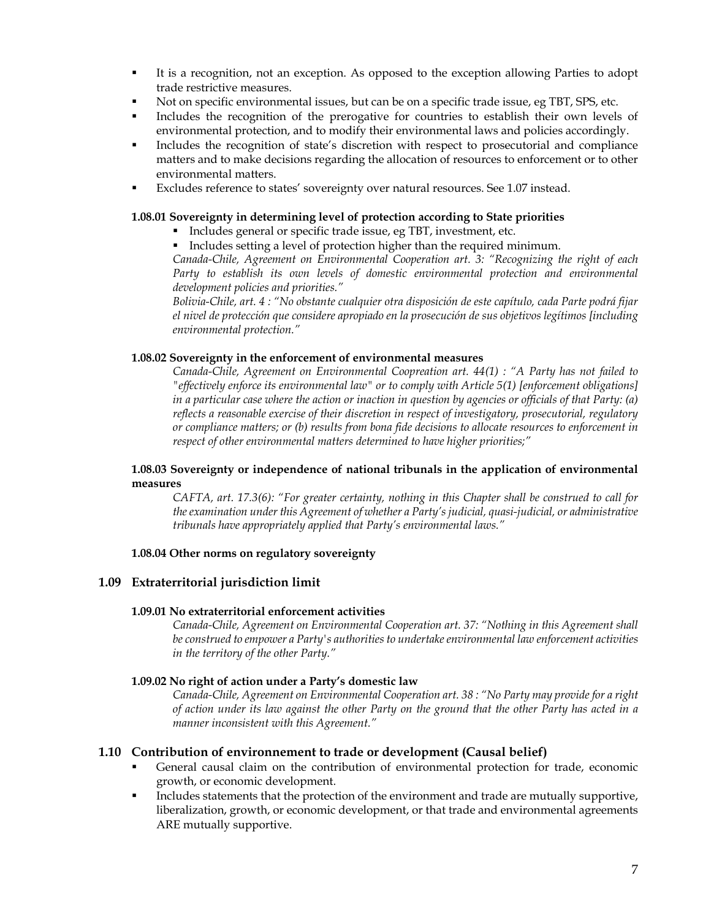- It is a recognition, not an exception. As opposed to the exception allowing Parties to adopt trade restrictive measures.
- Not on specific environmental issues, but can be on a specific trade issue, eg TBT, SPS, etc.
- Includes the recognition of the prerogative for countries to establish their own levels of environmental protection, and to modify their environmental laws and policies accordingly.
- Includes the recognition of state's discretion with respect to prosecutorial and compliance matters and to make decisions regarding the allocation of resources to enforcement or to other environmental matters.
- Excludes reference to states' sovereignty over natural resources. See 1.07 instead.

#### 1.08.01 Sovereignty in determining level of protection according to State priorities

- Includes general or specific trade issue, eg TBT, investment, etc.
- Includes setting a level of protection higher than the required minimum.

*Canada-Chile, Agreement on Environmental Cooperation art. 3: "Recognizing the right of each Party to establish its own levels of domestic environmental protection and environmental development policies and priorities."*

*Bolivia-Chile, art. 4 : "No obstante cualquier otra disposición de este capítulo, cada Parte podrá fijar el nivel de protección que considere apropiado en la prosecución de sus objetivos legítimos [including environmental protection."*

#### 1.08.02 Sovereignty in the enforcement of environmental measures

*Canada-Chile, Agreement on Environmental Coopreation art. 44(1) : "A Party has not failed to "effectively enforce its environmental law" or to comply with Article 5(1) [enforcement obligations] in a particular case where the action or inaction in question by agencies or officials of that Party: (a) reflects a reasonable exercise of their discretion in respect of investigatory, prosecutorial, regulatory or compliance matters; or (b) results from bona fide decisions to allocate resources to enforcement in respect of other environmental matters determined to have higher priorities;"*

#### 1.08.03 Sovereignty or independence of national tribunals in the application of environmental measures

*CAFTA, art. 17.3(6): "For greater certainty, nothing in this Chapter shall be construed to call for the examination under this Agreement of whether a Party's judicial, quasi-judicial, or administrative tribunals have appropriately applied that Party's environmental laws."*

#### 1.08.04 Other norms on regulatory sovereignty

### 1.09 Extraterritorial jurisdiction limit

#### 1.09.01 No extraterritorial enforcement activities

*Canada-Chile, Agreement on Environmental Cooperation art. 37: "Nothing in this Agreement shall be construed to empower a Party's authorities to undertake environmental law enforcement activities in the territory of the other Party."*

#### 1.09.02 No right of action under a Party's domestic law

*Canada-Chile, Agreement on Environmental Cooperation art. 38 : "No Party may provide for a right of action under its law against the other Party on the ground that the other Party has acted in a manner inconsistent with this Agreement."*

### 1.10 Contribution of environnement to trade or development (Causal belief)

- General causal claim on the contribution of environmental protection for trade, economic growth, or economic development.
- Includes statements that the protection of the environment and trade are mutually supportive, liberalization, growth, or economic development, or that trade and environmental agreements ARE mutually supportive.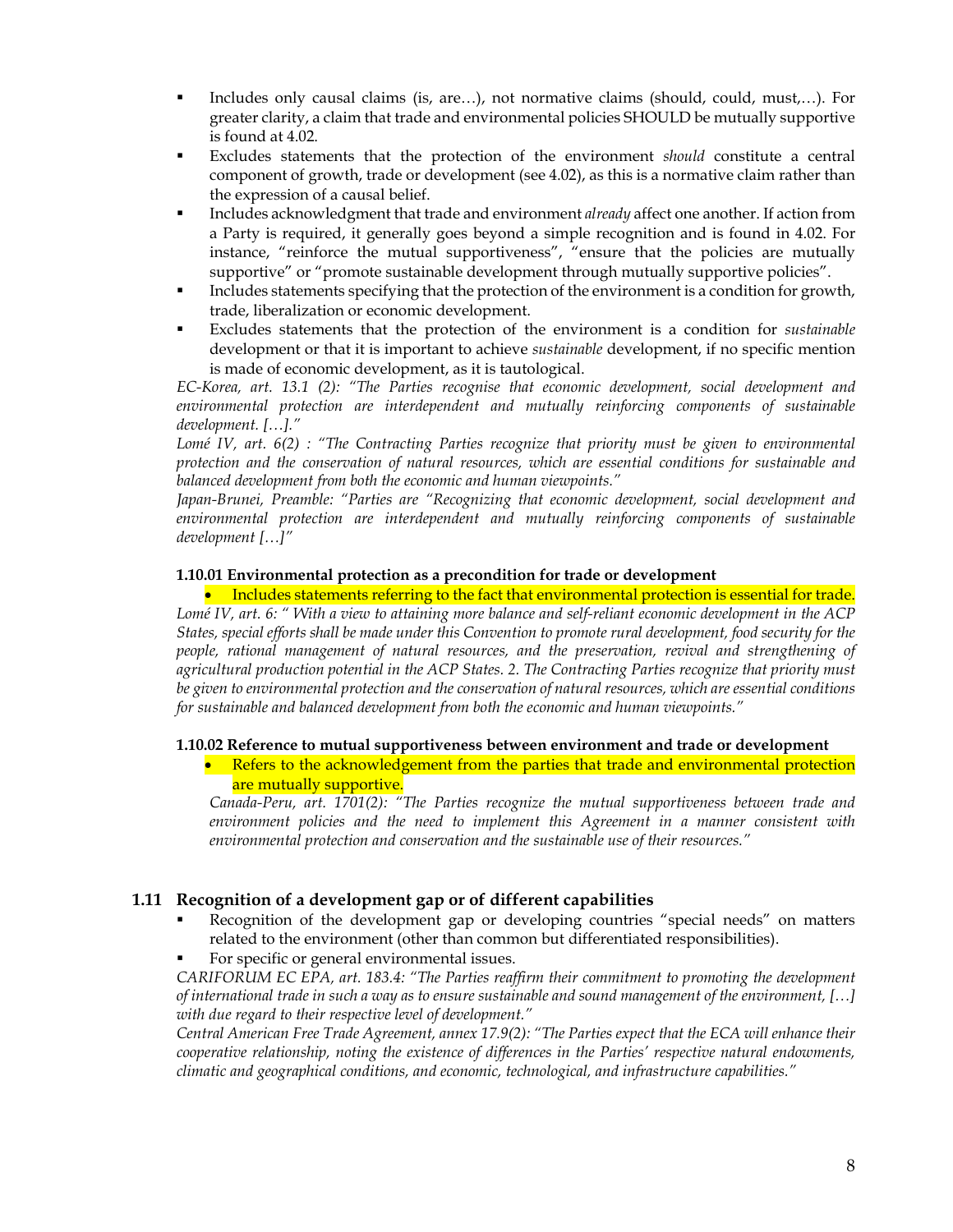- Includes only causal claims (is, are…), not normative claims (should, could, must,…). For greater clarity, a claim that trade and environmental policies SHOULD be mutually supportive is found at 4.02.
- Excludes statements that the protection of the environment *should* constitute a central component of growth, trade or development (see 4.02), as this is a normative claim rather than the expression of a causal belief.
- Includes acknowledgment that trade and environment *already* affect one another. If action from a Party is required, it generally goes beyond a simple recognition and is found in 4.02. For instance, "reinforce the mutual supportiveness", "ensure that the policies are mutually supportive" or "promote sustainable development through mutually supportive policies".
- Includes statements specifying that the protection of the environment is a condition for growth, trade, liberalization or economic development.
- Excludes statements that the protection of the environment is a condition for *sustainable* development or that it is important to achieve *sustainable* development, if no specific mention is made of economic development, as it is tautological.

*EC-Korea, art. 13.1 (2): "The Parties recognise that economic development, social development and environmental protection are interdependent and mutually reinforcing components of sustainable development. […]."*

*Lomé IV, art. 6(2) : "The Contracting Parties recognize that priority must be given to environmental protection and the conservation of natural resources, which are essential conditions for sustainable and balanced development from both the economic and human viewpoints."*

*Japan-Brunei, Preamble: "Parties are "Recognizing that economic development, social development and environmental protection are interdependent and mutually reinforcing components of sustainable development […]"*

**1.10.01 Environmental protection as a precondition for trade or development**

- Includes statements referring to the fact that environmental protection is essential for trade.

*Lomé IV, art. 6: " With a view to attaining more balance and self-reliant economic development in the ACP States, special efforts shall be made under this Convention to promote rural development, food security for the people, rational management of natural resources, and the preservation, revival and strengthening of agricultural production potential in the ACP States. 2. The Contracting Parties recognize that priority must be given to environmental protection and the conservation of natural resources, which are essential conditions for sustainable and balanced development from both the economic and human viewpoints."*

**1.10.02 Reference to mutual supportiveness between environment and trade or development**

- Refers to the acknowledgement from the parties that trade and environmental protection are mutually supportive.

*Canada-Peru, art. 1701(2): "The Parties recognize the mutual supportiveness between trade and environment policies and the need to implement this Agreement in a manner consistent with environmental protection and conservation and the sustainable use of their resources."*

## 1.11 Recognition of a development gap or of different capabilities

- Recognition of the development gap or developing countries "special needs" on matters related to the environment (other than common but differentiated responsibilities).
- For specific or general environmental issues.

*CARIFORUM EC EPA, art. 183.4: "The Parties reaffirm their commitment to promoting the development of international trade in such a way as to ensure sustainable and sound management of the environment, […] with due regard to their respective level of development."*

*Central American Free Trade Agreement, annex 17.9(2): "The Parties expect that the ECA will enhance their cooperative relationship, noting the existence of differences in the Parties' respective natural endowments, climatic and geographical conditions, and economic, technological, and infrastructure capabilities."*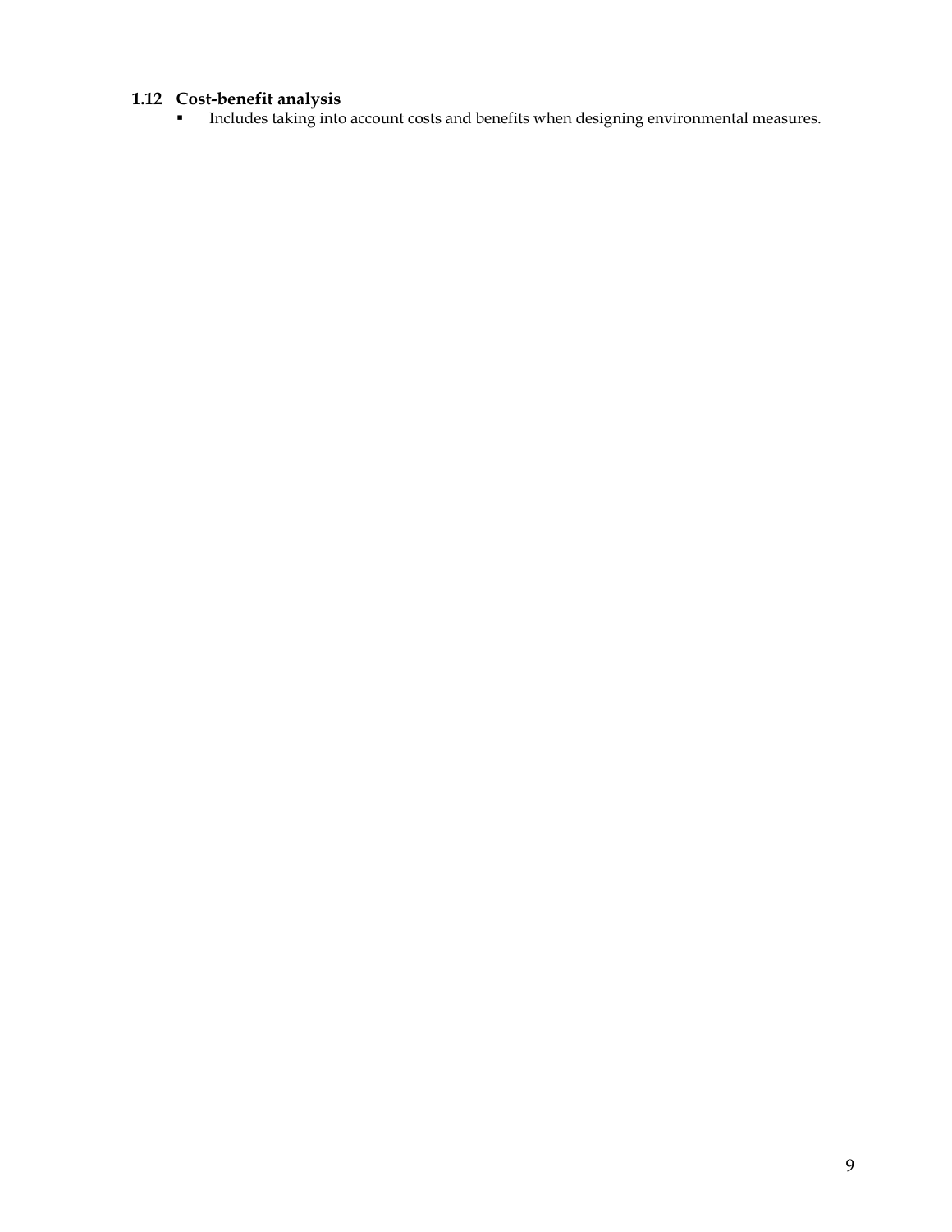### 1.12 Cost-benefit analysis

- Includes taking into account costs and benefits when designing environmental measures.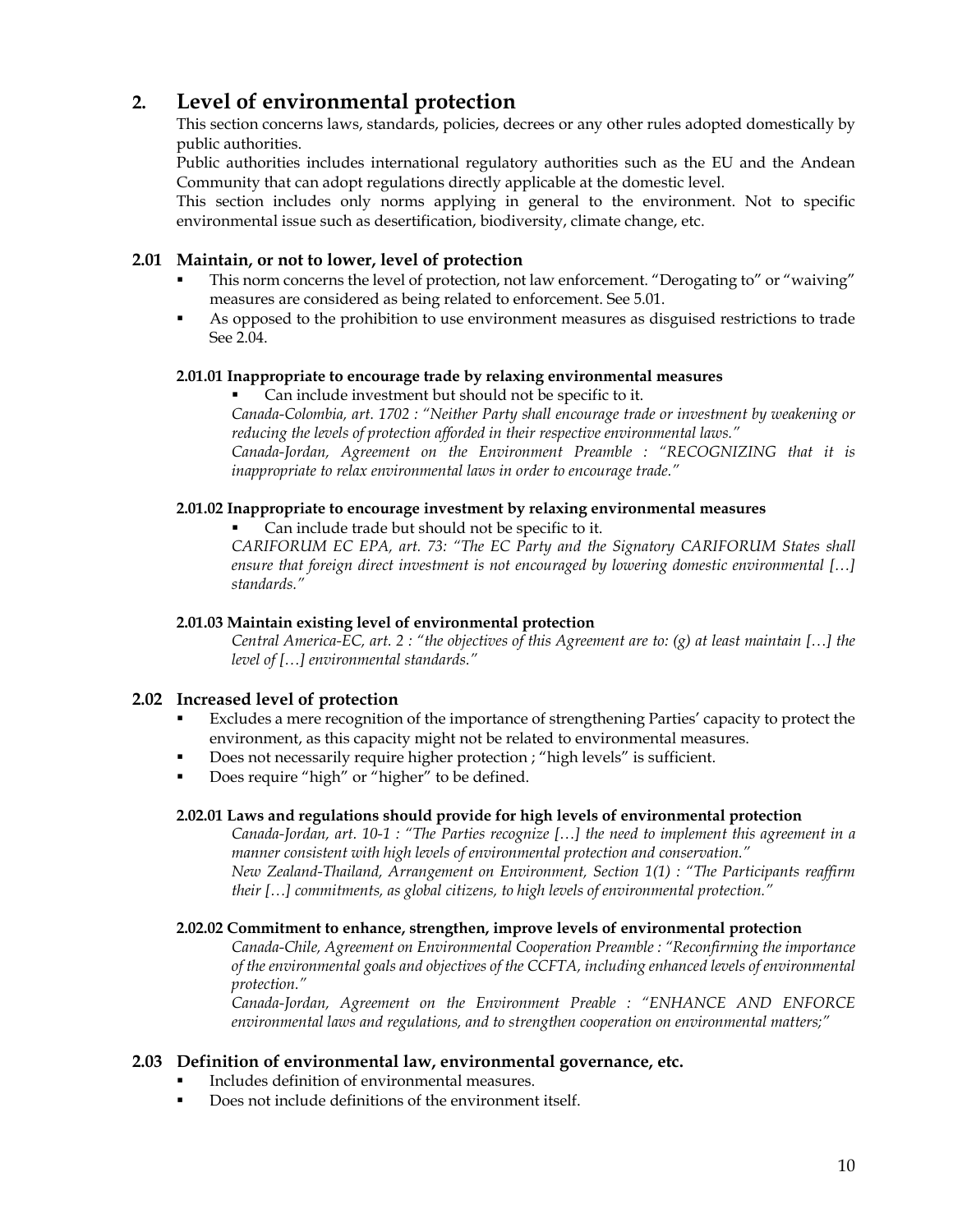## 2. Level of environmental protection

This section concerns laws, standards, policies, decrees or any other rules adopted domestically by public authorities.

Public authorities includes international regulatory authorities such as the EU and the Andean Community that can adopt regulations directly applicable at the domestic level.

This section includes only norms applying in general to the environment. Not to specific environmental issue such as desertification, biodiversity, climate change, etc.

### 2.01 Maintain, or not to lower, level of protection

- This norm concerns the level of protection, not law enforcement. "Derogating to" or "waiving" measures are considered as being related to enforcement. See 5.01.
- As opposed to the prohibition to use environment measures as disguised restrictions to trade See 2.04.

#### 2.01.01 Inappropriate to encourage trade by relaxing environmental measures

- Can include investment but should not be specific to it.

*Canada-Colombia, art. 1702 : "Neither Party shall encourage trade or investment by weakening or reducing the levels of protection afforded in their respective environmental laws."*

*Canada-Jordan, Agreement on the Environment Preamble : "RECOGNIZING that it is inappropriate to relax environmental laws in order to encourage trade."*

#### 2.01.02 Inappropriate to encourage investment by relaxing environmental measures

- Can include trade but should not be specific to it.

*CARIFORUM EC EPA, art. 73: "The EC Party and the Signatory CARIFORUM States shall ensure that foreign direct investment is not encouraged by lowering domestic environmental […] standards."*

#### 2.01.03 Maintain existing level of environmental protection

*Central America-EC, art. 2 : "the objectives of this Agreement are to: (g) at least maintain […] the level of […] environmental standards."*

### 2.02 Increased level of protection

- Excludes a mere recognition of the importance of strengthening Parties' capacity to protect the environment, as this capacity might not be related to environmental measures.
- Does not necessarily require higher protection ; "high levels" is sufficient.
- Does require "high" or "higher" to be defined.

#### 2.02.01 Laws and regulations should provide for high levels of environmental protection

*Canada-Jordan, art. 10-1 : "The Parties recognize […] the need to implement this agreement in a manner consistent with high levels of environmental protection and conservation."*

*New Zealand-Thailand, Arrangement on Environment, Section 1(1) : "The Participants reaffirm their […] commitments, as global citizens, to high levels of environmental protection."*

#### 2.02.02 Commitment to enhance, strengthen, improve levels of environmental protection

*Canada-Chile, Agreement on Environmental Cooperation Preamble : "Reconfirming the importance of the environmental goals and objectives of the CCFTA, including enhanced levels of environmental protection."*

*Canada-Jordan, Agreement on the Environment Preable : "ENHANCE AND ENFORCE environmental laws and regulations, and to strengthen cooperation on environmental matters;"*

### 2.03 Definition of environmental law, environmental governance, etc.

- Includes definition of environmental measures.
- Does not include definitions of the environment itself.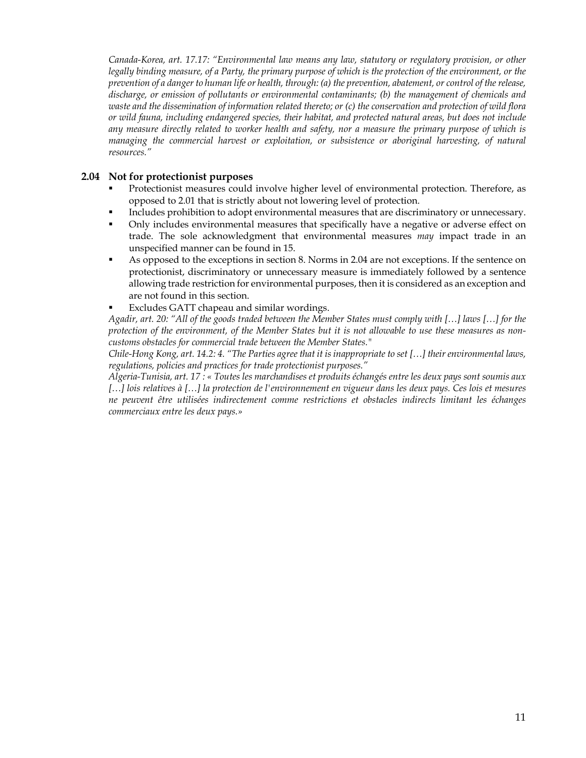*Canada-Korea, art. 17.17: "Environmental law means any law, statutory or regulatory provision, or other legally binding measure, of a Party, the primary purpose of which is the protection of the environment, or the prevention of a danger to human life or health, through: (a) the prevention, abatement, or control of the release, discharge, or emission of pollutants or environmental contaminants; (b) the management of chemicals and waste and the dissemination of information related thereto; or (c) the conservation and protection of wild flora or wild fauna, including endangered species, their habitat, and protected natural areas, but does not include any measure directly related to worker health and safety, nor a measure the primary purpose of which is managing the commercial harvest or exploitation, or subsistence or aboriginal harvesting, of natural resources."*

### 2.04 Not for protectionist purposes

- Protectionist measures could involve higher level of environmental protection. Therefore, as opposed to 2.01 that is strictly about not lowering level of protection.
- Includes prohibition to adopt environmental measures that are discriminatory or unnecessary.
- Only includes environmental measures that specifically have a negative or adverse effect on trade. The sole acknowledgment that environmental measures *may* impact trade in an unspecified manner can be found in 15.
- As opposed to the exceptions in section 8. Norms in 2.04 are not exceptions. If the sentence on protectionist, discriminatory or unnecessary measure is immediately followed by a sentence allowing trade restriction for environmental purposes, then it is considered as an exception and are not found in this section.
- Excludes GATT chapeau and similar wordings.

*Agadir, art. 20: "All of the goods traded between the Member States must comply with […] laws […] for the protection of the environment, of the Member States but it is not allowable to use these measures as non-customs obstacles for commercial trade between the Member States."*

*Chile-Hong Kong, art. 14.2: 4. "The Parties agree that it is inappropriate to set […] their environmental laws, regulations, policies and practices for trade protectionist purposes."*

*Algeria-Tunisia, art. 17 : « Toutes les marchandises et produits échangés entre les deux pays sont soumis aux […] lois relatives à […] la protection de l'environnement en vigueur dans les deux pays. Ces lois et mesures ne peuvent être utilisées indirectement comme restrictions et obstacles indirects limitant les échanges commerciaux entre les deux pays.»*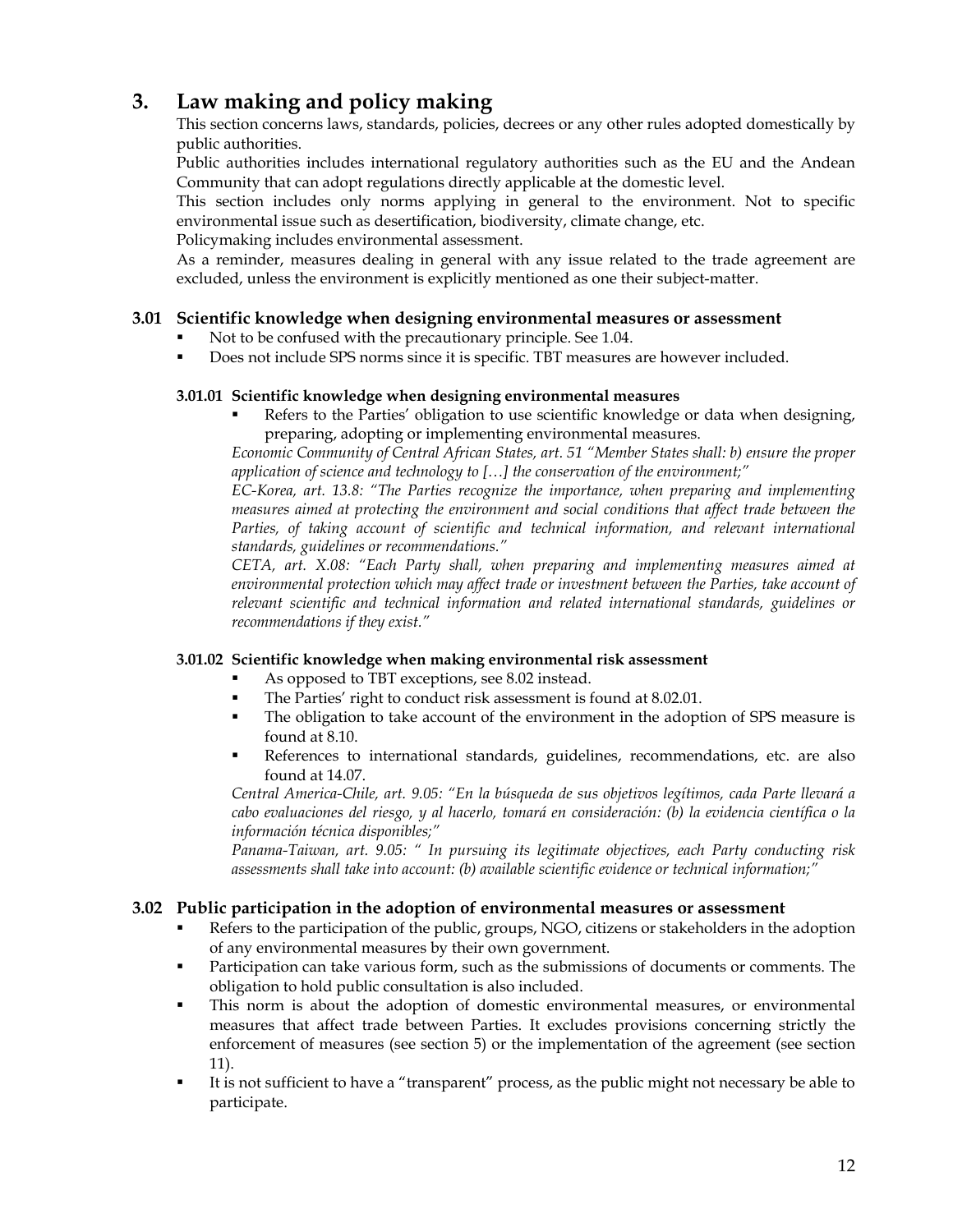# 3. Law making and policy making

This section concerns laws, standards, policies, decrees or any other rules adopted domestically by public authorities.

Public authorities includes international regulatory authorities such as the EU and the Andean Community that can adopt regulations directly applicable at the domestic level.

This section includes only norms applying in general to the environment. Not to specific environmental issue such as desertification, biodiversity, climate change, etc.

Policymaking includes environmental assessment.

As a reminder, measures dealing in general with any issue related to the trade agreement are excluded, unless the environment is explicitly mentioned as one their subject-matter.

## 3.01 Scientific knowledge when designing environmental measures or assessment

- Not to be confused with the precautionary principle. See 1.04.
- Does not include SPS norms since it is specific. TBT measures are however included.

### 3.01.01 Scientific knowledge when designing environmental measures

- Refers to the Parties' obligation to use scientific knowledge or data when designing, preparing, adopting or implementing environmental measures.

*Economic Community of Central African States, art. 51 "Member States shall: b) ensure the proper application of science and technology to […] the conservation of the environment;"*

*EC-Korea, art. 13.8: "The Parties recognize the importance, when preparing and implementing measures aimed at protecting the environment and social conditions that affect trade between the Parties, of taking account of scientific and technical information, and relevant international standards, guidelines or recommendations."*

*CETA, art. X.08: "Each Party shall, when preparing and implementing measures aimed at environmental protection which may affect trade or investment between the Parties, take account of relevant scientific and technical information and related international standards, guidelines or recommendations if they exist."*

### 3.01.02 Scientific knowledge when making environmental risk assessment

- As opposed to TBT exceptions, see 8.02 instead.
- The Parties' right to conduct risk assessment is found at 8.02.01.
- The obligation to take account of the environment in the adoption of SPS measure is found at 8.10.
- References to international standards, guidelines, recommendations, etc. are also found at 14.07.

*Central America-Chile, art. 9.05: "En la búsqueda de sus objetivos legítimos, cada Parte llevará a cabo evaluaciones del riesgo, y al hacerlo, tomará en consideración: (b) la evidencia científica o la información técnica disponibles;"*

*Panama-Taiwan, art. 9.05: " In pursuing its legitimate objectives, each Party conducting risk assessments shall take into account: (b) available scientific evidence or technical information;"*

## 3.02 Public participation in the adoption of environmental measures or assessment

- Refers to the participation of the public, groups, NGO, citizens or stakeholders in the adoption of any environmental measures by their own government.
- Participation can take various form, such as the submissions of documents or comments. The obligation to hold public consultation is also included.
- This norm is about the adoption of domestic environmental measures, or environmental measures that affect trade between Parties. It excludes provisions concerning strictly the enforcement of measures (see section 5) or the implementation of the agreement (see section 11).
- It is not sufficient to have a "transparent" process, as the public might not necessary be able to participate.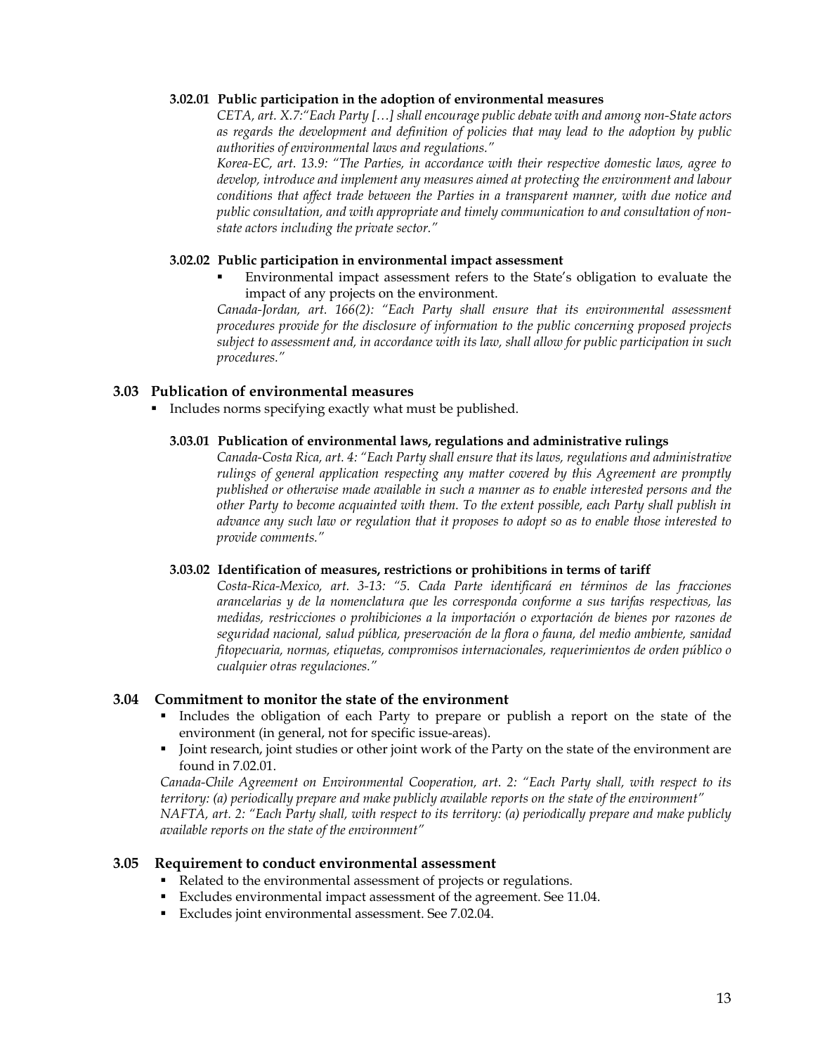#### 3.02.01 Public participation in the adoption of environmental measures

*CETA, art. X.7:"Each Party […] shall encourage public debate with and among non-State actors as regards the development and definition of policies that may lead to the adoption by public authorities of environmental laws and regulations."*

*Korea-EC, art. 13.9: "The Parties, in accordance with their respective domestic laws, agree to develop, introduce and implement any measures aimed at protecting the environment and labour conditions that affect trade between the Parties in a transparent manner, with due notice and public consultation, and with appropriate and timely communication to and consultation of non-state actors including the private sector."*

#### 3.02.02 Public participation in environmental impact assessment

- Environmental impact assessment refers to the State's obligation to evaluate the impact of any projects on the environment.

*Canada-Jordan, art. 166(2): "Each Party shall ensure that its environmental assessment procedures provide for the disclosure of information to the public concerning proposed projects subject to assessment and, in accordance with its law, shall allow for public participation in such procedures."*

### 3.03 Publication of environmental measures

- Includes norms specifying exactly what must be published.

#### 3.03.01 Publication of environmental laws, regulations and administrative rulings

*Canada-Costa Rica, art. 4: "Each Party shall ensure that its laws, regulations and administrative rulings of general application respecting any matter covered by this Agreement are promptly published or otherwise made available in such a manner as to enable interested persons and the other Party to become acquainted with them. To the extent possible, each Party shall publish in advance any such law or regulation that it proposes to adopt so as to enable those interested to provide comments."*

#### 3.03.02 Identification of measures, restrictions or prohibitions in terms of tariff

*Costa-Rica-Mexico, art. 3-13: "5. Cada Parte identificará en términos de las fracciones arancelarias y de la nomenclatura que les corresponda conforme a sus tarifas respectivas, las medidas, restricciones o prohibiciones a la importación o exportación de bienes por razones de seguridad nacional, salud pública, preservación de la flora o fauna, del medio ambiente, sanidad fitopecuaria, normas, etiquetas, compromisos internacionales, requerimientos de orden público o cualquier otras regulaciones."*

### 3.04 Commitment to monitor the state of the environment

- Includes the obligation of each Party to prepare or publish a report on the state of the environment (in general, not for specific issue-areas).
- Joint research, joint studies or other joint work of the Party on the state of the environment are found in 7.02.01.

*Canada-Chile Agreement on Environmental Cooperation, art. 2: "Each Party shall, with respect to its territory: (a) periodically prepare and make publicly available reports on the state of the environment"*

*NAFTA, art. 2: "Each Party shall, with respect to its territory: (a) periodically prepare and make publicly available reports on the state of the environment"*

### 3.05 Requirement to conduct environmental assessment

- Related to the environmental assessment of projects or regulations.
- Excludes environmental impact assessment of the agreement. See 11.04.
- Excludes joint environmental assessment. See 7.02.04.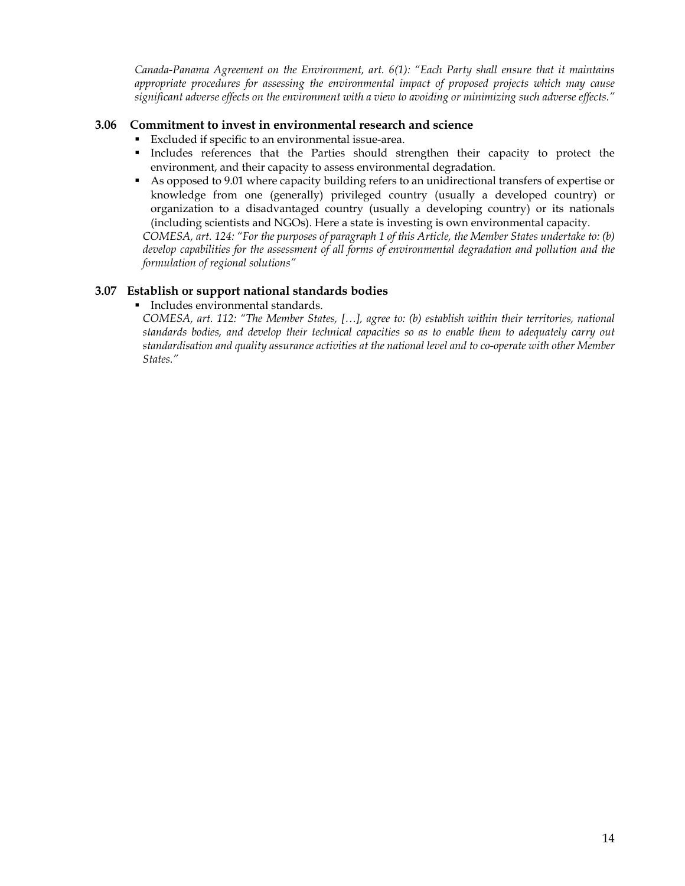*Canada-Panama Agreement on the Environment, art. 6(1): "Each Party shall ensure that it maintains appropriate procedures for assessing the environmental impact of proposed projects which may cause significant adverse effects on the environment with a view to avoiding or minimizing such adverse effects."*

### 3.06 Commitment to invest in environmental research and science

- Excluded if specific to an environmental issue-area.
- Includes references that the Parties should strengthen their capacity to protect the environment, and their capacity to assess environmental degradation.
- As opposed to 9.01 where capacity building refers to an unidirectional transfers of expertise or knowledge from one (generally) privileged country (usually a developed country) or organization to a disadvantaged country (usually a developing country) or its nationals (including scientists and NGOs). Here a state is investing is own environmental capacity.

*COMESA, art. 124: "For the purposes of paragraph 1 of this Article, the Member States undertake to: (b) develop capabilities for the assessment of all forms of environmental degradation and pollution and the formulation of regional solutions"*

### 3.07 Establish or support national standards bodies

- Includes environmental standards.

*COMESA, art. 112: "The Member States, […], agree to: (b) establish within their territories, national standards bodies, and develop their technical capacities so as to enable them to adequately carry out standardisation and quality assurance activities at the national level and to co-operate with other Member States."*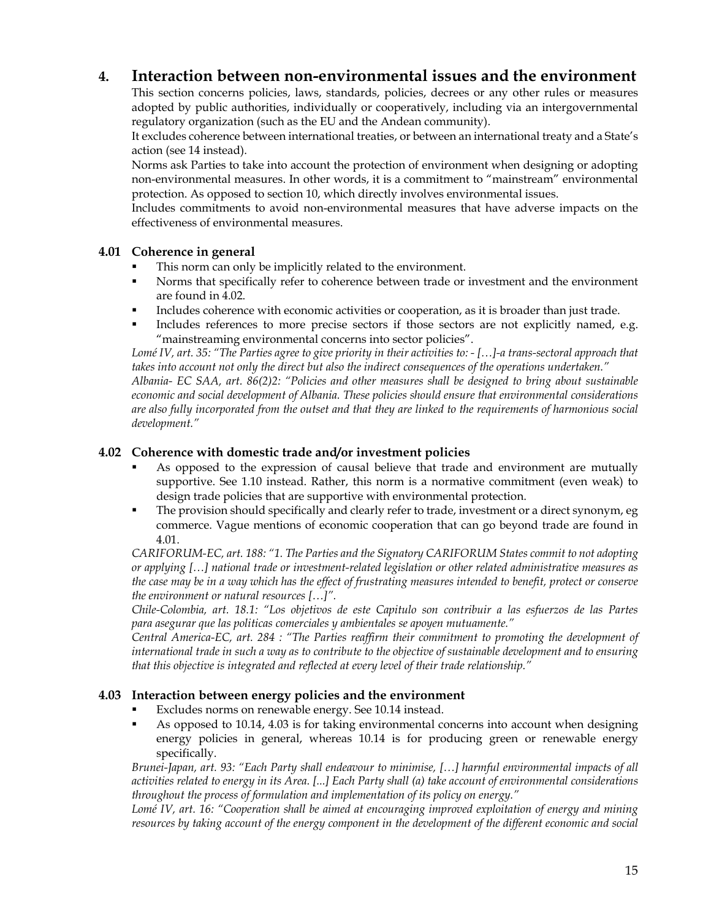# 4. Interaction between non-environmental issues and the environment

This section concerns policies, laws, standards, policies, decrees or any other rules or measures adopted by public authorities, individually or cooperatively, including via an intergovernmental regulatory organization (such as the EU and the Andean community).

It excludes coherence between international treaties, or between an international treaty and a State's action (see 14 instead).

Norms ask Parties to take into account the protection of environment when designing or adopting non-environmental measures. In other words, it is a commitment to "mainstream" environmental protection. As opposed to section 10, which directly involves environmental issues.

Includes commitments to avoid non-environmental measures that have adverse impacts on the effectiveness of environmental measures.

## 4.01 Coherence in general

- This norm can only be implicitly related to the environment.
- Norms that specifically refer to coherence between trade or investment and the environment are found in 4.02.
- Includes coherence with economic activities or cooperation, as it is broader than just trade.
- Includes references to more precise sectors if those sectors are not explicitly named, e.g. "mainstreaming environmental concerns into sector policies".

*Lomé IV, art. 35: "The Parties agree to give priority in their activities to: - […]-a trans-sectoral approach that takes into account not only the direct but also the indirect consequences of the operations undertaken."*

*Albania- EC SAA, art. 86(2)2: "Policies and other measures shall be designed to bring about sustainable economic and social development of Albania. These policies should ensure that environmental considerations are also fully incorporated from the outset and that they are linked to the requirements of harmonious social development."*

## 4.02 Coherence with domestic trade and/or investment policies

- As opposed to the expression of causal believe that trade and environment are mutually supportive. See 1.10 instead. Rather, this norm is a normative commitment (even weak) to design trade policies that are supportive with environmental protection.
- The provision should specifically and clearly refer to trade, investment or a direct synonym, eg commerce. Vague mentions of economic cooperation that can go beyond trade are found in 4.01.

*CARIFORUM-EC, art. 188: "1. The Parties and the Signatory CARIFORUM States commit to not adopting or applying […] national trade or investment-related legislation or other related administrative measures as the case may be in a way which has the effect of frustrating measures intended to benefit, protect or conserve the environment or natural resources […]".*

*Chile-Colombia, art. 18.1: "Los objetivos de este Capitulo son contribuir a las esfuerzos de las Partes para asegurar que las politicas comerciales y ambientales se apoyen mutuamente."*

*Central America-EC, art. 284 : "The Parties reaffirm their commitment to promoting the development of international trade in such a way as to contribute to the objective of sustainable development and to ensuring that this objective is integrated and reflected at every level of their trade relationship."*

## 4.03 Interaction between energy policies and the environment

- Excludes norms on renewable energy. See 10.14 instead.
- As opposed to 10.14, 4.03 is for taking environmental concerns into account when designing energy policies in general, whereas 10.14 is for producing green or renewable energy specifically.

*Brunei-Japan, art. 93: "Each Party shall endeavour to minimise, […] harmful environmental impacts of all activities related to energy in its Area. [...] Each Party shall (a) take account of environmental considerations throughout the process of formulation and implementation of its policy on energy."*

*Lomé IV, art. 16: "Cooperation shall be aimed at encouraging improved exploitation of energy and mining resources by taking account of the energy component in the development of the different economic and social*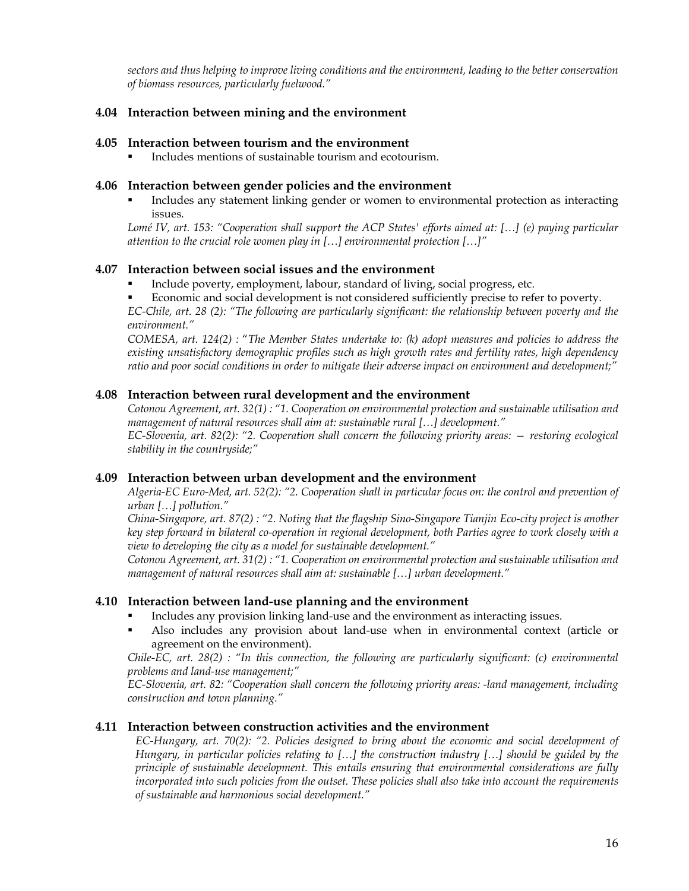*sectors and thus helping to improve living conditions and the environment, leading to the better conservation of biomass resources, particularly fuelwood."*

### 4.04 Interaction between mining and the environment

### 4.05 Interaction between tourism and the environment

- Includes mentions of sustainable tourism and ecotourism.

### 4.06 Interaction between gender policies and the environment

- Includes any statement linking gender or women to environmental protection as interacting issues.

*Lomé IV, art. 153: "Cooperation shall support the ACP States' efforts aimed at: […] (e) paying particular attention to the crucial role women play in […] environmental protection […]"*

### 4.07 Interaction between social issues and the environment

- Include poverty, employment, labour, standard of living, social progress, etc.
- Economic and social development is not considered sufficiently precise to refer to poverty.

*EC-Chile, art. 28 (2): "The following are particularly significant: the relationship between poverty and the environment."*

*COMESA, art. 124(2) : "The Member States undertake to: (k) adopt measures and policies to address the existing unsatisfactory demographic profiles such as high growth rates and fertility rates, high dependency ratio and poor social conditions in order to mitigate their adverse impact on environment and development;"*

### 4.08 Interaction between rural development and the environment

*Cotonou Agreement, art. 32(1) : "1. Cooperation on environmental protection and sustainable utilisation and management of natural resources shall aim at: sustainable rural […] development."*

*EC-Slovenia, art. 82(2): "2. Cooperation shall concern the following priority areas: — restoring ecological stability in the countryside;"*

### 4.09 Interaction between urban development and the environment

*Algeria-EC Euro-Med, art. 52(2): "2. Cooperation shall in particular focus on: the control and prevention of urban […] pollution."*

*China-Singapore, art. 87(2) : "2. Noting that the flagship Sino-Singapore Tianjin Eco-city project is another key step forward in bilateral co-operation in regional development, both Parties agree to work closely with a view to developing the city as a model for sustainable development."*

*Cotonou Agreement, art. 31(2) : "1. Cooperation on environmental protection and sustainable utilisation and management of natural resources shall aim at: sustainable […] urban development."*

### 4.10 Interaction between land-use planning and the environment

- Includes any provision linking land-use and the environment as interacting issues.
- Also includes any provision about land-use when in environmental context (article or agreement on the environment).

*Chile-EC, art. 28(2) : "In this connection, the following are particularly significant: (c) environmental problems and land-use management;"*

*EC-Slovenia, art. 82: "Cooperation shall concern the following priority areas: -land management, including construction and town planning."*

### 4.11 Interaction between construction activities and the environment

*EC-Hungary, art. 70(2): "2. Policies designed to bring about the economic and social development of Hungary, in particular policies relating to […] the construction industry […] should be guided by the principle of sustainable development. This entails ensuring that environmental considerations are fully incorporated into such policies from the outset. These policies shall also take into account the requirements of sustainable and harmonious social development."*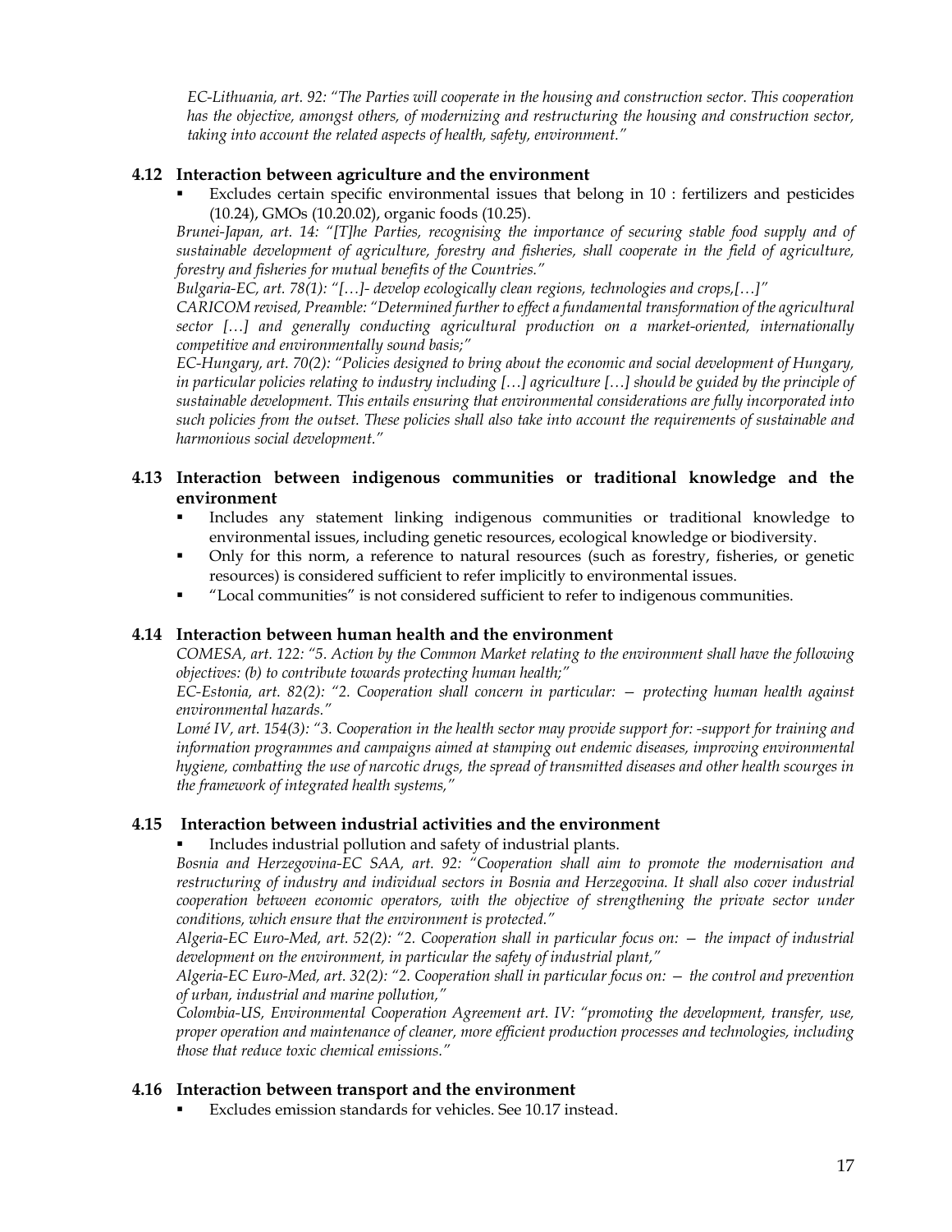*EC-Lithuania, art. 92: "The Parties will cooperate in the housing and construction sector. This cooperation has the objective, amongst others, of modernizing and restructuring the housing and construction sector, taking into account the related aspects of health, safety, environment."*

### 4.12 Interaction between agriculture and the environment

- Excludes certain specific environmental issues that belong in 10 : fertilizers and pesticides (10.24), GMOs (10.20.02), organic foods (10.25).

*Brunei-Japan, art. 14: "[T]he Parties, recognising the importance of securing stable food supply and of sustainable development of agriculture, forestry and fisheries, shall cooperate in the field of agriculture, forestry and fisheries for mutual benefits of the Countries."*

*Bulgaria-EC, art. 78(1): "[…]- develop ecologically clean regions, technologies and crops,[…]"*

*CARICOM revised, Preamble: "Determined further to effect a fundamental transformation of the agricultural sector […] and generally conducting agricultural production on a market-oriented, internationally competitive and environmentally sound basis;"*

*EC-Hungary, art. 70(2): "Policies designed to bring about the economic and social development of Hungary, in particular policies relating to industry including […] agriculture […] should be guided by the principle of sustainable development. This entails ensuring that environmental considerations are fully incorporated into such policies from the outset. These policies shall also take into account the requirements of sustainable and harmonious social development."*

### 4.13 Interaction between indigenous communities or traditional knowledge and the environment

- Includes any statement linking indigenous communities or traditional knowledge to environmental issues, including genetic resources, ecological knowledge or biodiversity.
- Only for this norm, a reference to natural resources (such as forestry, fisheries, or genetic resources) is considered sufficient to refer implicitly to environmental issues.
- "Local communities" is not considered sufficient to refer to indigenous communities.

### 4.14 Interaction between human health and the environment

*COMESA, art. 122: "5. Action by the Common Market relating to the environment shall have the following objectives: (b) to contribute towards protecting human health;"*

*EC-Estonia, art. 82(2): "2. Cooperation shall concern in particular: — protecting human health against environmental hazards."*

*Lomé IV, art. 154(3): "3. Cooperation in the health sector may provide support for: -support for training and information programmes and campaigns aimed at stamping out endemic diseases, improving environmental hygiene, combatting the use of narcotic drugs, the spread of transmitted diseases and other health scourges in the framework of integrated health systems,"*

### 4.15 Interaction between industrial activities and the environment

- Includes industrial pollution and safety of industrial plants.

*Bosnia and Herzegovina-EC SAA, art. 92: "Cooperation shall aim to promote the modernisation and restructuring of industry and individual sectors in Bosnia and Herzegovina. It shall also cover industrial cooperation between economic operators, with the objective of strengthening the private sector under conditions, which ensure that the environment is protected."*

*Algeria-EC Euro-Med, art. 52(2): "2. Cooperation shall in particular focus on: — the impact of industrial development on the environment, in particular the safety of industrial plant,"*

*Algeria-EC Euro-Med, art. 32(2): "2. Cooperation shall in particular focus on: — the control and prevention of urban, industrial and marine pollution,"*

*Colombia-US, Environmental Cooperation Agreement art. IV: "promoting the development, transfer, use, proper operation and maintenance of cleaner, more efficient production processes and technologies, including those that reduce toxic chemical emissions."*

### 4.16 Interaction between transport and the environment

- Excludes emission standards for vehicles. See 10.17 instead.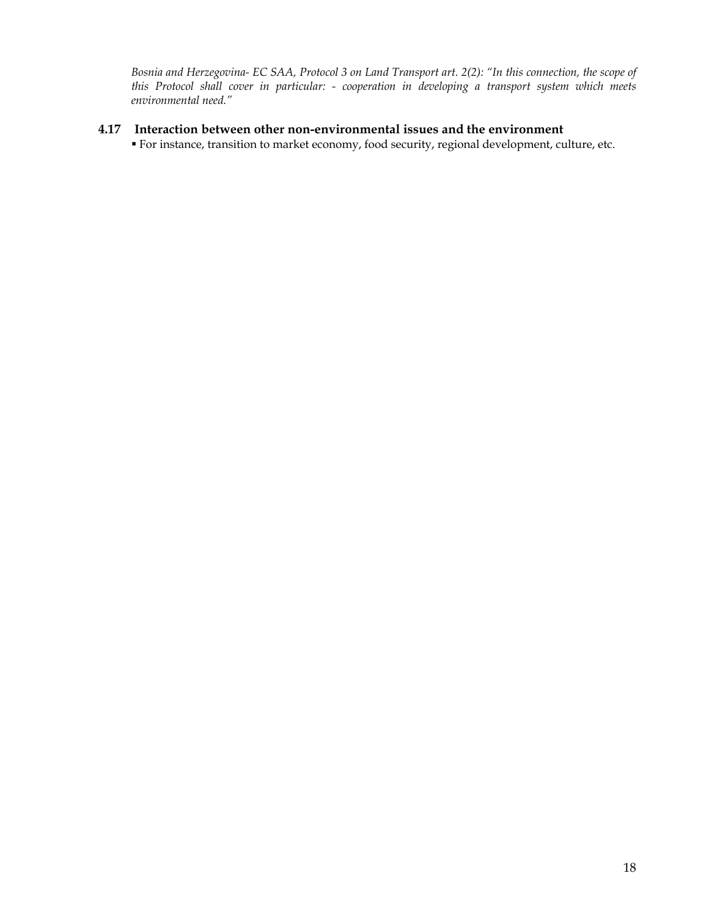*Bosnia and Herzegovina- EC SAA, Protocol 3 on Land Transport art. 2(2): "In this connection, the scope of this Protocol shall cover in particular: - cooperation in developing a transport system which meets environmental need."*

### 4.17 Interaction between other non-environmental issues and the environment

- For instance, transition to market economy, food security, regional development, culture, etc.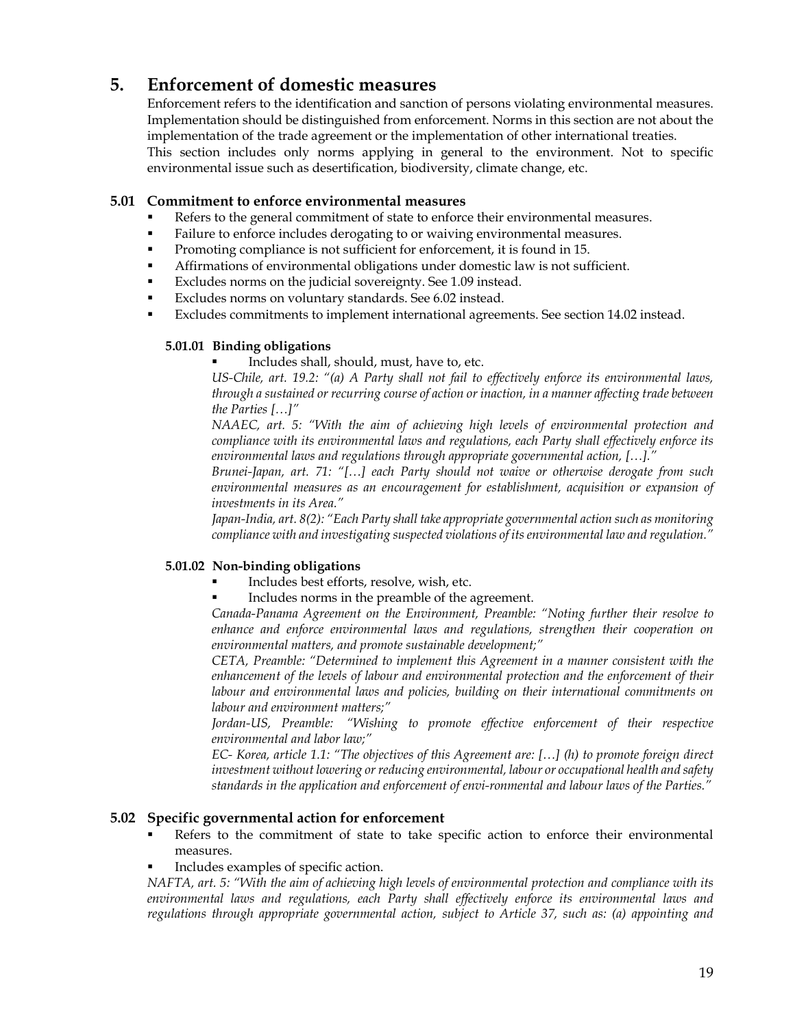## 5. Enforcement of domestic measures

Enforcement refers to the identification and sanction of persons violating environmental measures. Implementation should be distinguished from enforcement. Norms in this section are not about the implementation of the trade agreement or the implementation of other international treaties.

This section includes only norms applying in general to the environment. Not to specific environmental issue such as desertification, biodiversity, climate change, etc.

### 5.01 Commitment to enforce environmental measures

- Refers to the general commitment of state to enforce their environmental measures.
- Failure to enforce includes derogating to or waiving environmental measures.
- Promoting compliance is not sufficient for enforcement, it is found in 15.
- Affirmations of environmental obligations under domestic law is not sufficient.
- Excludes norms on the judicial sovereignty. See 1.09 instead.
- Excludes norms on voluntary standards. See 6.02 instead.
- Excludes commitments to implement international agreements. See section 14.02 instead.

#### 5.01.01 Binding obligations

- Includes shall, should, must, have to, etc.

*US-Chile, art. 19.2: "(a) A Party shall not fail to effectively enforce its environmental laws, through a sustained or recurring course of action or inaction, in a manner affecting trade between the Parties […]"*

*NAAEC, art. 5: "With the aim of achieving high levels of environmental protection and compliance with its environmental laws and regulations, each Party shall effectively enforce its environmental laws and regulations through appropriate governmental action, […]."*

*Brunei-Japan, art. 71: "[…] each Party should not waive or otherwise derogate from such environmental measures as an encouragement for establishment, acquisition or expansion of investments in its Area."*

*Japan-India, art. 8(2): "Each Party shall take appropriate governmental action such as monitoring compliance with and investigating suspected violations of its environmental law and regulation."*

#### 5.01.02 Non-binding obligations

- Includes best efforts, resolve, wish, etc.
- Includes norms in the preamble of the agreement.

*Canada-Panama Agreement on the Environment, Preamble: "Noting further their resolve to enhance and enforce environmental laws and regulations, strengthen their cooperation on environmental matters, and promote sustainable development;"*

*CETA, Preamble: "Determined to implement this Agreement in a manner consistent with the enhancement of the levels of labour and environmental protection and the enforcement of their labour and environmental laws and policies, building on their international commitments on labour and environment matters;"*

*Jordan-US, Preamble: "Wishing to promote effective enforcement of their respective environmental and labor law;"*

*EC- Korea, article 1.1: "The objectives of this Agreement are: […] (h) to promote foreign direct investment without lowering or reducing environmental, labour or occupational health and safety standards in the application and enforcement of envi-ronmental and labour laws of the Parties."*

### 5.02 Specific governmental action for enforcement

- Refers to the commitment of state to take specific action to enforce their environmental measures.
- Includes examples of specific action.

*NAFTA, art. 5: "With the aim of achieving high levels of environmental protection and compliance with its environmental laws and regulations, each Party shall effectively enforce its environmental laws and regulations through appropriate governmental action, subject to Article 37, such as: (a) appointing and*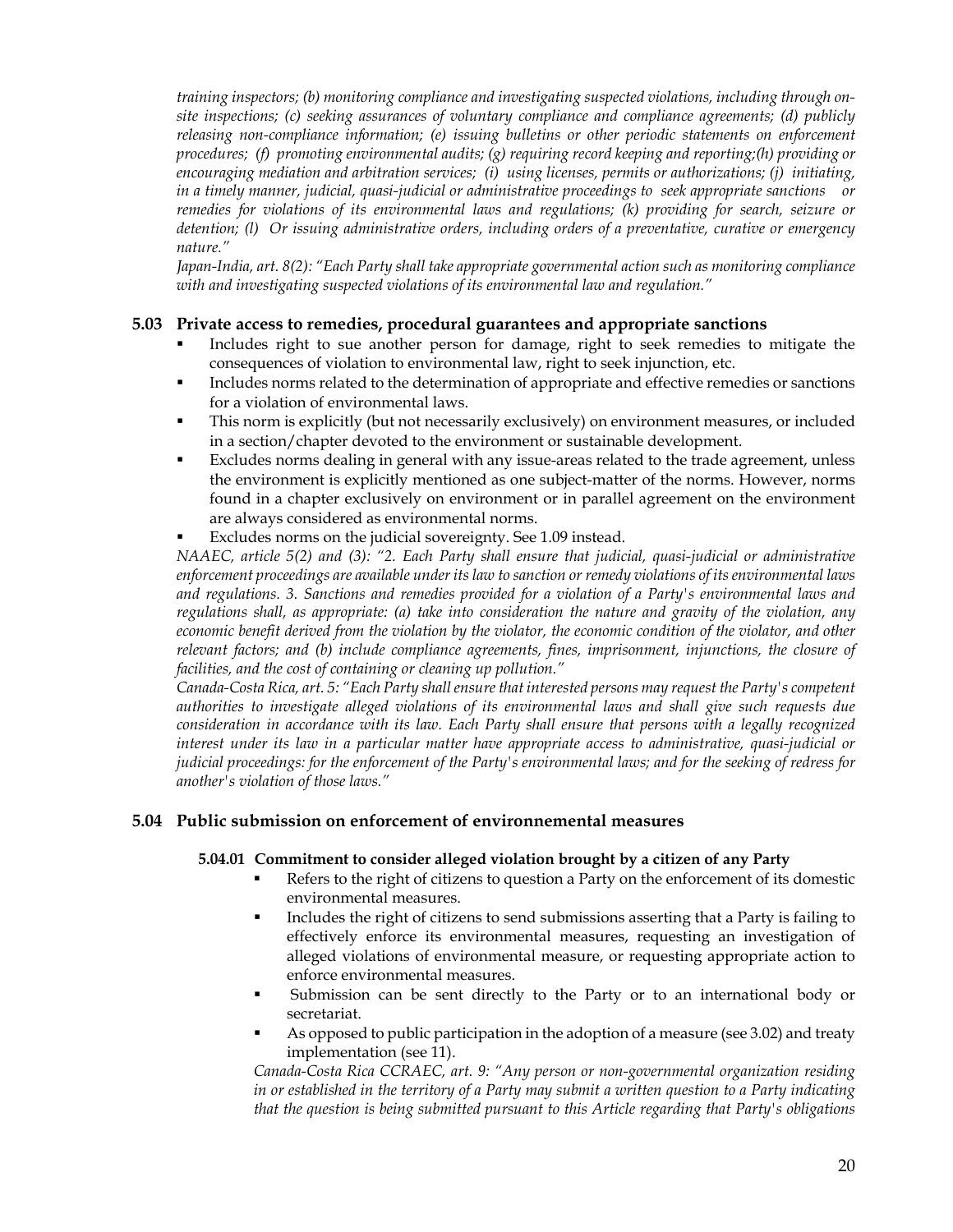*training inspectors; (b) monitoring compliance and investigating suspected violations, including through on-site inspections; (c) seeking assurances of voluntary compliance and compliance agreements; (d) publicly releasing non-compliance information; (e) issuing bulletins or other periodic statements on enforcement procedures; (f) promoting environmental audits; (g) requiring record keeping and reporting;(h) providing or encouraging mediation and arbitration services; (i) using licenses, permits or authorizations; (j) initiating, in a timely manner, judicial, quasi-judicial or administrative proceedings to seek appropriate sanctions or remedies for violations of its environmental laws and regulations; (k) providing for search, seizure or detention; (l) Or issuing administrative orders, including orders of a preventative, curative or emergency nature."*

*Japan-India, art. 8(2): "Each Party shall take appropriate governmental action such as monitoring compliance with and investigating suspected violations of its environmental law and regulation."*

### 5.03 Private access to remedies, procedural guarantees and appropriate sanctions

- Includes right to sue another person for damage, right to seek remedies to mitigate the consequences of violation to environmental law, right to seek injunction, etc.
- Includes norms related to the determination of appropriate and effective remedies or sanctions for a violation of environmental laws.
- This norm is explicitly (but not necessarily exclusively) on environment measures, or included in a section/chapter devoted to the environment or sustainable development.
- Excludes norms dealing in general with any issue-areas related to the trade agreement, unless the environment is explicitly mentioned as one subject-matter of the norms. However, norms found in a chapter exclusively on environment or in parallel agreement on the environment are always considered as environmental norms.
- Excludes norms on the judicial sovereignty. See 1.09 instead.

*NAAEC, article 5(2) and (3): "2. Each Party shall ensure that judicial, quasi-judicial or administrative enforcement proceedings are available under its law to sanction or remedy violations of its environmental laws and regulations. 3. Sanctions and remedies provided for a violation of a Party's environmental laws and regulations shall, as appropriate: (a) take into consideration the nature and gravity of the violation, any economic benefit derived from the violation by the violator, the economic condition of the violator, and other relevant factors; and (b) include compliance agreements, fines, imprisonment, injunctions, the closure of facilities, and the cost of containing or cleaning up pollution."*

*Canada-Costa Rica, art. 5: "Each Party shall ensure that interested persons may request the Party's competent authorities to investigate alleged violations of its environmental laws and shall give such requests due consideration in accordance with its law. Each Party shall ensure that persons with a legally recognized interest under its law in a particular matter have appropriate access to administrative, quasi-judicial or judicial proceedings: for the enforcement of the Party's environmental laws; and for the seeking of redress for another's violation of those laws."*

### 5.04 Public submission on enforcement of environnemental measures

#### 5.04.01 Commitment to consider alleged violation brought by a citizen of any Party

- Refers to the right of citizens to question a Party on the enforcement of its domestic environmental measures.
- Includes the right of citizens to send submissions asserting that a Party is failing to effectively enforce its environmental measures, requesting an investigation of alleged violations of environmental measure, or requesting appropriate action to enforce environmental measures.
- Submission can be sent directly to the Party or to an international body or secretariat.
- As opposed to public participation in the adoption of a measure (see 3.02) and treaty implementation (see 11).

*Canada-Costa Rica CCRAEC, art. 9: "Any person or non-governmental organization residing in or established in the territory of a Party may submit a written question to a Party indicating that the question is being submitted pursuant to this Article regarding that Party's obligations*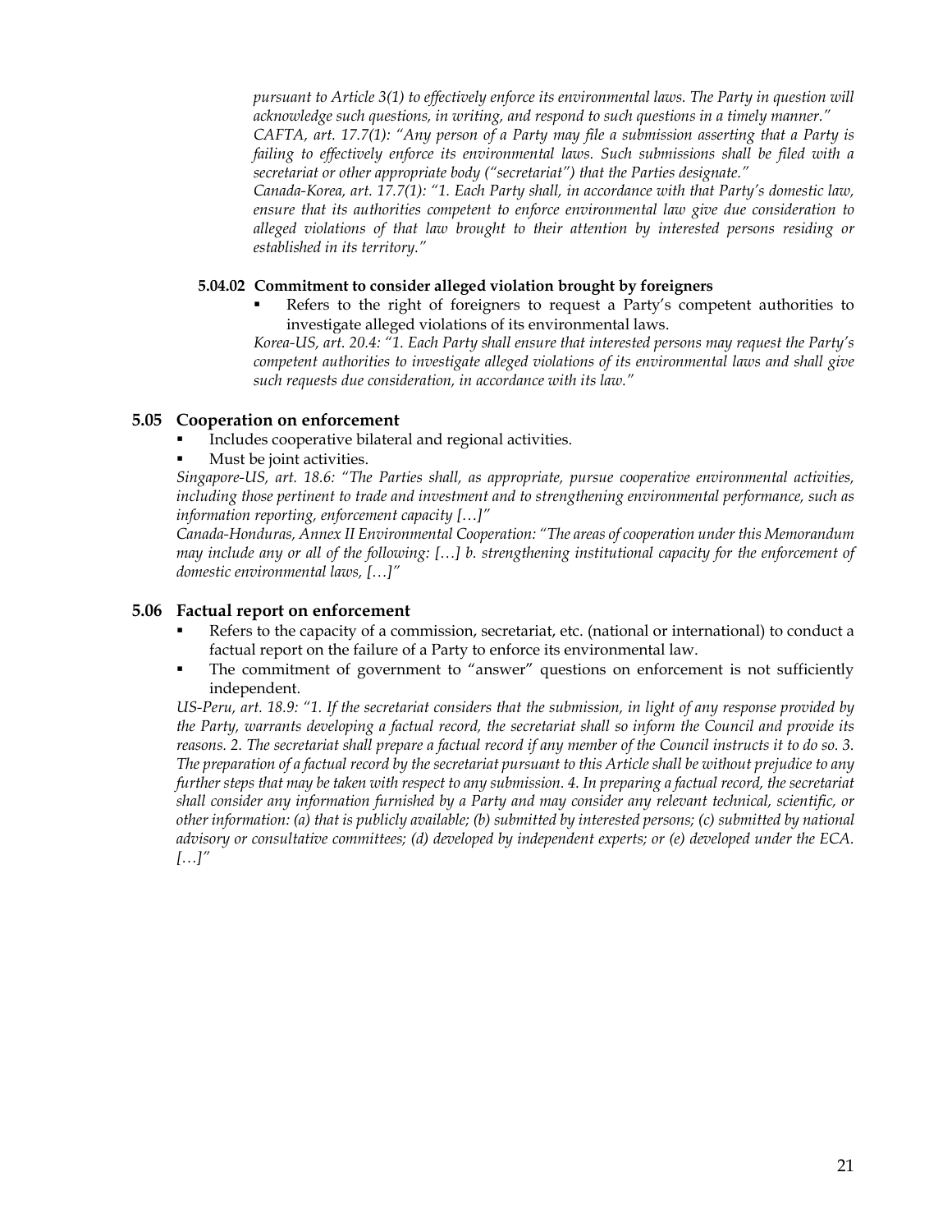*pursuant to Article 3(1) to effectively enforce its environmental laws. The Party in question will acknowledge such questions, in writing, and respond to such questions in a timely manner."*

*CAFTA, art. 17.7(1): "Any person of a Party may file a submission asserting that a Party is failing to effectively enforce its environmental laws. Such submissions shall be filed with a secretariat or other appropriate body ("secretariat") that the Parties designate."*

*Canada-Korea, art. 17.7(1): "1. Each Party shall, in accordance with that Party's domestic law, ensure that its authorities competent to enforce environmental law give due consideration to alleged violations of that law brought to their attention by interested persons residing or established in its territory."*

#### 5.04.02 Commitment to consider alleged violation brought by foreigners

- Refers to the right of foreigners to request a Party's competent authorities to investigate alleged violations of its environmental laws.

*Korea-US, art. 20.4: "1. Each Party shall ensure that interested persons may request the Party's competent authorities to investigate alleged violations of its environmental laws and shall give such requests due consideration, in accordance with its law."*

### 5.05 Cooperation on enforcement

- Includes cooperative bilateral and regional activities.
- Must be joint activities.

*Singapore-US, art. 18.6: "The Parties shall, as appropriate, pursue cooperative environmental activities, including those pertinent to trade and investment and to strengthening environmental performance, such as information reporting, enforcement capacity […]"*

*Canada-Honduras, Annex II Environmental Cooperation: "The areas of cooperation under this Memorandum may include any or all of the following: […] b. strengthening institutional capacity for the enforcement of domestic environmental laws, […]"*

### 5.06 Factual report on enforcement

- Refers to the capacity of a commission, secretariat, etc. (national or international) to conduct a factual report on the failure of a Party to enforce its environmental law.
- The commitment of government to "answer" questions on enforcement is not sufficiently independent.

*US-Peru, art. 18.9: "1. If the secretariat considers that the submission, in light of any response provided by the Party, warrants developing a factual record, the secretariat shall so inform the Council and provide its reasons. 2. The secretariat shall prepare a factual record if any member of the Council instructs it to do so. 3. The preparation of a factual record by the secretariat pursuant to this Article shall be without prejudice to any further steps that may be taken with respect to any submission. 4. In preparing a factual record, the secretariat shall consider any information furnished by a Party and may consider any relevant technical, scientific, or other information: (a) that is publicly available; (b) submitted by interested persons; (c) submitted by national advisory or consultative committees; (d) developed by independent experts; or (e) developed under the ECA. […]"*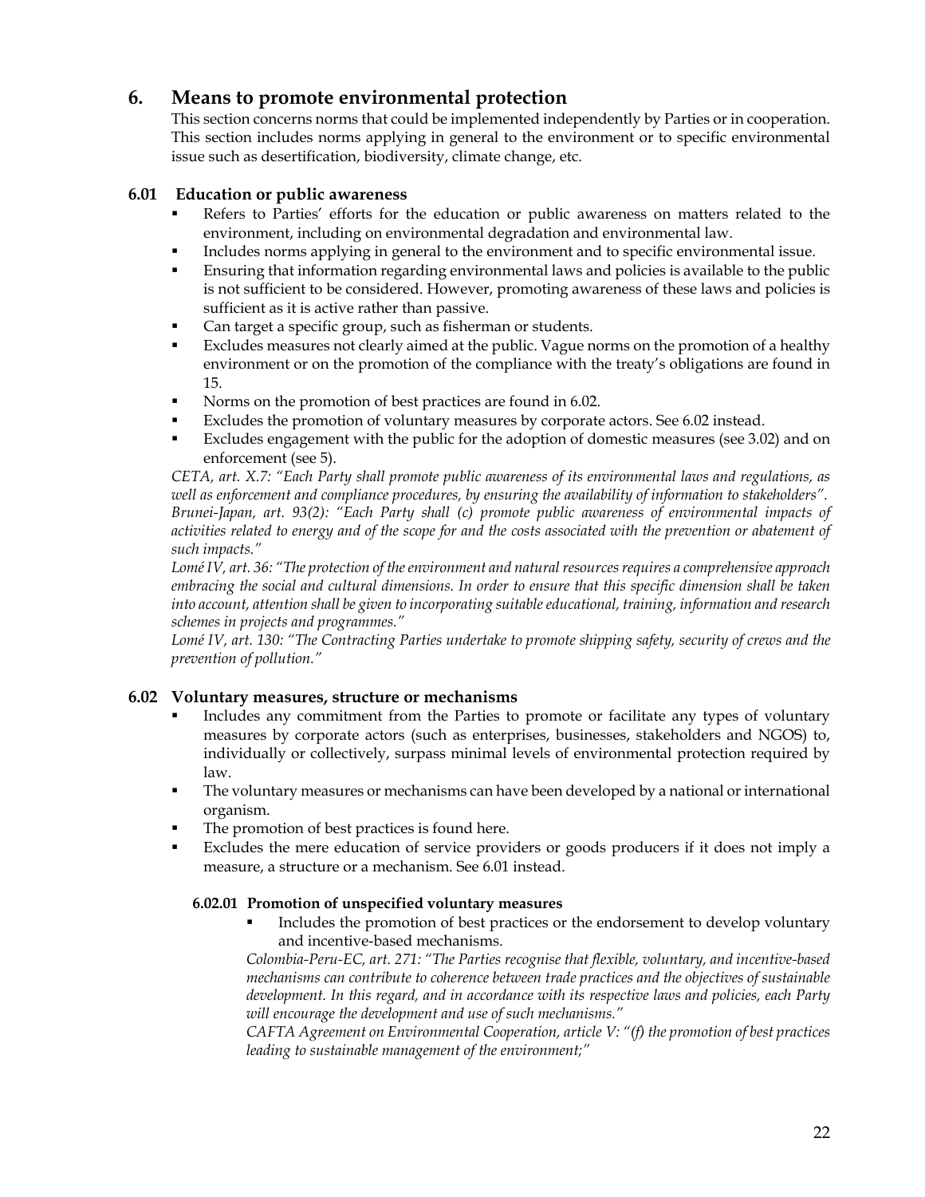## 6. Means to promote environmental protection

This section concerns norms that could be implemented independently by Parties or in cooperation. This section includes norms applying in general to the environment or to specific environmental issue such as desertification, biodiversity, climate change, etc.

### 6.01 Education or public awareness

- Refers to Parties' efforts for the education or public awareness on matters related to the environment, including on environmental degradation and environmental law.
- Includes norms applying in general to the environment and to specific environmental issue.
- Ensuring that information regarding environmental laws and policies is available to the public is not sufficient to be considered. However, promoting awareness of these laws and policies is sufficient as it is active rather than passive.
- Can target a specific group, such as fisherman or students.
- Excludes measures not clearly aimed at the public. Vague norms on the promotion of a healthy environment or on the promotion of the compliance with the treaty's obligations are found in 15.
- Norms on the promotion of best practices are found in 6.02.
- Excludes the promotion of voluntary measures by corporate actors. See 6.02 instead.
- Excludes engagement with the public for the adoption of domestic measures (see 3.02) and on enforcement (see 5).

*CETA, art. X.7: "Each Party shall promote public awareness of its environmental laws and regulations, as well as enforcement and compliance procedures, by ensuring the availability of information to stakeholders".*
*Brunei-Japan, art. 93(2): "Each Party shall (c) promote public awareness of environmental impacts of activities related to energy and of the scope for and the costs associated with the prevention or abatement of such impacts."*
*Lomé IV, art. 36: "The protection of the environment and natural resources requires a comprehensive approach embracing the social and cultural dimensions. In order to ensure that this specific dimension shall be taken into account, attention shall be given to incorporating suitable educational, training, information and research schemes in projects and programmes."*
*Lomé IV, art. 130: "The Contracting Parties undertake to promote shipping safety, security of crews and the prevention of pollution."*

### 6.02 Voluntary measures, structure or mechanisms

- Includes any commitment from the Parties to promote or facilitate any types of voluntary measures by corporate actors (such as enterprises, businesses, stakeholders and NGOS) to, individually or collectively, surpass minimal levels of environmental protection required by law.
- The voluntary measures or mechanisms can have been developed by a national or international organism.
- The promotion of best practices is found here.
- Excludes the mere education of service providers or goods producers if it does not imply a measure, a structure or a mechanism. See 6.01 instead.

#### 6.02.01 Promotion of unspecified voluntary measures

- Includes the promotion of best practices or the endorsement to develop voluntary and incentive-based mechanisms.

*Colombia-Peru-EC, art. 271: "The Parties recognise that flexible, voluntary, and incentive-based mechanisms can contribute to coherence between trade practices and the objectives of sustainable development. In this regard, and in accordance with its respective laws and policies, each Party will encourage the development and use of such mechanisms."*
*CAFTA Agreement on Environmental Cooperation, article V: "(f) the promotion of best practices leading to sustainable management of the environment;"*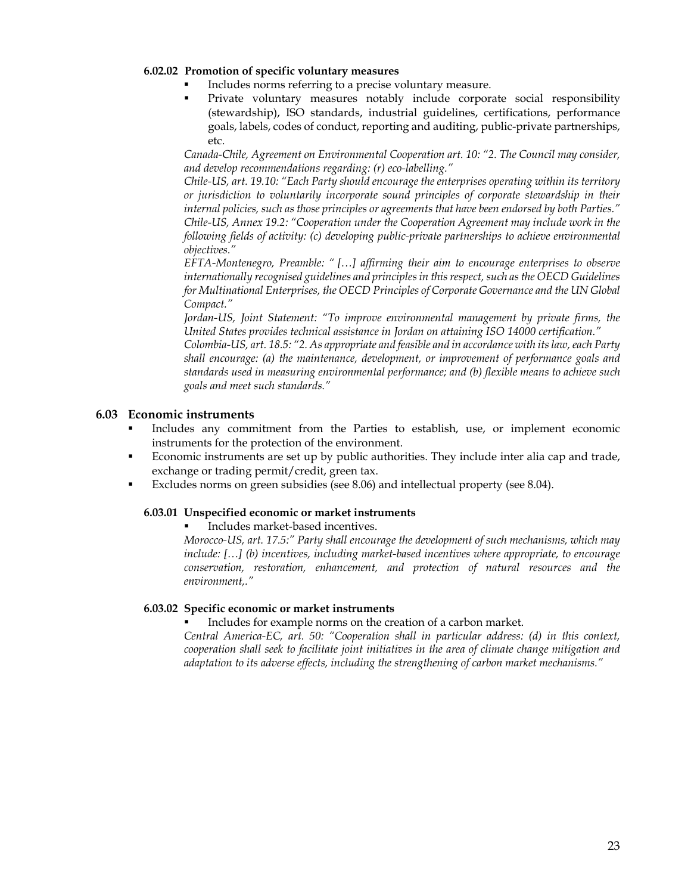#### 6.02.02 Promotion of specific voluntary measures

- Includes norms referring to a precise voluntary measure.
- Private voluntary measures notably include corporate social responsibility (stewardship), ISO standards, industrial guidelines, certifications, performance goals, labels, codes of conduct, reporting and auditing, public-private partnerships, etc.

*Canada-Chile, Agreement on Environmental Cooperation art. 10: "2. The Council may consider, and develop recommendations regarding: (r) eco-labelling."*

*Chile-US, art. 19.10: "Each Party should encourage the enterprises operating within its territory or jurisdiction to voluntarily incorporate sound principles of corporate stewardship in their internal policies, such as those principles or agreements that have been endorsed by both Parties."*

*Chile-US, Annex 19.2: "Cooperation under the Cooperation Agreement may include work in the following fields of activity: (c) developing public-private partnerships to achieve environmental objectives."*

*EFTA-Montenegro, Preamble: " […] affirming their aim to encourage enterprises to observe internationally recognised guidelines and principles in this respect, such as the OECD Guidelines for Multinational Enterprises, the OECD Principles of Corporate Governance and the UN Global Compact."*

*Jordan-US, Joint Statement: "To improve environmental management by private firms, the United States provides technical assistance in Jordan on attaining ISO 14000 certification."*

*Colombia-US, art. 18.5: "2. As appropriate and feasible and in accordance with its law, each Party shall encourage: (a) the maintenance, development, or improvement of performance goals and standards used in measuring environmental performance; and (b) flexible means to achieve such goals and meet such standards."*

### 6.03 Economic instruments

- Includes any commitment from the Parties to establish, use, or implement economic instruments for the protection of the environment.
- Economic instruments are set up by public authorities. They include inter alia cap and trade, exchange or trading permit/credit, green tax.
- Excludes norms on green subsidies (see 8.06) and intellectual property (see 8.04).

#### 6.03.01 Unspecified economic or market instruments

- Includes market-based incentives.

*Morocco-US, art. 17.5:" Party shall encourage the development of such mechanisms, which may include: […] (b) incentives, including market-based incentives where appropriate, to encourage conservation, restoration, enhancement, and protection of natural resources and the environment,."*

#### 6.03.02 Specific economic or market instruments

- Includes for example norms on the creation of a carbon market.

*Central America-EC, art. 50: "Cooperation shall in particular address: (d) in this context, cooperation shall seek to facilitate joint initiatives in the area of climate change mitigation and adaptation to its adverse effects, including the strengthening of carbon market mechanisms."*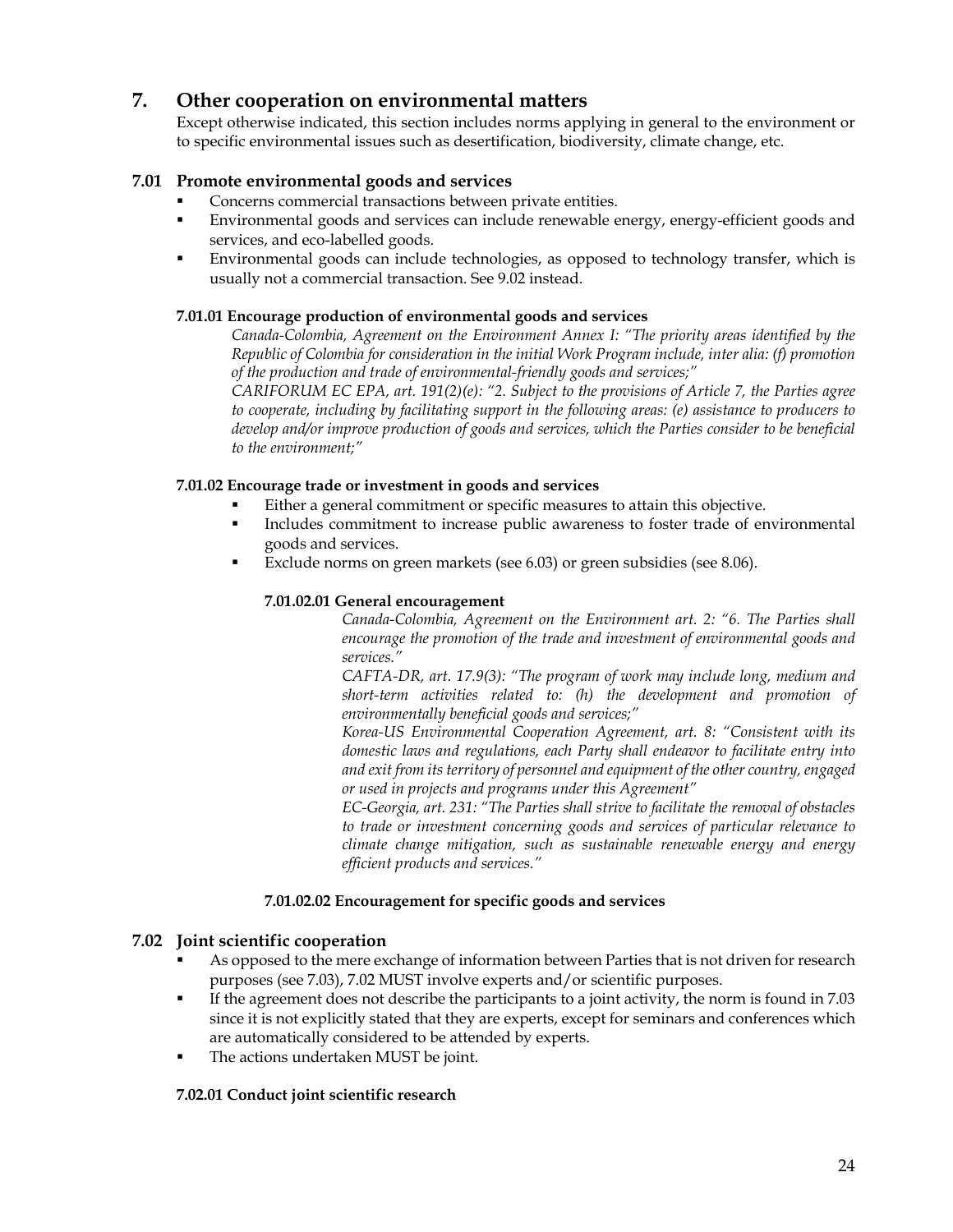# 7. Other cooperation on environmental matters

Except otherwise indicated, this section includes norms applying in general to the environment or to specific environmental issues such as desertification, biodiversity, climate change, etc.

## 7.01 Promote environmental goods and services

- Concerns commercial transactions between private entities.
- Environmental goods and services can include renewable energy, energy-efficient goods and services, and eco-labelled goods.
- Environmental goods can include technologies, as opposed to technology transfer, which is usually not a commercial transaction. See 9.02 instead.

### 7.01.01 Encourage production of environmental goods and services

*Canada-Colombia, Agreement on the Environment Annex I: "The priority areas identified by the Republic of Colombia for consideration in the initial Work Program include, inter alia: (f) promotion of the production and trade of environmental-friendly goods and services;"*

*CARIFORUM EC EPA, art. 191(2)(e): "2. Subject to the provisions of Article 7, the Parties agree to cooperate, including by facilitating support in the following areas: (e) assistance to producers to develop and/or improve production of goods and services, which the Parties consider to be beneficial to the environment;"*

### 7.01.02 Encourage trade or investment in goods and services

- Either a general commitment or specific measures to attain this objective.
- Includes commitment to increase public awareness to foster trade of environmental goods and services.
- Exclude norms on green markets (see 6.03) or green subsidies (see 8.06).

#### 7.01.02.01 General encouragement

*Canada-Colombia, Agreement on the Environment art. 2: "6. The Parties shall encourage the promotion of the trade and investment of environmental goods and services."*

*CAFTA-DR, art. 17.9(3): "The program of work may include long, medium and short-term activities related to: (h) the development and promotion of environmentally beneficial goods and services;"*

*Korea-US Environmental Cooperation Agreement, art. 8: "Consistent with its domestic laws and regulations, each Party shall endeavor to facilitate entry into and exit from its territory of personnel and equipment of the other country, engaged or used in projects and programs under this Agreement"*

*EC-Georgia, art. 231: "The Parties shall strive to facilitate the removal of obstacles to trade or investment concerning goods and services of particular relevance to climate change mitigation, such as sustainable renewable energy and energy efficient products and services."*

#### 7.01.02.02 Encouragement for specific goods and services

## 7.02 Joint scientific cooperation

- As opposed to the mere exchange of information between Parties that is not driven for research purposes (see 7.03), 7.02 MUST involve experts and/or scientific purposes.
- If the agreement does not describe the participants to a joint activity, the norm is found in 7.03 since it is not explicitly stated that they are experts, except for seminars and conferences which are automatically considered to be attended by experts.
- The actions undertaken MUST be joint.

### 7.02.01 Conduct joint scientific research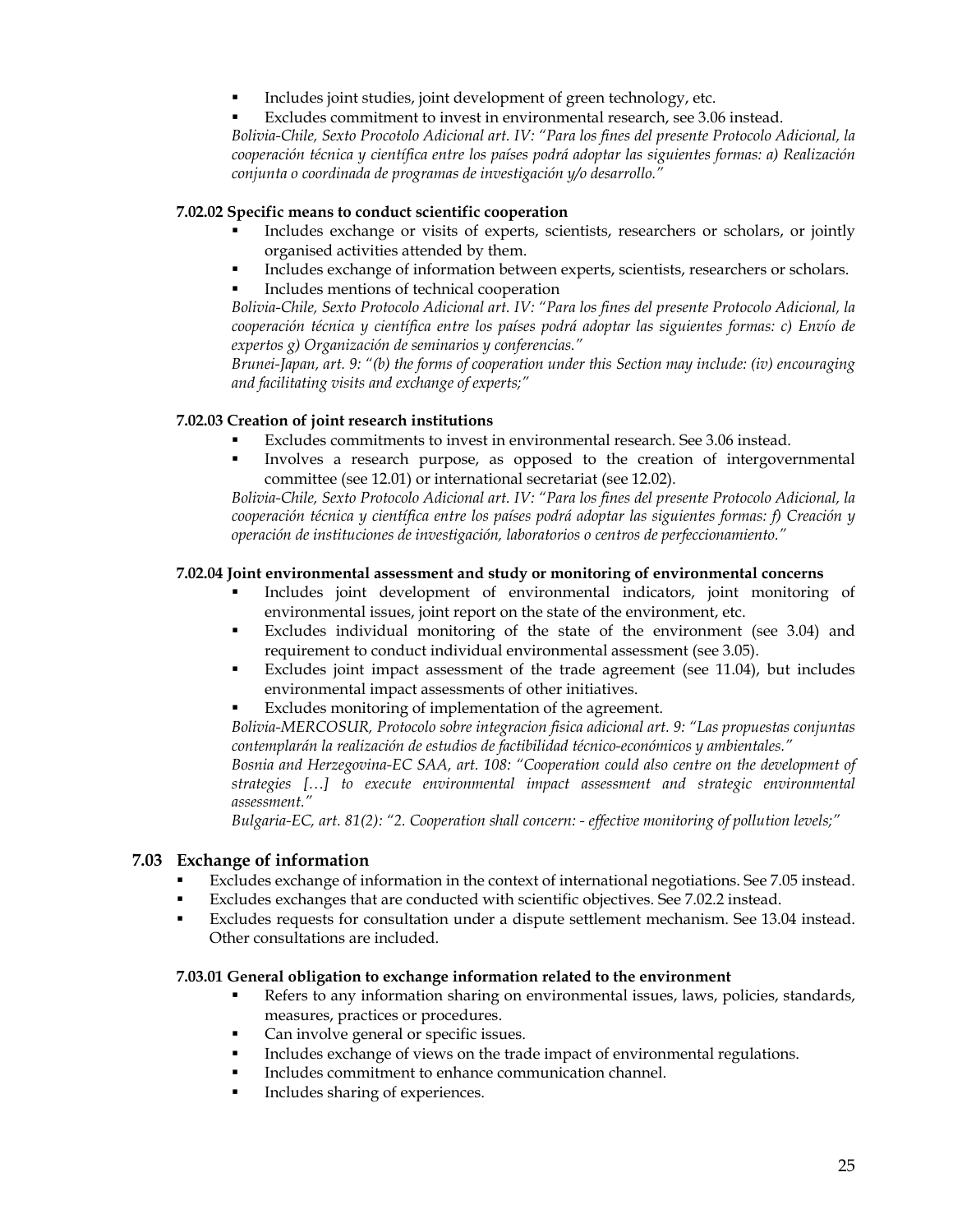- Includes joint studies, joint development of green technology, etc.
- Excludes commitment to invest in environmental research, see 3.06 instead.

*Bolivia-Chile, Sexto Procotolo Adicional art. IV: "Para los fines del presente Protocolo Adicional, la cooperación técnica y científica entre los países podrá adoptar las siguientes formas: a) Realización conjunta o coordinada de programas de investigación y/o desarrollo."*

#### 7.02.02 Specific means to conduct scientific cooperation

- Includes exchange or visits of experts, scientists, researchers or scholars, or jointly organised activities attended by them.
- Includes exchange of information between experts, scientists, researchers or scholars.
- Includes mentions of technical cooperation

*Bolivia-Chile, Sexto Protocolo Adicional art. IV: "Para los fines del presente Protocolo Adicional, la cooperación técnica y científica entre los países podrá adoptar las siguientes formas: c) Envío de expertos g) Organización de seminarios y conferencias."*

*Brunei-Japan, art. 9: "(b) the forms of cooperation under this Section may include: (iv) encouraging and facilitating visits and exchange of experts;"*

#### 7.02.03 Creation of joint research institutions

- Excludes commitments to invest in environmental research. See 3.06 instead.
- Involves a research purpose, as opposed to the creation of intergovernmental committee (see 12.01) or international secretariat (see 12.02).

*Bolivia-Chile, Sexto Protocolo Adicional art. IV: "Para los fines del presente Protocolo Adicional, la cooperación técnica y científica entre los países podrá adoptar las siguientes formas: f) Creación y operación de instituciones de investigación, laboratorios o centros de perfeccionamiento."*

#### 7.02.04 Joint environmental assessment and study or monitoring of environmental concerns

- Includes joint development of environmental indicators, joint monitoring of environmental issues, joint report on the state of the environment, etc.
- Excludes individual monitoring of the state of the environment (see 3.04) and requirement to conduct individual environmental assessment (see 3.05).
- Excludes joint impact assessment of the trade agreement (see 11.04), but includes environmental impact assessments of other initiatives.
- Excludes monitoring of implementation of the agreement.

*Bolivia-MERCOSUR, Protocolo sobre integracion fisica adicional art. 9: "Las propuestas conjuntas contemplarán la realización de estudios de factibilidad técnico-económicos y ambientales."*

*Bosnia and Herzegovina-EC SAA, art. 108: "Cooperation could also centre on the development of strategies […] to execute environmental impact assessment and strategic environmental assessment."*

*Bulgaria-EC, art. 81(2): "2. Cooperation shall concern: - effective monitoring of pollution levels;"*

### 7.03 Exchange of information

- Excludes exchange of information in the context of international negotiations. See 7.05 instead.
- Excludes exchanges that are conducted with scientific objectives. See 7.02.2 instead.
- Excludes requests for consultation under a dispute settlement mechanism. See 13.04 instead. Other consultations are included.

#### 7.03.01 General obligation to exchange information related to the environment

- Refers to any information sharing on environmental issues, laws, policies, standards, measures, practices or procedures.
- Can involve general or specific issues.
- Includes exchange of views on the trade impact of environmental regulations.
- Includes commitment to enhance communication channel.
- Includes sharing of experiences.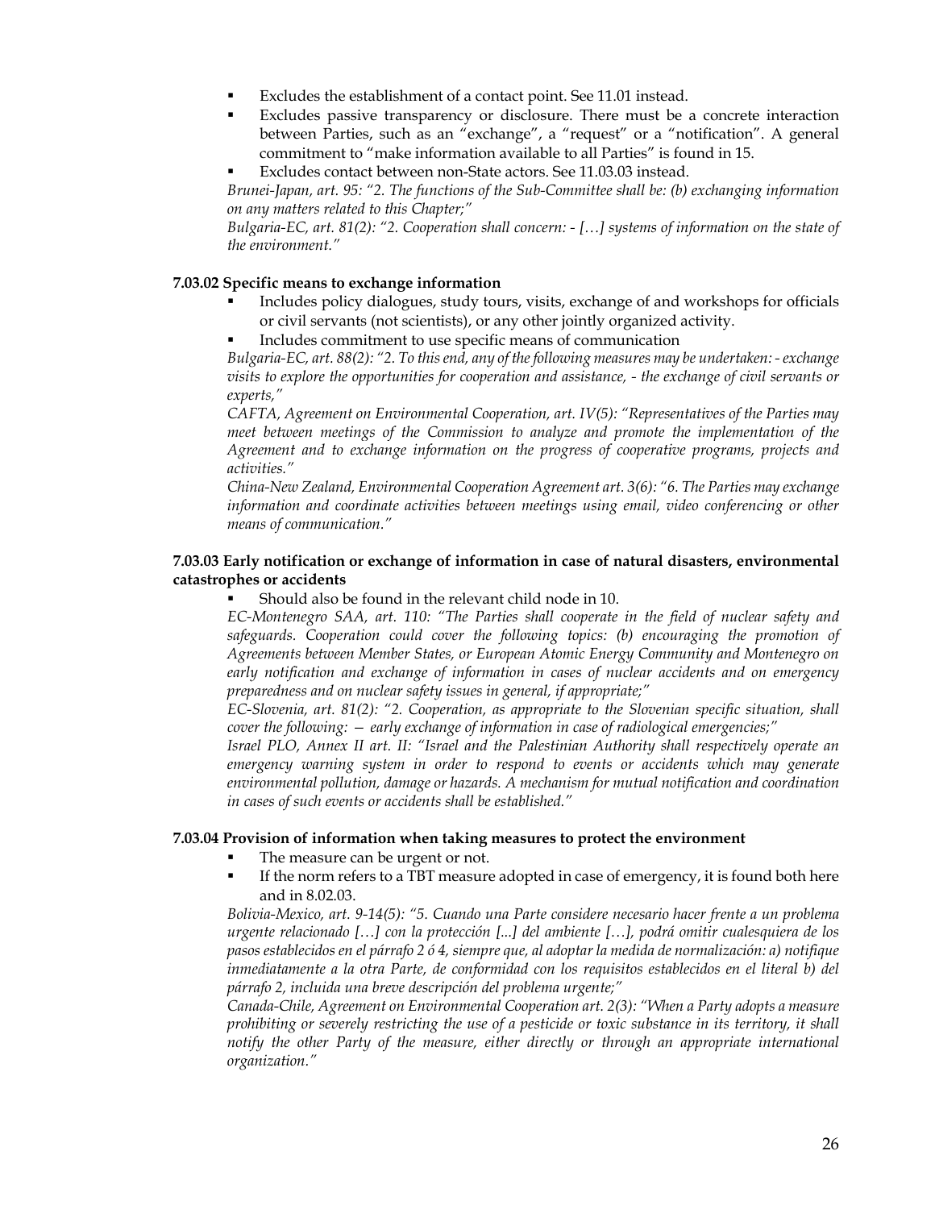- Excludes the establishment of a contact point. See 11.01 instead.
- Excludes passive transparency or disclosure. There must be a concrete interaction between Parties, such as an "exchange", a "request" or a "notification". A general commitment to "make information available to all Parties" is found in 15.
- Excludes contact between non-State actors. See 11.03.03 instead.

*Brunei-Japan, art. 95: "2. The functions of the Sub-Committee shall be: (b) exchanging information on any matters related to this Chapter;"*

*Bulgaria-EC, art. 81(2): "2. Cooperation shall concern: - […] systems of information on the state of the environment."*

**7.03.02 Specific means to exchange information**

- Includes policy dialogues, study tours, visits, exchange of and workshops for officials or civil servants (not scientists), or any other jointly organized activity.
- Includes commitment to use specific means of communication

*Bulgaria-EC, art. 88(2): "2. To this end, any of the following measures may be undertaken: - exchange visits to explore the opportunities for cooperation and assistance, - the exchange of civil servants or experts,"*

*CAFTA, Agreement on Environmental Cooperation, art. IV(5): "Representatives of the Parties may meet between meetings of the Commission to analyze and promote the implementation of the Agreement and to exchange information on the progress of cooperative programs, projects and activities."*

*China-New Zealand, Environmental Cooperation Agreement art. 3(6): "6. The Parties may exchange information and coordinate activities between meetings using email, video conferencing or other means of communication."*

**7.03.03 Early notification or exchange of information in case of natural disasters, environmental catastrophes or accidents**

- Should also be found in the relevant child node in 10.

*EC-Montenegro SAA, art. 110: "The Parties shall cooperate in the field of nuclear safety and safeguards. Cooperation could cover the following topics: (b) encouraging the promotion of Agreements between Member States, or European Atomic Energy Community and Montenegro on early notification and exchange of information in cases of nuclear accidents and on emergency preparedness and on nuclear safety issues in general, if appropriate;"*

*EC-Slovenia, art. 81(2): "2. Cooperation, as appropriate to the Slovenian specific situation, shall cover the following: — early exchange of information in case of radiological emergencies;"*

*Israel PLO, Annex II art. II: "Israel and the Palestinian Authority shall respectively operate an emergency warning system in order to respond to events or accidents which may generate environmental pollution, damage or hazards. A mechanism for mutual notification and coordination in cases of such events or accidents shall be established."*

**7.03.04 Provision of information when taking measures to protect the environment**

- The measure can be urgent or not.
- If the norm refers to a TBT measure adopted in case of emergency, it is found both here and in 8.02.03.

*Bolivia-Mexico, art. 9-14(5): "5. Cuando una Parte considere necesario hacer frente a un problema urgente relacionado […] con la protección [...] del ambiente […], podrá omitir cualesquiera de los pasos establecidos en el párrafo 2 ó 4, siempre que, al adoptar la medida de normalización: a) notifique inmediatamente a la otra Parte, de conformidad con los requisitos establecidos en el literal b) del párrafo 2, incluida una breve descripción del problema urgente;"*

*Canada-Chile, Agreement on Environmental Cooperation art. 2(3): "When a Party adopts a measure prohibiting or severely restricting the use of a pesticide or toxic substance in its territory, it shall notify the other Party of the measure, either directly or through an appropriate international organization."*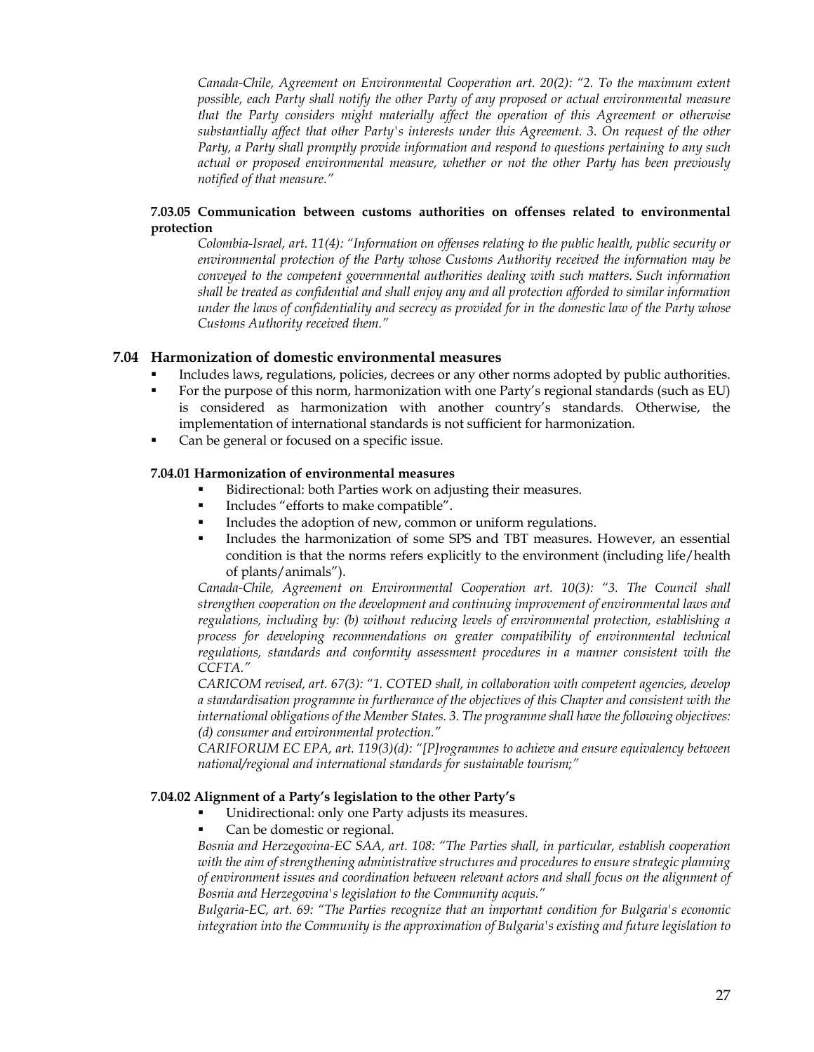*Canada-Chile, Agreement on Environmental Cooperation art. 20(2): "2. To the maximum extent possible, each Party shall notify the other Party of any proposed or actual environmental measure that the Party considers might materially affect the operation of this Agreement or otherwise substantially affect that other Party's interests under this Agreement. 3. On request of the other Party, a Party shall promptly provide information and respond to questions pertaining to any such actual or proposed environmental measure, whether or not the other Party has been previously notified of that measure."*

#### 7.03.05 Communication between customs authorities on offenses related to environmental protection

*Colombia-Israel, art. 11(4): "Information on offenses relating to the public health, public security or environmental protection of the Party whose Customs Authority received the information may be conveyed to the competent governmental authorities dealing with such matters. Such information shall be treated as confidential and shall enjoy any and all protection afforded to similar information under the laws of confidentiality and secrecy as provided for in the domestic law of the Party whose Customs Authority received them."*

### 7.04 Harmonization of domestic environmental measures

- Includes laws, regulations, policies, decrees or any other norms adopted by public authorities.
- For the purpose of this norm, harmonization with one Party's regional standards (such as EU) is considered as harmonization with another country's standards. Otherwise, the implementation of international standards is not sufficient for harmonization.
- Can be general or focused on a specific issue.

#### 7.04.01 Harmonization of environmental measures

- Bidirectional: both Parties work on adjusting their measures.
- Includes "efforts to make compatible".
- Includes the adoption of new, common or uniform regulations.
- Includes the harmonization of some SPS and TBT measures. However, an essential condition is that the norms refers explicitly to the environment (including life/health of plants/animals").

*Canada-Chile, Agreement on Environmental Cooperation art. 10(3): "3. The Council shall strengthen cooperation on the development and continuing improvement of environmental laws and regulations, including by: (b) without reducing levels of environmental protection, establishing a process for developing recommendations on greater compatibility of environmental technical regulations, standards and conformity assessment procedures in a manner consistent with the CCFTA."*

*CARICOM revised, art. 67(3): "1. COTED shall, in collaboration with competent agencies, develop a standardisation programme in furtherance of the objectives of this Chapter and consistent with the international obligations of the Member States. 3. The programme shall have the following objectives: (d) consumer and environmental protection."*

*CARIFORUM EC EPA, art. 119(3)(d): "[P]rogrammes to achieve and ensure equivalency between national/regional and international standards for sustainable tourism;"*

#### 7.04.02 Alignment of a Party's legislation to the other Party's

- Unidirectional: only one Party adjusts its measures.
- Can be domestic or regional.

*Bosnia and Herzegovina-EC SAA, art. 108: "The Parties shall, in particular, establish cooperation with the aim of strengthening administrative structures and procedures to ensure strategic planning of environment issues and coordination between relevant actors and shall focus on the alignment of Bosnia and Herzegovina's legislation to the Community acquis."*

*Bulgaria-EC, art. 69: "The Parties recognize that an important condition for Bulgaria's economic integration into the Community is the approximation of Bulgaria's existing and future legislation to*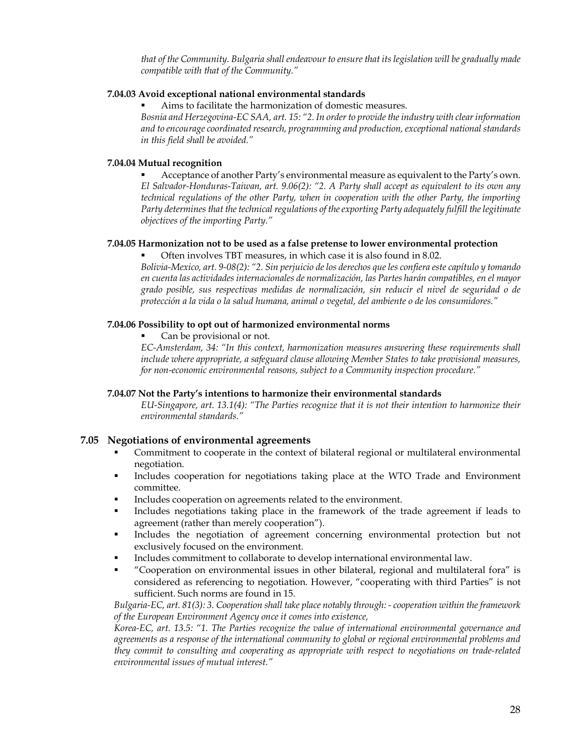*that of the Community. Bulgaria shall endeavour to ensure that its legislation will be gradually made compatible with that of the Community."*

#### 7.04.03 Avoid exceptional national environmental standards

- Aims to facilitate the harmonization of domestic measures.

*Bosnia and Herzegovina-EC SAA, art. 15: "2. In order to provide the industry with clear information and to encourage coordinated research, programming and production, exceptional national standards in this field shall be avoided."*

#### 7.04.04 Mutual recognition

- Acceptance of another Party's environmental measure as equivalent to the Party's own.

*El Salvador-Honduras-Taiwan, art. 9.06(2): "2. A Party shall accept as equivalent to its own any technical regulations of the other Party, when in cooperation with the other Party, the importing Party determines that the technical regulations of the exporting Party adequately fulfill the legitimate objectives of the importing Party."*

#### 7.04.05 Harmonization not to be used as a false pretense to lower environmental protection

- Often involves TBT measures, in which case it is also found in 8.02.

*Bolivia-Mexico, art. 9-08(2): "2. Sin perjuicio de los derechos que les confiera este capítulo y tomando en cuenta las actividades internacionales de normalización, las Partes harán compatibles, en el mayor grado posible, sus respectivas medidas de normalización, sin reducir el nivel de seguridad o de protección a la vida o la salud humana, animal o vegetal, del ambiente o de los consumidores."*

#### 7.04.06 Possibility to opt out of harmonized environmental norms

- Can be provisional or not.

*EC-Amsterdam, 34: "In this context, harmonization measures answering these requirements shall include where appropriate, a safeguard clause allowing Member States to take provisional measures, for non-economic environmental reasons, subject to a Community inspection procedure."*

#### 7.04.07 Not the Party's intentions to harmonize their environmental standards

*EU-Singapore, art. 13.1(4): "The Parties recognize that it is not their intention to harmonize their environmental standards."*

### 7.05 Negotiations of environmental agreements

- Commitment to cooperate in the context of bilateral regional or multilateral environmental negotiation.
- Includes cooperation for negotiations taking place at the WTO Trade and Environment committee.
- Includes cooperation on agreements related to the environment.
- Includes negotiations taking place in the framework of the trade agreement if leads to agreement (rather than merely cooperation").
- Includes the negotiation of agreement concerning environmental protection but not exclusively focused on the environment.
- Includes commitment to collaborate to develop international environmental law.
- "Cooperation on environmental issues in other bilateral, regional and multilateral fora" is considered as referencing to negotiation. However, "cooperating with third Parties" is not sufficient. Such norms are found in 15.

*Bulgaria-EC, art. 81(3): 3. Cooperation shall take place notably through: - cooperation within the framework of the European Environment Agency once it comes into existence,*

*Korea-EC, art. 13.5: "1. The Parties recognize the value of international environmental governance and agreements as a response of the international community to global or regional environmental problems and they commit to consulting and cooperating as appropriate with respect to negotiations on trade-related environmental issues of mutual interest."*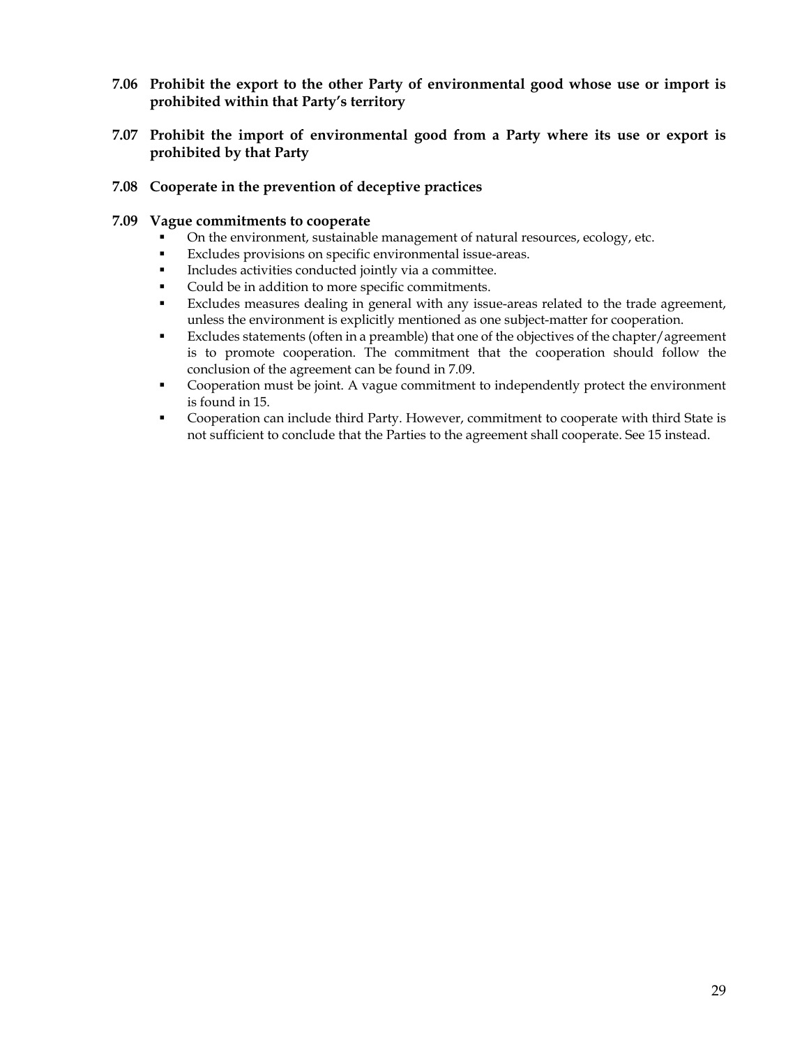**7.06 Prohibit the export to the other Party of environmental good whose use or import is prohibited within that Party's territory**

**7.07 Prohibit the import of environmental good from a Party where its use or export is prohibited by that Party**

**7.08 Cooperate in the prevention of deceptive practices**

**7.09 Vague commitments to cooperate**

- On the environment, sustainable management of natural resources, ecology, etc.
- Excludes provisions on specific environmental issue-areas.
- Includes activities conducted jointly via a committee.
- Could be in addition to more specific commitments.
- Excludes measures dealing in general with any issue-areas related to the trade agreement, unless the environment is explicitly mentioned as one subject-matter for cooperation.
- Excludes statements (often in a preamble) that one of the objectives of the chapter/agreement is to promote cooperation. The commitment that the cooperation should follow the conclusion of the agreement can be found in 7.09.
- Cooperation must be joint. A vague commitment to independently protect the environment is found in 15.
- Cooperation can include third Party. However, commitment to cooperate with third State is not sufficient to conclude that the Parties to the agreement shall cooperate. See 15 instead.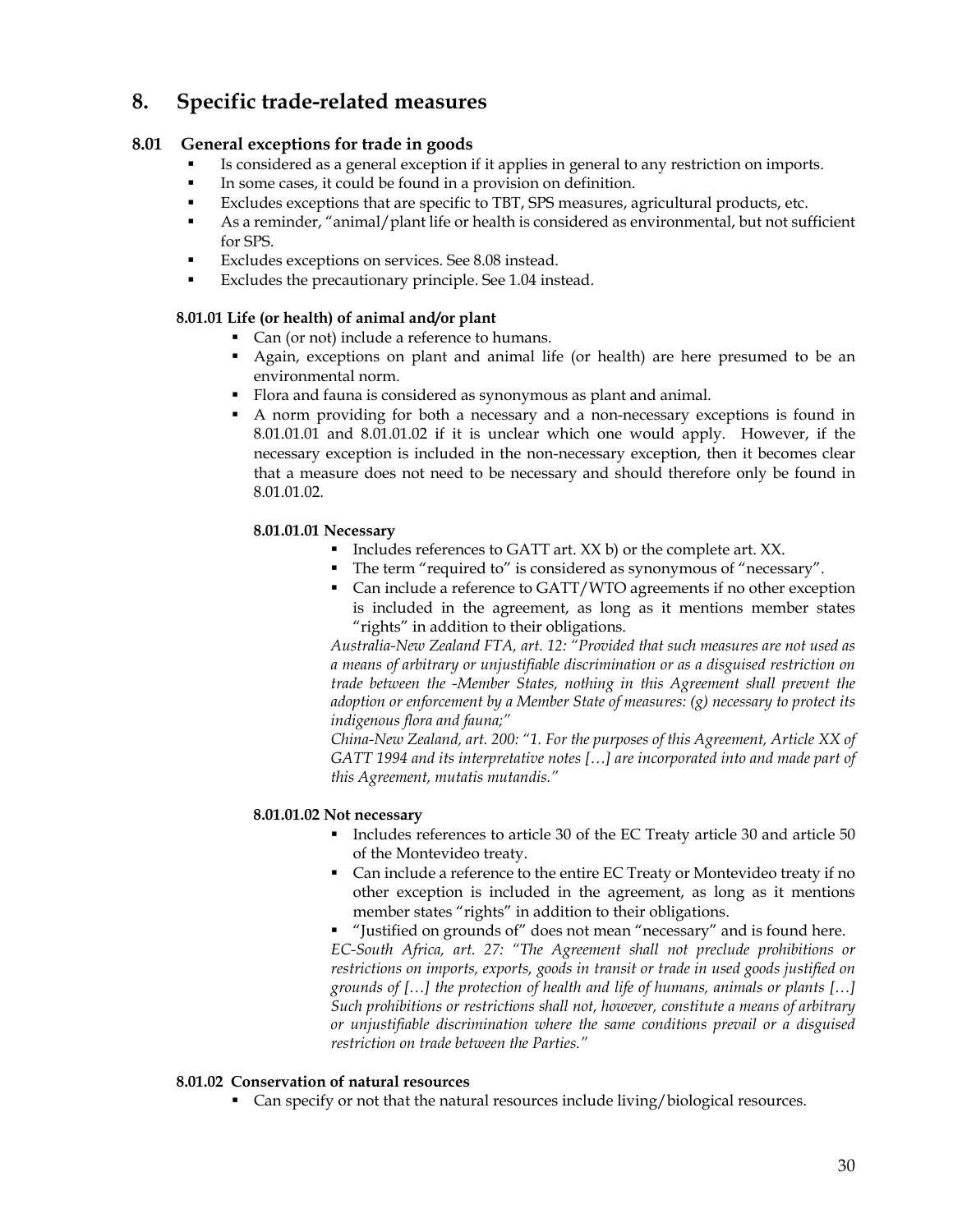# 8. Specific trade-related measures

## 8.01 General exceptions for trade in goods

- Is considered as a general exception if it applies in general to any restriction on imports.
- In some cases, it could be found in a provision on definition.
- Excludes exceptions that are specific to TBT, SPS measures, agricultural products, etc.
- As a reminder, "animal/plant life or health is considered as environmental, but not sufficient for SPS.
- Excludes exceptions on services. See 8.08 instead.
- Excludes the precautionary principle. See 1.04 instead.

### 8.01.01 Life (or health) of animal and/or plant

- Can (or not) include a reference to humans.
- Again, exceptions on plant and animal life (or health) are here presumed to be an environmental norm.
- Flora and fauna is considered as synonymous as plant and animal.
- A norm providing for both a necessary and a non-necessary exceptions is found in 8.01.01.01 and 8.01.01.02 if it is unclear which one would apply. However, if the necessary exception is included in the non-necessary exception, then it becomes clear that a measure does not need to be necessary and should therefore only be found in 8.01.01.02.

#### 8.01.01.01 Necessary

- Includes references to GATT art. XX b) or the complete art. XX.
- The term "required to" is considered as synonymous of "necessary".
- Can include a reference to GATT/WTO agreements if no other exception is included in the agreement, as long as it mentions member states "rights" in addition to their obligations.

*Australia-New Zealand FTA, art. 12: "Provided that such measures are not used as a means of arbitrary or unjustifiable discrimination or as a disguised restriction on trade between the -Member States, nothing in this Agreement shall prevent the adoption or enforcement by a Member State of measures: (g) necessary to protect its indigenous flora and fauna;"*

*China-New Zealand, art. 200: "1. For the purposes of this Agreement, Article XX of GATT 1994 and its interpretative notes […] are incorporated into and made part of this Agreement, mutatis mutandis."*

#### 8.01.01.02 Not necessary

- Includes references to article 30 of the EC Treaty article 30 and article 50 of the Montevideo treaty.
- Can include a reference to the entire EC Treaty or Montevideo treaty if no other exception is included in the agreement, as long as it mentions member states "rights" in addition to their obligations.
- "Justified on grounds of" does not mean "necessary" and is found here.

*EC-South Africa, art. 27: "The Agreement shall not preclude prohibitions or restrictions on imports, exports, goods in transit or trade in used goods justified on grounds of […] the protection of health and life of humans, animals or plants […] Such prohibitions or restrictions shall not, however, constitute a means of arbitrary or unjustifiable discrimination where the same conditions prevail or a disguised restriction on trade between the Parties."*

### 8.01.02 Conservation of natural resources

- Can specify or not that the natural resources include living/biological resources.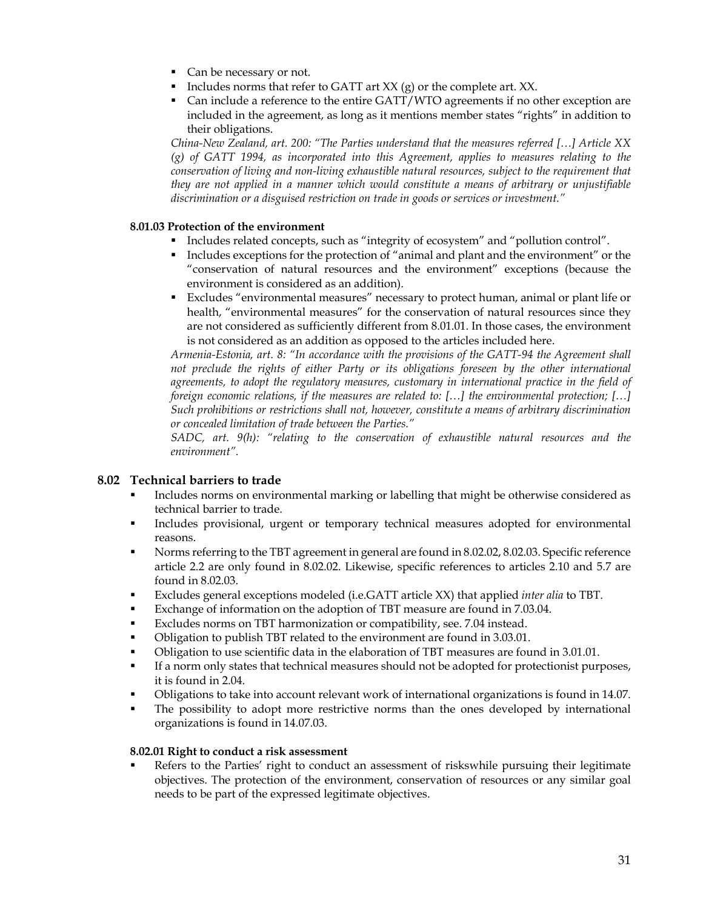- Can be necessary or not.
- Includes norms that refer to GATT art XX (g) or the complete art. XX.
- Can include a reference to the entire GATT/WTO agreements if no other exception are included in the agreement, as long as it mentions member states "rights" in addition to their obligations.

*China-New Zealand, art. 200: "The Parties understand that the measures referred […] Article XX (g) of GATT 1994, as incorporated into this Agreement, applies to measures relating to the conservation of living and non-living exhaustible natural resources, subject to the requirement that they are not applied in a manner which would constitute a means of arbitrary or unjustifiable discrimination or a disguised restriction on trade in goods or services or investment."*

#### 8.01.03 Protection of the environment

- Includes related concepts, such as "integrity of ecosystem" and "pollution control".
- Includes exceptions for the protection of "animal and plant and the environment" or the "conservation of natural resources and the environment" exceptions (because the environment is considered as an addition).
- Excludes "environmental measures" necessary to protect human, animal or plant life or health, "environmental measures" for the conservation of natural resources since they are not considered as sufficiently different from 8.01.01. In those cases, the environment is not considered as an addition as opposed to the articles included here.

*Armenia-Estonia, art. 8: "In accordance with the provisions of the GATT-94 the Agreement shall not preclude the rights of either Party or its obligations foreseen by the other international agreements, to adopt the regulatory measures, customary in international practice in the field of foreign economic relations, if the measures are related to: […] the environmental protection; […] Such prohibitions or restrictions shall not, however, constitute a means of arbitrary discrimination or concealed limitation of trade between the Parties."*

*SADC, art. 9(h): "relating to the conservation of exhaustible natural resources and the environment".*

### 8.02 Technical barriers to trade

- Includes norms on environmental marking or labelling that might be otherwise considered as technical barrier to trade.
- Includes provisional, urgent or temporary technical measures adopted for environmental reasons.
- Norms referring to the TBT agreement in general are found in 8.02.02, 8.02.03. Specific reference article 2.2 are only found in 8.02.02. Likewise, specific references to articles 2.10 and 5.7 are found in 8.02.03.
- Excludes general exceptions modeled (i.e.GATT article XX) that applied *inter alia* to TBT.
- Exchange of information on the adoption of TBT measure are found in 7.03.04.
- Excludes norms on TBT harmonization or compatibility, see. 7.04 instead.
- Obligation to publish TBT related to the environment are found in 3.03.01.
- Obligation to use scientific data in the elaboration of TBT measures are found in 3.01.01.
- If a norm only states that technical measures should not be adopted for protectionist purposes, it is found in 2.04.
- Obligations to take into account relevant work of international organizations is found in 14.07.
- The possibility to adopt more restrictive norms than the ones developed by international organizations is found in 14.07.03.

#### 8.02.01 Right to conduct a risk assessment

- Refers to the Parties' right to conduct an assessment of riskswhile pursuing their legitimate objectives. The protection of the environment, conservation of resources or any similar goal needs to be part of the expressed legitimate objectives.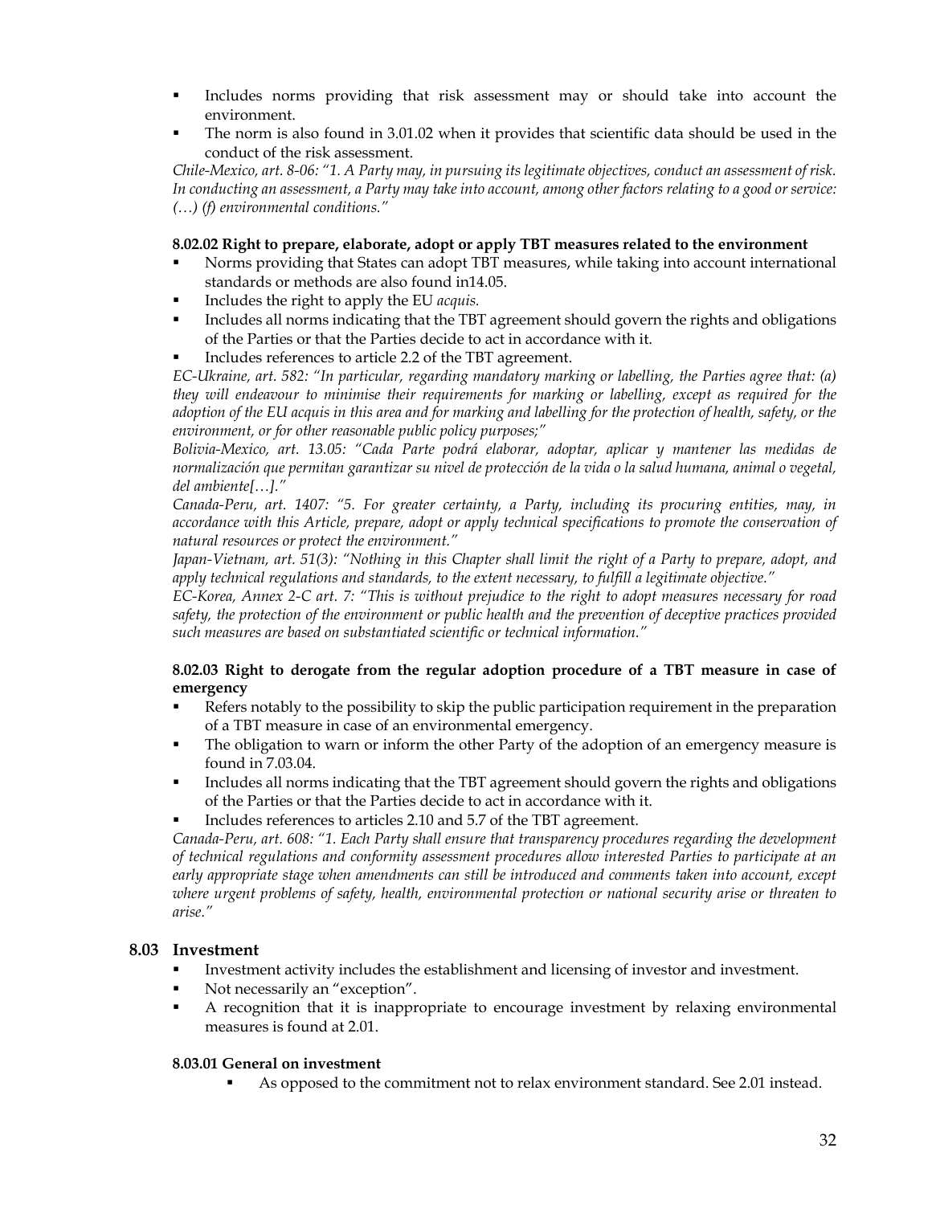- Includes norms providing that risk assessment may or should take into account the environment.
- The norm is also found in 3.01.02 when it provides that scientific data should be used in the conduct of the risk assessment.

*Chile-Mexico, art. 8-06: "1. A Party may, in pursuing its legitimate objectives, conduct an assessment of risk. In conducting an assessment, a Party may take into account, among other factors relating to a good or service: (…) (f) environmental conditions."*

#### 8.02.02 Right to prepare, elaborate, adopt or apply TBT measures related to the environment

- Norms providing that States can adopt TBT measures, while taking into account international standards or methods are also found in14.05.
- Includes the right to apply the EU *acquis*.
- Includes all norms indicating that the TBT agreement should govern the rights and obligations of the Parties or that the Parties decide to act in accordance with it.
- Includes references to article 2.2 of the TBT agreement.

*EC-Ukraine, art. 582: "In particular, regarding mandatory marking or labelling, the Parties agree that: (a) they will endeavour to minimise their requirements for marking or labelling, except as required for the adoption of the EU acquis in this area and for marking and labelling for the protection of health, safety, or the environment, or for other reasonable public policy purposes;"*

*Bolivia-Mexico, art. 13.05: "Cada Parte podrá elaborar, adoptar, aplicar y mantener las medidas de normalización que permitan garantizar su nivel de protección de la vida o la salud humana, animal o vegetal, del ambiente[…]."*

*Canada-Peru, art. 1407: "5. For greater certainty, a Party, including its procuring entities, may, in accordance with this Article, prepare, adopt or apply technical specifications to promote the conservation of natural resources or protect the environment."*

*Japan-Vietnam, art. 51(3): "Nothing in this Chapter shall limit the right of a Party to prepare, adopt, and apply technical regulations and standards, to the extent necessary, to fulfill a legitimate objective."*

*EC-Korea, Annex 2-C art. 7: "This is without prejudice to the right to adopt measures necessary for road safety, the protection of the environment or public health and the prevention of deceptive practices provided such measures are based on substantiated scientific or technical information."*

#### 8.02.03 Right to derogate from the regular adoption procedure of a TBT measure in case of emergency

- Refers notably to the possibility to skip the public participation requirement in the preparation of a TBT measure in case of an environmental emergency.
- The obligation to warn or inform the other Party of the adoption of an emergency measure is found in 7.03.04.
- Includes all norms indicating that the TBT agreement should govern the rights and obligations of the Parties or that the Parties decide to act in accordance with it.
- Includes references to articles 2.10 and 5.7 of the TBT agreement.

*Canada-Peru, art. 608: "1. Each Party shall ensure that transparency procedures regarding the development of technical regulations and conformity assessment procedures allow interested Parties to participate at an early appropriate stage when amendments can still be introduced and comments taken into account, except where urgent problems of safety, health, environmental protection or national security arise or threaten to arise."*

### 8.03 Investment

- Investment activity includes the establishment and licensing of investor and investment.
- Not necessarily an "exception".
- A recognition that it is inappropriate to encourage investment by relaxing environmental measures is found at 2.01.

#### 8.03.01 General on investment

- As opposed to the commitment not to relax environment standard. See 2.01 instead.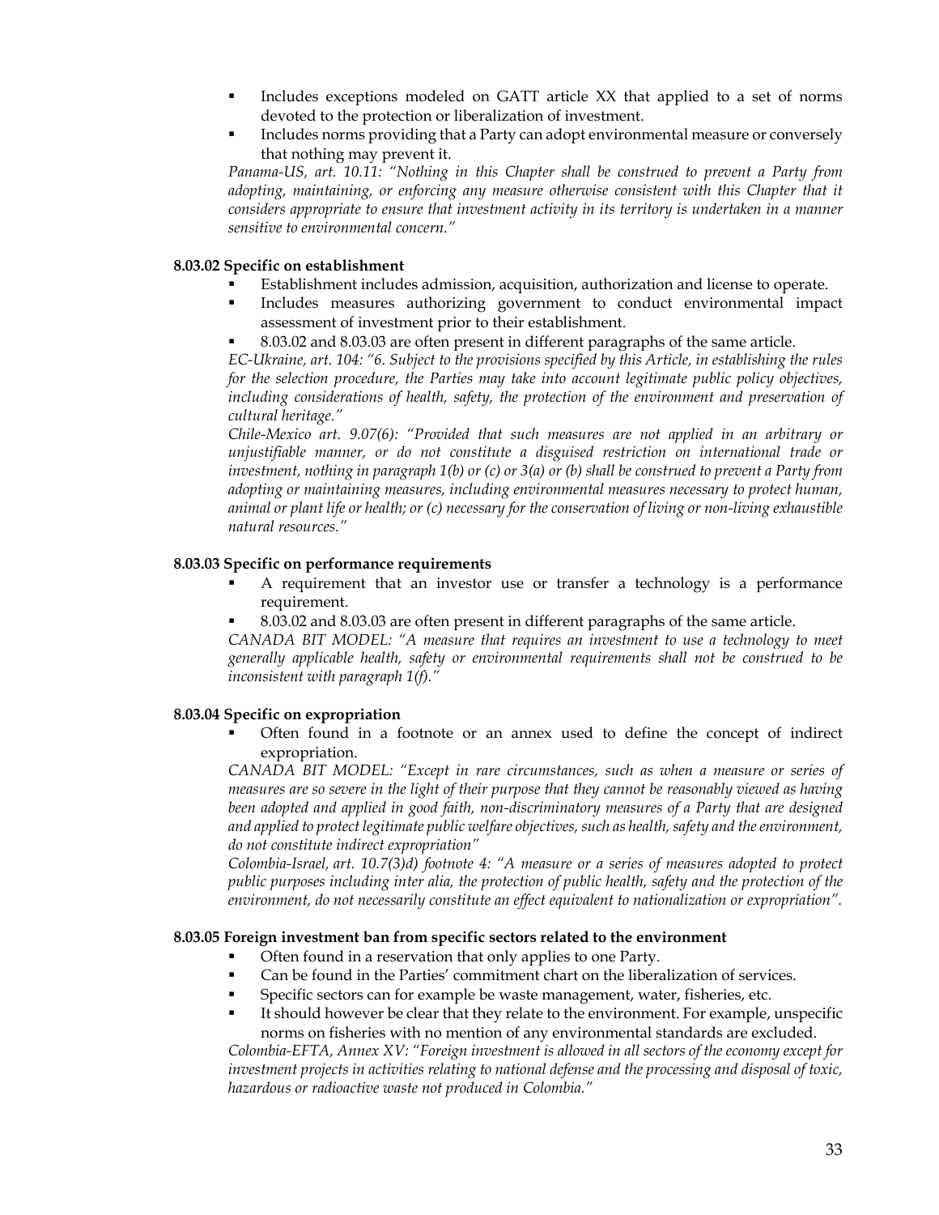- Includes exceptions modeled on GATT article XX that applied to a set of norms devoted to the protection or liberalization of investment.
- Includes norms providing that a Party can adopt environmental measure or conversely that nothing may prevent it.

*Panama-US, art. 10.11: "Nothing in this Chapter shall be construed to prevent a Party from adopting, maintaining, or enforcing any measure otherwise consistent with this Chapter that it considers appropriate to ensure that investment activity in its territory is undertaken in a manner sensitive to environmental concern."*

**8.03.02 Specific on establishment**

- Establishment includes admission, acquisition, authorization and license to operate.
- Includes measures authorizing government to conduct environmental impact assessment of investment prior to their establishment.
- 8.03.02 and 8.03.03 are often present in different paragraphs of the same article.

*EC-Ukraine, art. 104: "6. Subject to the provisions specified by this Article, in establishing the rules for the selection procedure, the Parties may take into account legitimate public policy objectives, including considerations of health, safety, the protection of the environment and preservation of cultural heritage."*

*Chile-Mexico art. 9.07(6): "Provided that such measures are not applied in an arbitrary or unjustifiable manner, or do not constitute a disguised restriction on international trade or investment, nothing in paragraph 1(b) or (c) or 3(a) or (b) shall be construed to prevent a Party from adopting or maintaining measures, including environmental measures necessary to protect human, animal or plant life or health; or (c) necessary for the conservation of living or non-living exhaustible natural resources."*

**8.03.03 Specific on performance requirements**

- A requirement that an investor use or transfer a technology is a performance requirement.
- 8.03.02 and 8.03.03 are often present in different paragraphs of the same article.

*CANADA BIT MODEL: "A measure that requires an investment to use a technology to meet generally applicable health, safety or environmental requirements shall not be construed to be inconsistent with paragraph 1(f)."*

**8.03.04 Specific on expropriation**

- Often found in a footnote or an annex used to define the concept of indirect expropriation.

*CANADA BIT MODEL: "Except in rare circumstances, such as when a measure or series of measures are so severe in the light of their purpose that they cannot be reasonably viewed as having been adopted and applied in good faith, non-discriminatory measures of a Party that are designed and applied to protect legitimate public welfare objectives, such as health, safety and the environment, do not constitute indirect expropriation"*

*Colombia-Israel, art. 10.7(3)d) footnote 4: "A measure or a series of measures adopted to protect public purposes including inter alia, the protection of public health, safety and the protection of the environment, do not necessarily constitute an effect equivalent to nationalization or expropriation".*

**8.03.05 Foreign investment ban from specific sectors related to the environment**

- Often found in a reservation that only applies to one Party.
- Can be found in the Parties' commitment chart on the liberalization of services.
- Specific sectors can for example be waste management, water, fisheries, etc.
- It should however be clear that they relate to the environment. For example, unspecific norms on fisheries with no mention of any environmental standards are excluded.

*Colombia-EFTA, Annex XV: "Foreign investment is allowed in all sectors of the economy except for investment projects in activities relating to national defense and the processing and disposal of toxic, hazardous or radioactive waste not produced in Colombia."*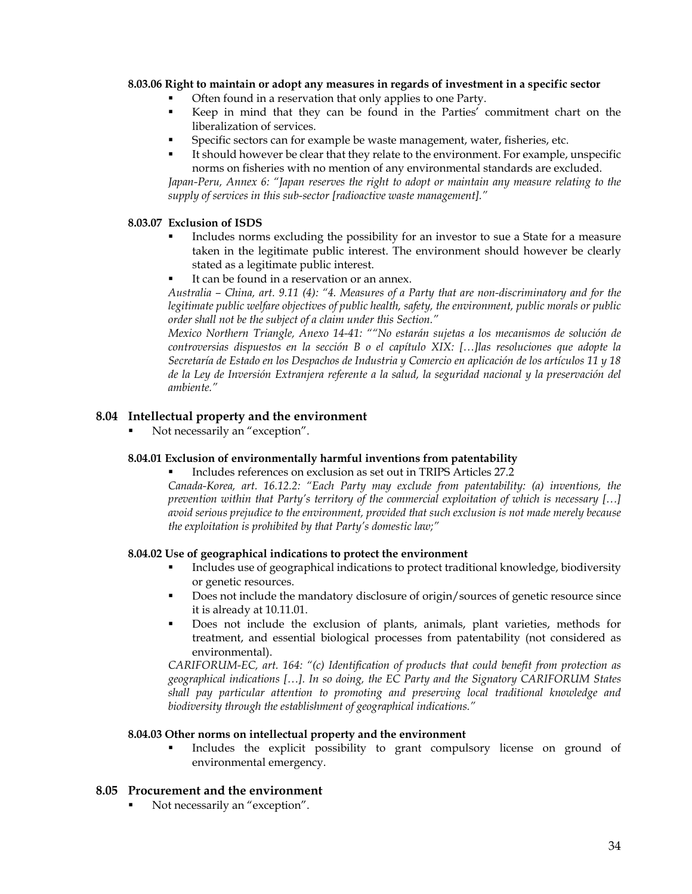#### 8.03.06 Right to maintain or adopt any measures in regards of investment in a specific sector

- Often found in a reservation that only applies to one Party.
- Keep in mind that they can be found in the Parties' commitment chart on the liberalization of services.
- Specific sectors can for example be waste management, water, fisheries, etc.
- It should however be clear that they relate to the environment. For example, unspecific norms on fisheries with no mention of any environmental standards are excluded.

*Japan-Peru, Annex 6: "Japan reserves the right to adopt or maintain any measure relating to the supply of services in this sub-sector [radioactive waste management]."*

#### 8.03.07 Exclusion of ISDS

- Includes norms excluding the possibility for an investor to sue a State for a measure taken in the legitimate public interest. The environment should however be clearly stated as a legitimate public interest.
- It can be found in a reservation or an annex.

*Australia – China, art. 9.11 (4): "4. Measures of a Party that are non-discriminatory and for the legitimate public welfare objectives of public health, safety, the environment, public morals or public order shall not be the subject of a claim under this Section."*

*Mexico Northern Triangle, Anexo 14-41: ""No estarán sujetas a los mecanismos de solución de controversias dispuestos en la sección B o el capítulo XIX: […]las resoluciones que adopte la Secretaría de Estado en los Despachos de Industria y Comercio en aplicación de los artículos 11 y 18 de la Ley de Inversión Extranjera referente a la salud, la seguridad nacional y la preservación del ambiente."*

### 8.04 Intellectual property and the environment

- Not necessarily an "exception".

#### 8.04.01 Exclusion of environmentally harmful inventions from patentability

- Includes references on exclusion as set out in TRIPS Articles 27.2

*Canada-Korea, art. 16.12.2: "Each Party may exclude from patentability: (a) inventions, the prevention within that Party's territory of the commercial exploitation of which is necessary […] avoid serious prejudice to the environment, provided that such exclusion is not made merely because the exploitation is prohibited by that Party's domestic law;"*

#### 8.04.02 Use of geographical indications to protect the environment

- Includes use of geographical indications to protect traditional knowledge, biodiversity or genetic resources.
- Does not include the mandatory disclosure of origin/sources of genetic resource since it is already at 10.11.01.
- Does not include the exclusion of plants, animals, plant varieties, methods for treatment, and essential biological processes from patentability (not considered as environmental).

*CARIFORUM-EC, art. 164: "(c) Identification of products that could benefit from protection as geographical indications […]. In so doing, the EC Party and the Signatory CARIFORUM States shall pay particular attention to promoting and preserving local traditional knowledge and biodiversity through the establishment of geographical indications."*

#### 8.04.03 Other norms on intellectual property and the environment

- Includes the explicit possibility to grant compulsory license on ground of environmental emergency.

### 8.05 Procurement and the environment

- Not necessarily an "exception".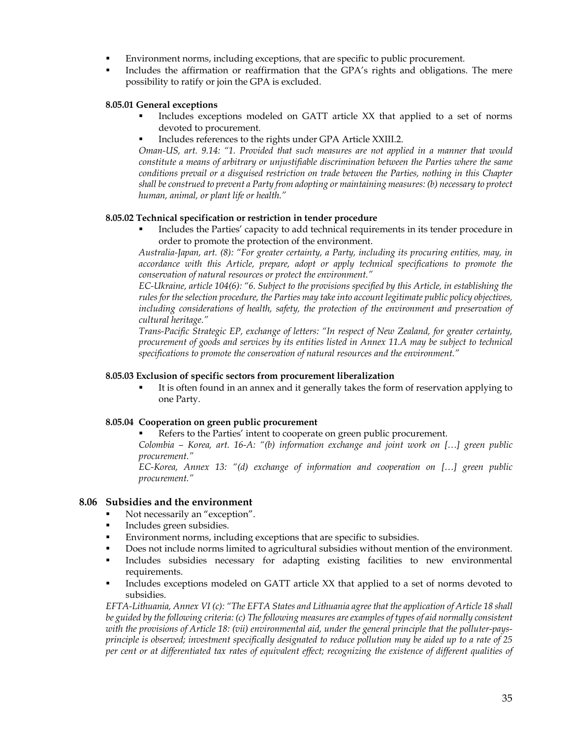- Environment norms, including exceptions, that are specific to public procurement.
- Includes the affirmation or reaffirmation that the GPA's rights and obligations. The mere possibility to ratify or join the GPA is excluded.

#### 8.05.01 General exceptions

- Includes exceptions modeled on GATT article XX that applied to a set of norms devoted to procurement.
- Includes references to the rights under GPA Article XXIII.2.

*Oman-US, art. 9.14: "1. Provided that such measures are not applied in a manner that would constitute a means of arbitrary or unjustifiable discrimination between the Parties where the same conditions prevail or a disguised restriction on trade between the Parties, nothing in this Chapter shall be construed to prevent a Party from adopting or maintaining measures: (b) necessary to protect human, animal, or plant life or health."*

#### 8.05.02 Technical specification or restriction in tender procedure

- Includes the Parties' capacity to add technical requirements in its tender procedure in order to promote the protection of the environment.

*Australia-Japan, art. (8): "For greater certainty, a Party, including its procuring entities, may, in accordance with this Article, prepare, adopt or apply technical specifications to promote the conservation of natural resources or protect the environment."*

*EC-Ukraine, article 104(6): "6. Subject to the provisions specified by this Article, in establishing the rules for the selection procedure, the Parties may take into account legitimate public policy objectives, including considerations of health, safety, the protection of the environment and preservation of cultural heritage."*

*Trans-Pacific Strategic EP, exchange of letters: "In respect of New Zealand, for greater certainty, procurement of goods and services by its entities listed in Annex 11.A may be subject to technical specifications to promote the conservation of natural resources and the environment."*

#### 8.05.03 Exclusion of specific sectors from procurement liberalization

- It is often found in an annex and it generally takes the form of reservation applying to one Party.

#### 8.05.04 Cooperation on green public procurement

- Refers to the Parties' intent to cooperate on green public procurement.

*Colombia – Korea, art. 16-A: "(b) information exchange and joint work on […] green public procurement."*

*EC-Korea, Annex 13: "(d) exchange of information and cooperation on […] green public procurement."*

### 8.06 Subsidies and the environment

- Not necessarily an "exception".
- Includes green subsidies.
- Environment norms, including exceptions that are specific to subsidies.
- Does not include norms limited to agricultural subsidies without mention of the environment.
- Includes subsidies necessary for adapting existing facilities to new environmental requirements.
- Includes exceptions modeled on GATT article XX that applied to a set of norms devoted to subsidies.

*EFTA-Lithuania, Annex VI (c): "The EFTA States and Lithuania agree that the application of Article 18 shall be guided by the following criteria: (c) The following measures are examples of types of aid normally consistent with the provisions of Article 18: (vii) environmental aid, under the general principle that the polluter-pays-principle is observed; investment specifically designated to reduce pollution may be aided up to a rate of 25 per cent or at differentiated tax rates of equivalent effect; recognizing the existence of different qualities of*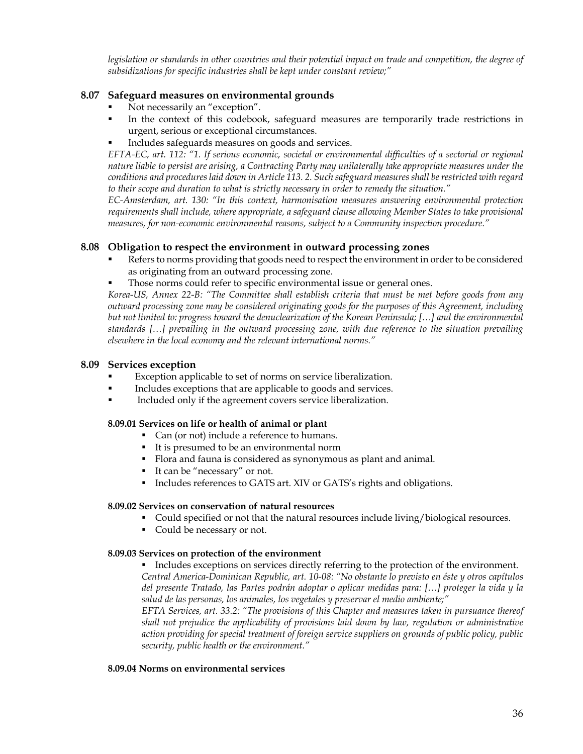*legislation or standards in other countries and their potential impact on trade and competition, the degree of subsidizations for specific industries shall be kept under constant review;"*

### 8.07 Safeguard measures on environmental grounds

- Not necessarily an "exception".
- In the context of this codebook, safeguard measures are temporarily trade restrictions in urgent, serious or exceptional circumstances.
- Includes safeguards measures on goods and services.

*EFTA-EC, art. 112: "1. If serious economic, societal or environmental difficulties of a sectorial or regional nature liable to persist are arising, a Contracting Party may unilaterally take appropriate measures under the conditions and procedures laid down in Article 113. 2. Such safeguard measures shall be restricted with regard to their scope and duration to what is strictly necessary in order to remedy the situation."*

*EC-Amsterdam, art. 130: "In this context, harmonisation measures answering environmental protection requirements shall include, where appropriate, a safeguard clause allowing Member States to take provisional measures, for non-economic environmental reasons, subject to a Community inspection procedure."*

### 8.08 Obligation to respect the environment in outward processing zones

- Refers to norms providing that goods need to respect the environment in order to be considered as originating from an outward processing zone.
- Those norms could refer to specific environmental issue or general ones.

*Korea-US, Annex 22-B: "The Committee shall establish criteria that must be met before goods from any outward processing zone may be considered originating goods for the purposes of this Agreement, including but not limited to: progress toward the denuclearization of the Korean Peninsula; […] and the environmental standards […] prevailing in the outward processing zone, with due reference to the situation prevailing elsewhere in the local economy and the relevant international norms."*

### 8.09 Services exception

- Exception applicable to set of norms on service liberalization.
- Includes exceptions that are applicable to goods and services.
- Included only if the agreement covers service liberalization.

#### 8.09.01 Services on life or health of animal or plant

- Can (or not) include a reference to humans.
- It is presumed to be an environmental norm
- Flora and fauna is considered as synonymous as plant and animal.
- It can be "necessary" or not.
- Includes references to GATS art. XIV or GATS's rights and obligations.

#### 8.09.02 Services on conservation of natural resources

- Could specified or not that the natural resources include living/biological resources.
- Could be necessary or not.

#### 8.09.03 Services on protection of the environment

- Includes exceptions on services directly referring to the protection of the environment.

*Central America-Dominican Republic, art. 10-08: "No obstante lo previsto en éste y otros capítulos del presente Tratado, las Partes podrán adoptar o aplicar medidas para: […] proteger la vida y la salud de las personas, los animales, los vegetales y preservar el medio ambiente;"*

*EFTA Services, art. 33.2: "The provisions of this Chapter and measures taken in pursuance thereof shall not prejudice the applicability of provisions laid down by law, regulation or administrative action providing for special treatment of foreign service suppliers on grounds of public policy, public security, public health or the environment."*

#### 8.09.04 Norms on environmental services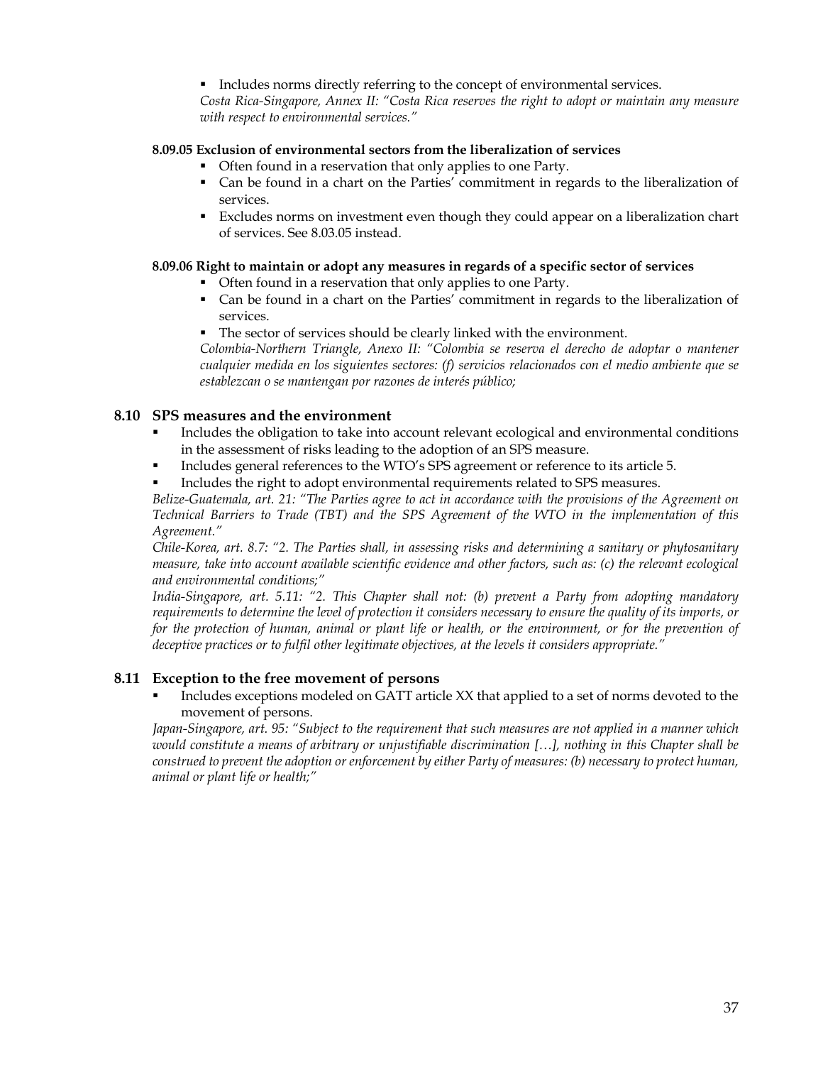- Includes norms directly referring to the concept of environmental services.

*Costa Rica-Singapore, Annex II: "Costa Rica reserves the right to adopt or maintain any measure with respect to environmental services."*

#### 8.09.05 Exclusion of environmental sectors from the liberalization of services

- Often found in a reservation that only applies to one Party.
- Can be found in a chart on the Parties' commitment in regards to the liberalization of services.
- Excludes norms on investment even though they could appear on a liberalization chart of services. See 8.03.05 instead.

#### 8.09.06 Right to maintain or adopt any measures in regards of a specific sector of services

- Often found in a reservation that only applies to one Party.
- Can be found in a chart on the Parties' commitment in regards to the liberalization of services.
- The sector of services should be clearly linked with the environment.

*Colombia-Northern Triangle, Anexo II: "Colombia se reserva el derecho de adoptar o mantener cualquier medida en los siguientes sectores: (f) servicios relacionados con el medio ambiente que se establezcan o se mantengan por razones de interés público;*

### 8.10 SPS measures and the environment

- Includes the obligation to take into account relevant ecological and environmental conditions in the assessment of risks leading to the adoption of an SPS measure.
- Includes general references to the WTO's SPS agreement or reference to its article 5.
- Includes the right to adopt environmental requirements related to SPS measures.

*Belize-Guatemala, art. 21: "The Parties agree to act in accordance with the provisions of the Agreement on Technical Barriers to Trade (TBT) and the SPS Agreement of the WTO in the implementation of this Agreement."*

*Chile-Korea, art. 8.7: "2. The Parties shall, in assessing risks and determining a sanitary or phytosanitary measure, take into account available scientific evidence and other factors, such as: (c) the relevant ecological and environmental conditions;"*

*India-Singapore, art. 5.11: "2. This Chapter shall not: (b) prevent a Party from adopting mandatory requirements to determine the level of protection it considers necessary to ensure the quality of its imports, or for the protection of human, animal or plant life or health, or the environment, or for the prevention of deceptive practices or to fulfil other legitimate objectives, at the levels it considers appropriate."*

### 8.11 Exception to the free movement of persons

- Includes exceptions modeled on GATT article XX that applied to a set of norms devoted to the movement of persons.

*Japan-Singapore, art. 95: "Subject to the requirement that such measures are not applied in a manner which would constitute a means of arbitrary or unjustifiable discrimination […], nothing in this Chapter shall be construed to prevent the adoption or enforcement by either Party of measures: (b) necessary to protect human, animal or plant life or health;"*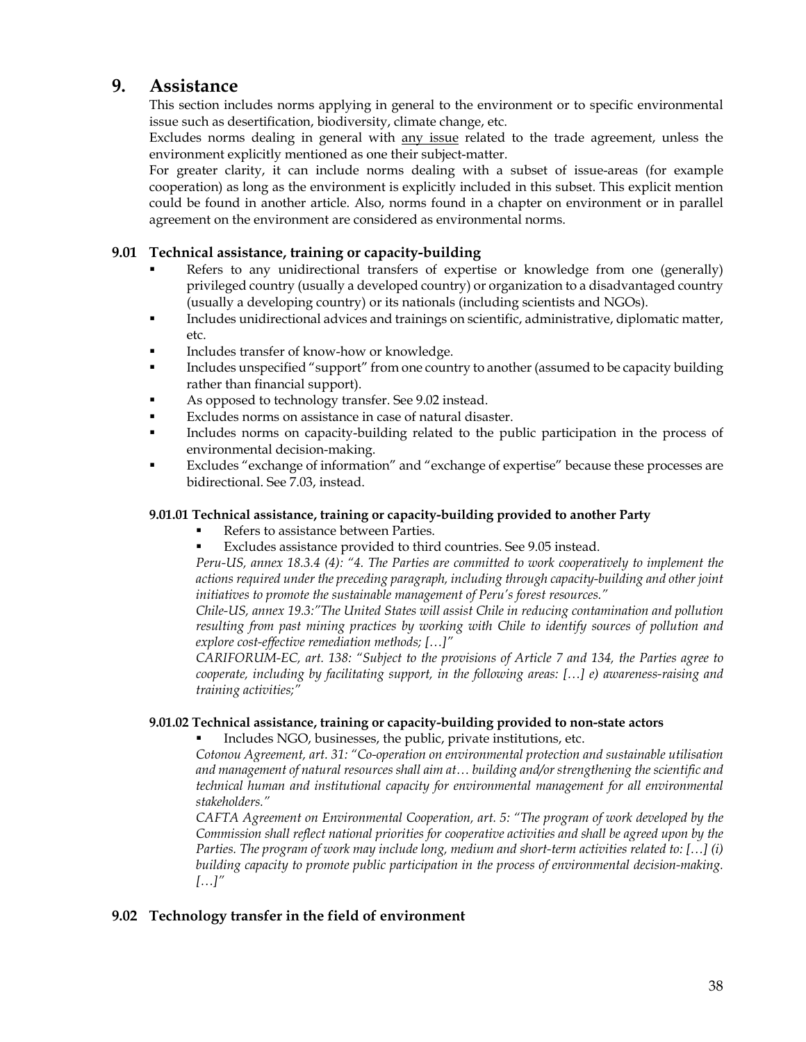# 9. Assistance

This section includes norms applying in general to the environment or to specific environmental issue such as desertification, biodiversity, climate change, etc.

Excludes norms dealing in general with <u>any issue</u> related to the trade agreement, unless the environment explicitly mentioned as one their subject-matter.

For greater clarity, it can include norms dealing with a subset of issue-areas (for example cooperation) as long as the environment is explicitly included in this subset. This explicit mention could be found in another article. Also, norms found in a chapter on environment or in parallel agreement on the environment are considered as environmental norms.

## 9.01 Technical assistance, training or capacity-building

- Refers to any unidirectional transfers of expertise or knowledge from one (generally) privileged country (usually a developed country) or organization to a disadvantaged country (usually a developing country) or its nationals (including scientists and NGOs).
- Includes unidirectional advices and trainings on scientific, administrative, diplomatic matter, etc.
- Includes transfer of know-how or knowledge.
- Includes unspecified "support" from one country to another (assumed to be capacity building rather than financial support).
- As opposed to technology transfer. See 9.02 instead.
- Excludes norms on assistance in case of natural disaster.
- Includes norms on capacity-building related to the public participation in the process of environmental decision-making.
- Excludes "exchange of information" and "exchange of expertise" because these processes are bidirectional. See 7.03, instead.

### 9.01.01 Technical assistance, training or capacity-building provided to another Party

- Refers to assistance between Parties.
- Excludes assistance provided to third countries. See 9.05 instead.

*Peru-US, annex 18.3.4 (4): "4. The Parties are committed to work cooperatively to implement the actions required under the preceding paragraph, including through capacity-building and other joint initiatives to promote the sustainable management of Peru's forest resources."*

*Chile-US, annex 19.3:"The United States will assist Chile in reducing contamination and pollution resulting from past mining practices by working with Chile to identify sources of pollution and explore cost-effective remediation methods; […]"*

*CARIFORUM-EC, art. 138: "Subject to the provisions of Article 7 and 134, the Parties agree to cooperate, including by facilitating support, in the following areas: […] e) awareness-raising and training activities;"*

### 9.01.02 Technical assistance, training or capacity-building provided to non-state actors

- Includes NGO, businesses, the public, private institutions, etc.

*Cotonou Agreement, art. 31: "Co-operation on environmental protection and sustainable utilisation and management of natural resources shall aim at… building and/or strengthening the scientific and technical human and institutional capacity for environmental management for all environmental stakeholders."*

*CAFTA Agreement on Environmental Cooperation, art. 5: "The program of work developed by the Commission shall reflect national priorities for cooperative activities and shall be agreed upon by the Parties. The program of work may include long, medium and short-term activities related to: […] (i) building capacity to promote public participation in the process of environmental decision-making. […]"*

## 9.02 Technology transfer in the field of environment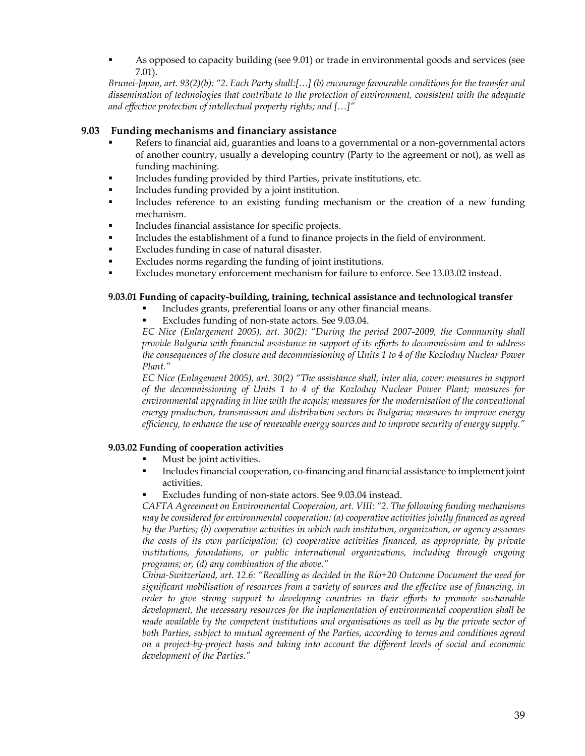- As opposed to capacity building (see 9.01) or trade in environmental goods and services (see 7.01).

*Brunei-Japan, art. 93(2)(b): "2. Each Party shall:[…] (b) encourage favourable conditions for the transfer and dissemination of technologies that contribute to the protection of environment, consistent with the adequate and effective protection of intellectual property rights; and […]"*

## 9.03 Funding mechanisms and financiary assistance

- Refers to financial aid, guaranties and loans to a governmental or a non-governmental actors of another country, usually a developing country (Party to the agreement or not), as well as funding machining.
- Includes funding provided by third Parties, private institutions, etc.
- Includes funding provided by a joint institution.
- Includes reference to an existing funding mechanism or the creation of a new funding mechanism.
- Includes financial assistance for specific projects.
- Includes the establishment of a fund to finance projects in the field of environment.
- Excludes funding in case of natural disaster.
- Excludes norms regarding the funding of joint institutions.
- Excludes monetary enforcement mechanism for failure to enforce. See 13.03.02 instead.

### 9.03.01 Funding of capacity-building, training, technical assistance and technological transfer

- Includes grants, preferential loans or any other financial means.
- Excludes funding of non-state actors. See 9.03.04.

*EC Nice (Enlargement 2005), art. 30(2): "During the period 2007-2009, the Community shall provide Bulgaria with financial assistance in support of its efforts to decommission and to address the consequences of the closure and decommissioning of Units 1 to 4 of the Kozloduy Nuclear Power Plant."*

*EC Nice (Enlagement 2005), art. 30(2) "The assistance shall, inter alia, cover: measures in support of the decommissioning of Units 1 to 4 of the Kozloduy Nuclear Power Plant; measures for environmental upgrading in line with the acquis; measures for the modernisation of the conventional energy production, transmission and distribution sectors in Bulgaria; measures to improve energy efficiency, to enhance the use of renewable energy sources and to improve security of energy supply."*

### 9.03.02 Funding of cooperation activities

- Must be joint activities.
- Includes financial cooperation, co-financing and financial assistance to implement joint activities.
- Excludes funding of non-state actors. See 9.03.04 instead.

*CAFTA Agreement on Environmental Cooperaion, art. VIII: "2. The following funding mechanisms may be considered for environmental cooperation: (a) cooperative activities jointly financed as agreed by the Parties; (b) cooperative activities in which each institution, organization, or agency assumes the costs of its own participation; (c) cooperative activities financed, as appropriate, by private institutions, foundations, or public international organizations, including through ongoing programs; or, (d) any combination of the above."*

*China-Switzerland, art. 12.6: "Recalling as decided in the Rio+20 Outcome Document the need for significant mobilisation of resources from a variety of sources and the effective use of financing, in order to give strong support to developing countries in their efforts to promote sustainable development, the necessary resources for the implementation of environmental cooperation shall be made available by the competent institutions and organisations as well as by the private sector of both Parties, subject to mutual agreement of the Parties, according to terms and conditions agreed on a project-by-project basis and taking into account the different levels of social and economic development of the Parties."*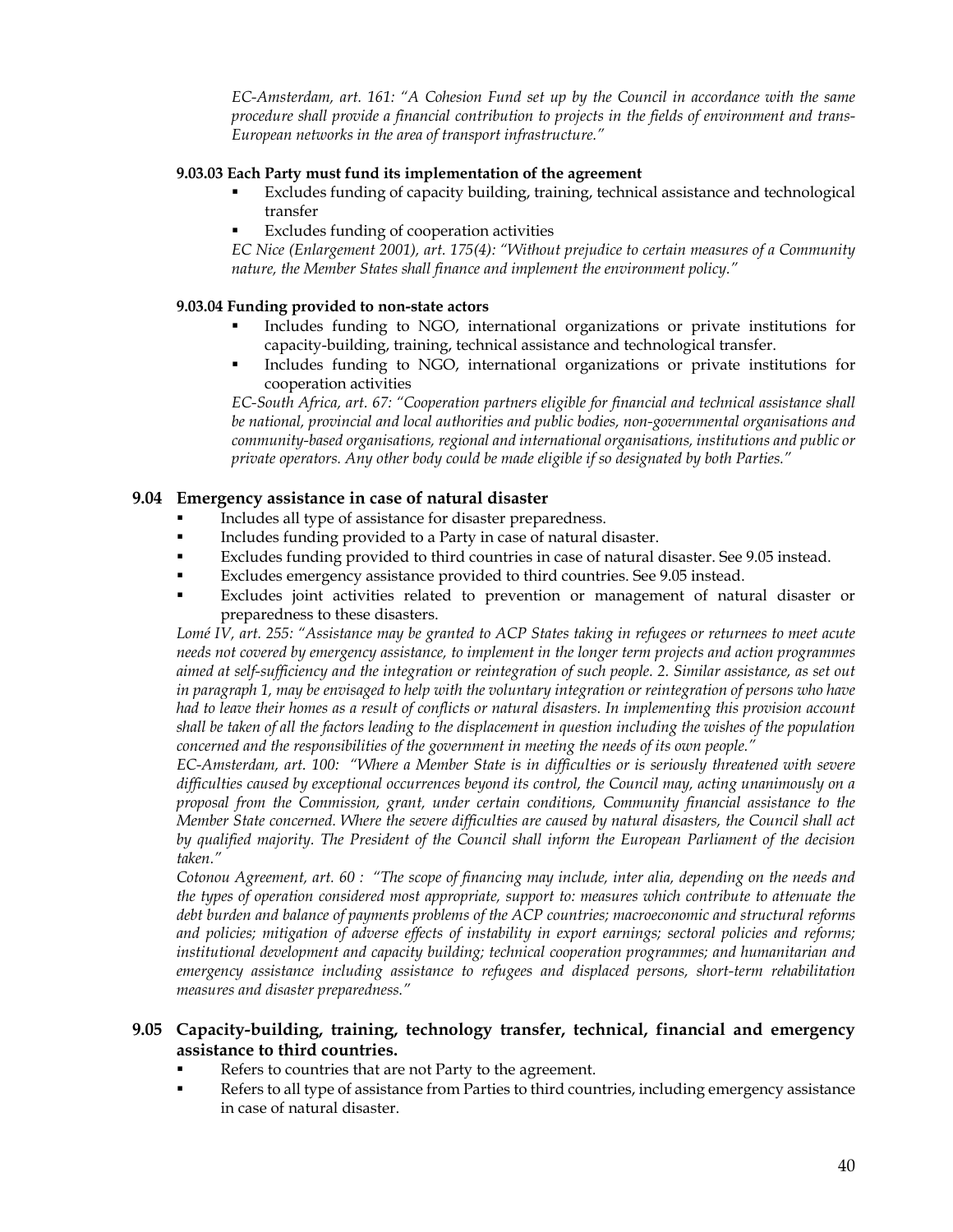*EC-Amsterdam, art. 161: "A Cohesion Fund set up by the Council in accordance with the same procedure shall provide a financial contribution to projects in the fields of environment and trans-European networks in the area of transport infrastructure."*

#### 9.03.03 Each Party must fund its implementation of the agreement

- Excludes funding of capacity building, training, technical assistance and technological transfer
- Excludes funding of cooperation activities

*EC Nice (Enlargement 2001), art. 175(4): "Without prejudice to certain measures of a Community nature, the Member States shall finance and implement the environment policy."*

#### 9.03.04 Funding provided to non-state actors

- Includes funding to NGO, international organizations or private institutions for capacity-building, training, technical assistance and technological transfer.
- Includes funding to NGO, international organizations or private institutions for cooperation activities

*EC-South Africa, art. 67: "Cooperation partners eligible for financial and technical assistance shall be national, provincial and local authorities and public bodies, non-governmental organisations and community-based organisations, regional and international organisations, institutions and public or private operators. Any other body could be made eligible if so designated by both Parties."*

### 9.04 Emergency assistance in case of natural disaster

- Includes all type of assistance for disaster preparedness.
- Includes funding provided to a Party in case of natural disaster.
- Excludes funding provided to third countries in case of natural disaster. See 9.05 instead.
- Excludes emergency assistance provided to third countries. See 9.05 instead.
- Excludes joint activities related to prevention or management of natural disaster or preparedness to these disasters.

*Lomé IV, art. 255: "Assistance may be granted to ACP States taking in refugees or returnees to meet acute needs not covered by emergency assistance, to implement in the longer term projects and action programmes aimed at self-sufficiency and the integration or reintegration of such people. 2. Similar assistance, as set out in paragraph 1, may be envisaged to help with the voluntary integration or reintegration of persons who have had to leave their homes as a result of conflicts or natural disasters. In implementing this provision account shall be taken of all the factors leading to the displacement in question including the wishes of the population concerned and the responsibilities of the government in meeting the needs of its own people."*

*EC-Amsterdam, art. 100: "Where a Member State is in difficulties or is seriously threatened with severe difficulties caused by exceptional occurrences beyond its control, the Council may, acting unanimously on a proposal from the Commission, grant, under certain conditions, Community financial assistance to the Member State concerned. Where the severe difficulties are caused by natural disasters, the Council shall act by qualified majority. The President of the Council shall inform the European Parliament of the decision taken."*

*Cotonou Agreement, art. 60 : "The scope of financing may include, inter alia, depending on the needs and the types of operation considered most appropriate, support to: measures which contribute to attenuate the debt burden and balance of payments problems of the ACP countries; macroeconomic and structural reforms and policies; mitigation of adverse effects of instability in export earnings; sectoral policies and reforms; institutional development and capacity building; technical cooperation programmes; and humanitarian and emergency assistance including assistance to refugees and displaced persons, short-term rehabilitation measures and disaster preparedness."*

### 9.05 Capacity-building, training, technology transfer, technical, financial and emergency assistance to third countries.

- Refers to countries that are not Party to the agreement.
- Refers to all type of assistance from Parties to third countries, including emergency assistance in case of natural disaster.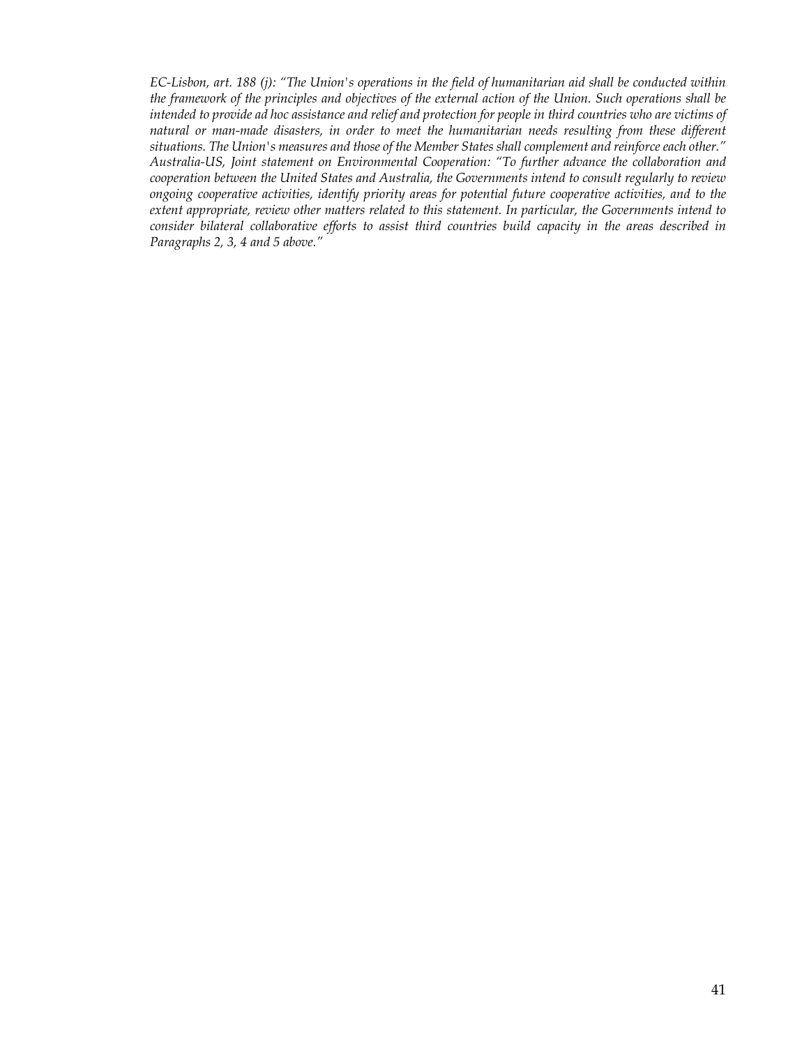*EC-Lisbon, art. 188 (j): "The Union's operations in the field of humanitarian aid shall be conducted within the framework of the principles and objectives of the external action of the Union. Such operations shall be intended to provide ad hoc assistance and relief and protection for people in third countries who are victims of natural or man-made disasters, in order to meet the humanitarian needs resulting from these different situations. The Union's measures and those of the Member States shall complement and reinforce each other."*
*Australia-US, Joint statement on Environmental Cooperation: "To further advance the collaboration and cooperation between the United States and Australia, the Governments intend to consult regularly to review ongoing cooperative activities, identify priority areas for potential future cooperative activities, and to the extent appropriate, review other matters related to this statement. In particular, the Governments intend to consider bilateral collaborative efforts to assist third countries build capacity in the areas described in Paragraphs 2, 3, 4 and 5 above."*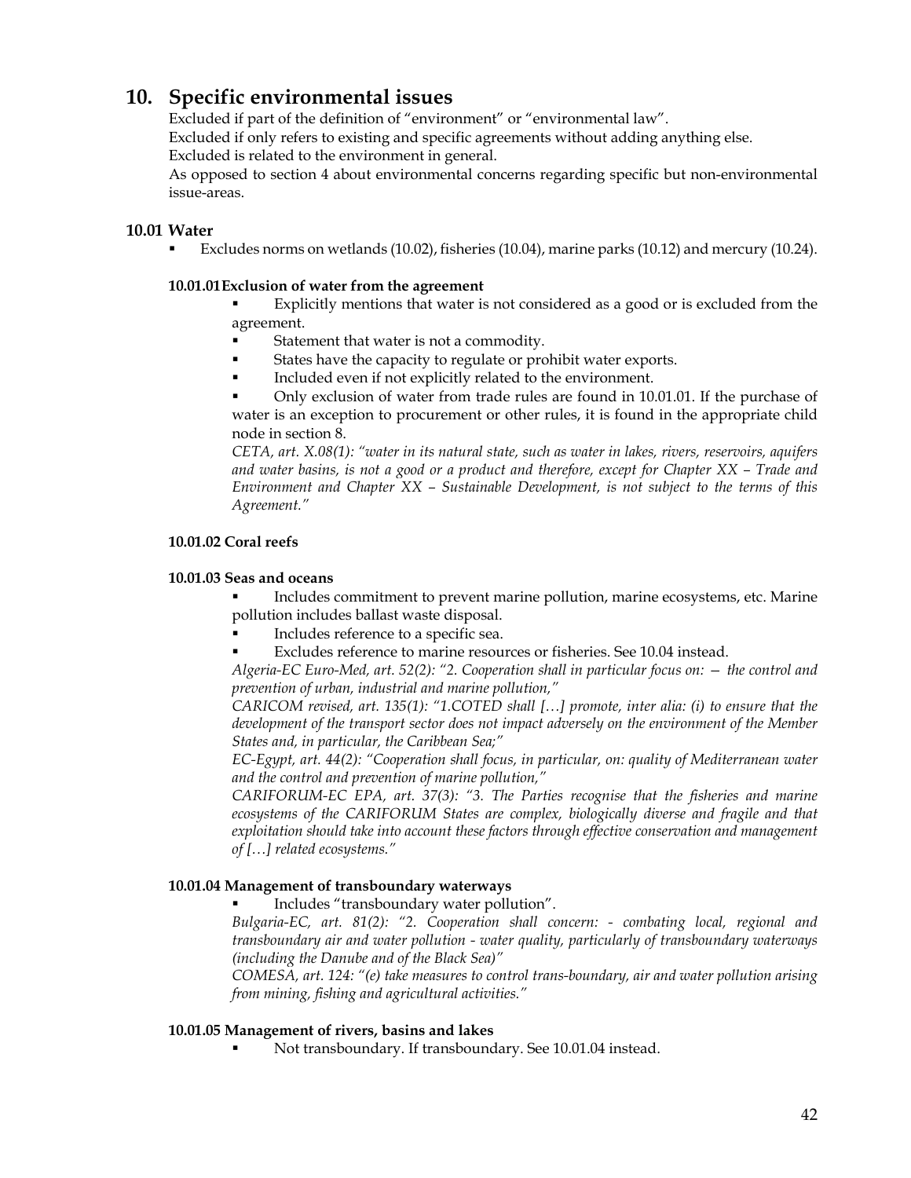# 10. Specific environmental issues

Excluded if part of the definition of "environment" or "environmental law".
Excluded if only refers to existing and specific agreements without adding anything else.
Excluded is related to the environment in general.
As opposed to section 4 about environmental concerns regarding specific but non-environmental issue-areas.

## 10.01 Water

- Excludes norms on wetlands (10.02), fisheries (10.04), marine parks (10.12) and mercury (10.24).

### 10.01.01 Exclusion of water from the agreement

- Explicitly mentions that water is not considered as a good or is excluded from the agreement.
- Statement that water is not a commodity.
- States have the capacity to regulate or prohibit water exports.
- Included even if not explicitly related to the environment.
- Only exclusion of water from trade rules are found in 10.01.01. If the purchase of water is an exception to procurement or other rules, it is found in the appropriate child node in section 8.

*CETA, art. X.08(1): "water in its natural state, such as water in lakes, rivers, reservoirs, aquifers and water basins, is not a good or a product and therefore, except for Chapter XX – Trade and Environment and Chapter XX – Sustainable Development, is not subject to the terms of this Agreement."*

### 10.01.02 Coral reefs

### 10.01.03 Seas and oceans

- Includes commitment to prevent marine pollution, marine ecosystems, etc. Marine pollution includes ballast waste disposal.
- Includes reference to a specific sea.
- Excludes reference to marine resources or fisheries. See 10.04 instead.

*Algeria-EC Euro-Med, art. 52(2): "2. Cooperation shall in particular focus on: — the control and prevention of urban, industrial and marine pollution,"*

*CARICOM revised, art. 135(1): "1.COTED shall […] promote, inter alia: (i) to ensure that the development of the transport sector does not impact adversely on the environment of the Member States and, in particular, the Caribbean Sea;"*

*EC-Egypt, art. 44(2): "Cooperation shall focus, in particular, on: quality of Mediterranean water and the control and prevention of marine pollution,"*

*CARIFORUM-EC EPA, art. 37(3): "3. The Parties recognise that the fisheries and marine ecosystems of the CARIFORUM States are complex, biologically diverse and fragile and that exploitation should take into account these factors through effective conservation and management of […] related ecosystems."*

### 10.01.04 Management of transboundary waterways

- Includes "transboundary water pollution".

*Bulgaria-EC, art. 81(2): "2. Cooperation shall concern: - combating local, regional and transboundary air and water pollution - water quality, particularly of transboundary waterways (including the Danube and of the Black Sea)"*

*COMESA, art. 124: "(e) take measures to control trans-boundary, air and water pollution arising from mining, fishing and agricultural activities."*

### 10.01.05 Management of rivers, basins and lakes

- Not transboundary. If transboundary. See 10.01.04 instead.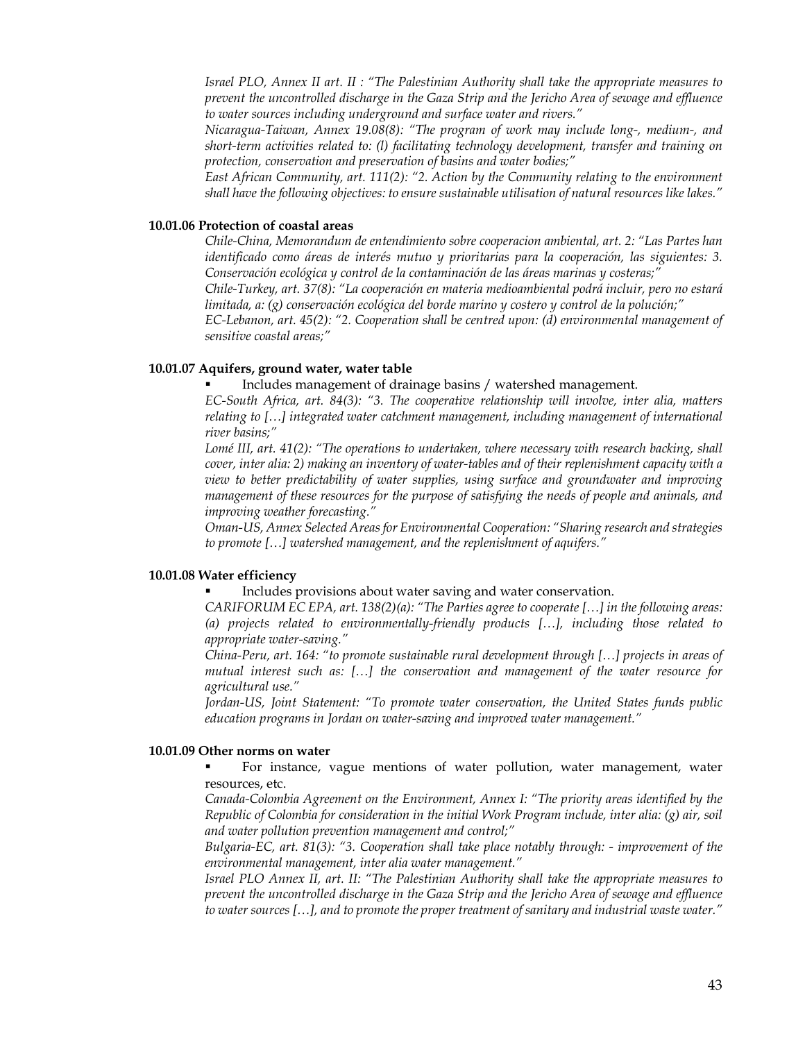*Israel PLO, Annex II art. II : "The Palestinian Authority shall take the appropriate measures to prevent the uncontrolled discharge in the Gaza Strip and the Jericho Area of sewage and effluence to water sources including underground and surface water and rivers."*

*Nicaragua-Taiwan, Annex 19.08(8): "The program of work may include long-, medium-, and short-term activities related to: (l) facilitating technology development, transfer and training on protection, conservation and preservation of basins and water bodies;"*

*East African Community, art. 111(2): "2. Action by the Community relating to the environment shall have the following objectives: to ensure sustainable utilisation of natural resources like lakes."*

**10.01.06 Protection of coastal areas**

*Chile-China, Memorandum de entendimiento sobre cooperacion ambiental, art. 2: "Las Partes han identificado como áreas de interés mutuo y prioritarias para la cooperación, las siguientes: 3. Conservación ecológica y control de la contaminación de las áreas marinas y costeras;"*

*Chile-Turkey, art. 37(8): "La cooperación en materia medioambiental podrá incluir, pero no estará limitada, a: (g) conservación ecológica del borde marino y costero y control de la polución;"*

*EC-Lebanon, art. 45(2): "2. Cooperation shall be centred upon: (d) environmental management of sensitive coastal areas;"*

**10.01.07 Aquifers, ground water, water table**

- Includes management of drainage basins / watershed management.

*EC-South Africa, art. 84(3): "3. The cooperative relationship will involve, inter alia, matters relating to […] integrated water catchment management, including management of international river basins;"*

*Lomé III, art. 41(2): "The operations to undertaken, where necessary with research backing, shall cover, inter alia: 2) making an inventory of water-tables and of their replenishment capacity with a view to better predictability of water supplies, using surface and groundwater and improving management of these resources for the purpose of satisfying the needs of people and animals, and improving weather forecasting."*

*Oman-US, Annex Selected Areas for Environmental Cooperation: "Sharing research and strategies to promote […] watershed management, and the replenishment of aquifers."*

**10.01.08 Water efficiency**

- Includes provisions about water saving and water conservation.

*CARIFORUM EC EPA, art. 138(2)(a): "The Parties agree to cooperate […] in the following areas: (a) projects related to environmentally-friendly products […], including those related to appropriate water-saving."*

*China-Peru, art. 164: "to promote sustainable rural development through […] projects in areas of mutual interest such as: […] the conservation and management of the water resource for agricultural use."*

*Jordan-US, Joint Statement: "To promote water conservation, the United States funds public education programs in Jordan on water-saving and improved water management."*

**10.01.09 Other norms on water**

- For instance, vague mentions of water pollution, water management, water resources, etc.

*Canada-Colombia Agreement on the Environment, Annex I: "The priority areas identified by the Republic of Colombia for consideration in the initial Work Program include, inter alia: (g) air, soil and water pollution prevention management and control;"*

*Bulgaria-EC, art. 81(3): "3. Cooperation shall take place notably through: - improvement of the environmental management, inter alia water management."*

*Israel PLO Annex II, art. II: "The Palestinian Authority shall take the appropriate measures to prevent the uncontrolled discharge in the Gaza Strip and the Jericho Area of sewage and effluence to water sources […], and to promote the proper treatment of sanitary and industrial waste water."*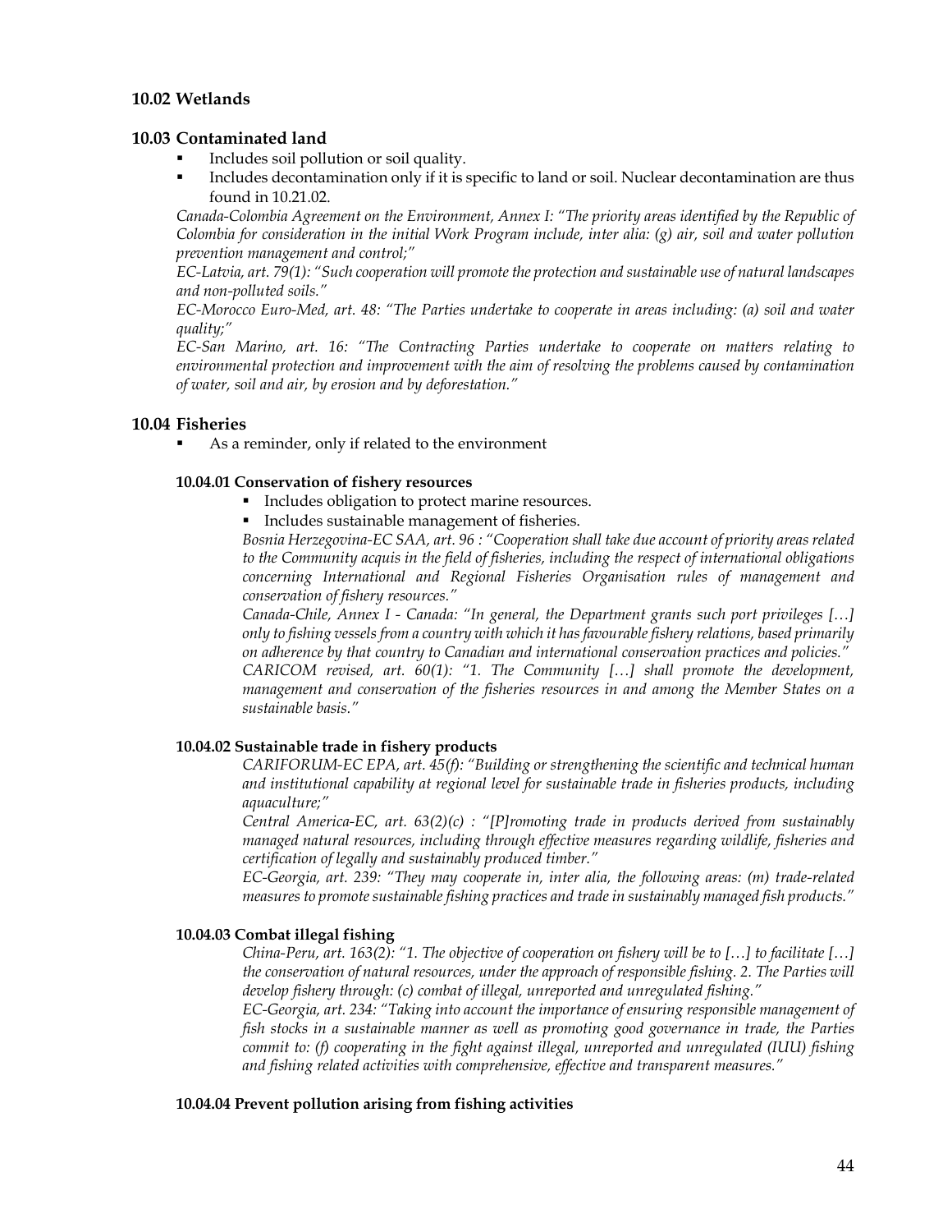## 10.02 Wetlands

## 10.03 Contaminated land

- Includes soil pollution or soil quality.
- Includes decontamination only if it is specific to land or soil. Nuclear decontamination are thus found in 10.21.02.

*Canada-Colombia Agreement on the Environment, Annex I: "The priority areas identified by the Republic of Colombia for consideration in the initial Work Program include, inter alia: (g) air, soil and water pollution prevention management and control;"*

*EC-Latvia, art. 79(1): "Such cooperation will promote the protection and sustainable use of natural landscapes and non-polluted soils."*

*EC-Morocco Euro-Med, art. 48: "The Parties undertake to cooperate in areas including: (a) soil and water quality;"*

*EC-San Marino, art. 16: "The Contracting Parties undertake to cooperate on matters relating to environmental protection and improvement with the aim of resolving the problems caused by contamination of water, soil and air, by erosion and by deforestation."*

## 10.04 Fisheries

- As a reminder, only if related to the environment

### 10.04.01 Conservation of fishery resources

- Includes obligation to protect marine resources.
- Includes sustainable management of fisheries.

*Bosnia Herzegovina-EC SAA, art. 96 : "Cooperation shall take due account of priority areas related to the Community acquis in the field of fisheries, including the respect of international obligations concerning International and Regional Fisheries Organisation rules of management and conservation of fishery resources."*

*Canada-Chile, Annex I - Canada: "In general, the Department grants such port privileges […] only to fishing vessels from a country with which it has favourable fishery relations, based primarily on adherence by that country to Canadian and international conservation practices and policies."*

*CARICOM revised, art. 60(1): "1. The Community […] shall promote the development, management and conservation of the fisheries resources in and among the Member States on a sustainable basis."*

### 10.04.02 Sustainable trade in fishery products

*CARIFORUM-EC EPA, art. 45(f): "Building or strengthening the scientific and technical human and institutional capability at regional level for sustainable trade in fisheries products, including aquaculture;"*

*Central America-EC, art. 63(2)(c) : "[P]romoting trade in products derived from sustainably managed natural resources, including through effective measures regarding wildlife, fisheries and certification of legally and sustainably produced timber."*

*EC-Georgia, art. 239: "They may cooperate in, inter alia, the following areas: (m) trade-related measures to promote sustainable fishing practices and trade in sustainably managed fish products."*

### 10.04.03 Combat illegal fishing

*China-Peru, art. 163(2): "1. The objective of cooperation on fishery will be to […] to facilitate […] the conservation of natural resources, under the approach of responsible fishing. 2. The Parties will develop fishery through: (c) combat of illegal, unreported and unregulated fishing."*

*EC-Georgia, art. 234: "Taking into account the importance of ensuring responsible management of fish stocks in a sustainable manner as well as promoting good governance in trade, the Parties commit to: (f) cooperating in the fight against illegal, unreported and unregulated (IUU) fishing and fishing related activities with comprehensive, effective and transparent measures."*

### 10.04.04 Prevent pollution arising from fishing activities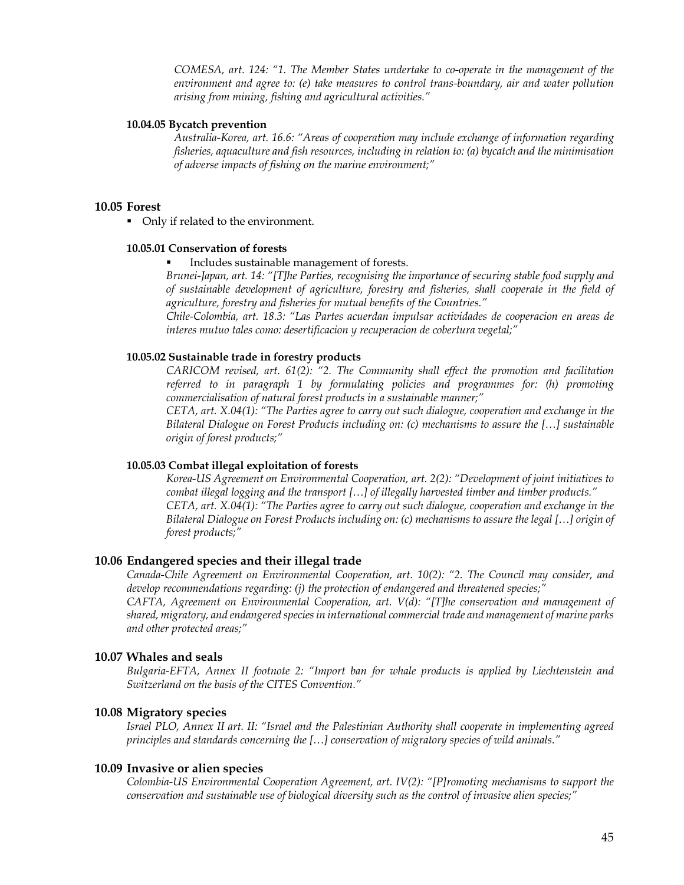*COMESA, art. 124: "1. The Member States undertake to co-operate in the management of the environment and agree to: (e) take measures to control trans-boundary, air and water pollution arising from mining, fishing and agricultural activities."*

#### 10.04.05 Bycatch prevention

*Australia-Korea, art. 16.6: "Areas of cooperation may include exchange of information regarding fisheries, aquaculture and fish resources, including in relation to: (a) bycatch and the minimisation of adverse impacts of fishing on the marine environment;"*

### 10.05 Forest

- Only if related to the environment.

#### 10.05.01 Conservation of forests

- Includes sustainable management of forests.

*Brunei-Japan, art. 14: "[T]he Parties, recognising the importance of securing stable food supply and of sustainable development of agriculture, forestry and fisheries, shall cooperate in the field of agriculture, forestry and fisheries for mutual benefits of the Countries."*

*Chile-Colombia, art. 18.3: "Las Partes acuerdan impulsar actividades de cooperacion en areas de interes mutuo tales como: desertificacion y recuperacion de cobertura vegetal;"*

#### 10.05.02 Sustainable trade in forestry products

*CARICOM revised, art. 61(2): "2. The Community shall effect the promotion and facilitation referred to in paragraph 1 by formulating policies and programmes for: (h) promoting commercialisation of natural forest products in a sustainable manner;"*

*CETA, art. X.04(1): "The Parties agree to carry out such dialogue, cooperation and exchange in the Bilateral Dialogue on Forest Products including on: (c) mechanisms to assure the […] sustainable origin of forest products;"*

#### 10.05.03 Combat illegal exploitation of forests

*Korea-US Agreement on Environmental Cooperation, art. 2(2): "Development of joint initiatives to combat illegal logging and the transport […] of illegally harvested timber and timber products."*

*CETA, art. X.04(1): "The Parties agree to carry out such dialogue, cooperation and exchange in the Bilateral Dialogue on Forest Products including on: (c) mechanisms to assure the legal […] origin of forest products;"*

### 10.06 Endangered species and their illegal trade

*Canada-Chile Agreement on Environmental Cooperation, art. 10(2): "2. The Council may consider, and develop recommendations regarding: (j) the protection of endangered and threatened species;"*

*CAFTA, Agreement on Environmental Cooperation, art. V(d): "[T]he conservation and management of shared, migratory, and endangered species in international commercial trade and management of marine parks and other protected areas;"*

### 10.07 Whales and seals

*Bulgaria-EFTA, Annex II footnote 2: "Import ban for whale products is applied by Liechtenstein and Switzerland on the basis of the CITES Convention."*

### 10.08 Migratory species

*Israel PLO, Annex II art. II: "Israel and the Palestinian Authority shall cooperate in implementing agreed principles and standards concerning the […] conservation of migratory species of wild animals."*

### 10.09 Invasive or alien species

*Colombia-US Environmental Cooperation Agreement, art. IV(2): "[P]romoting mechanisms to support the conservation and sustainable use of biological diversity such as the control of invasive alien species;"*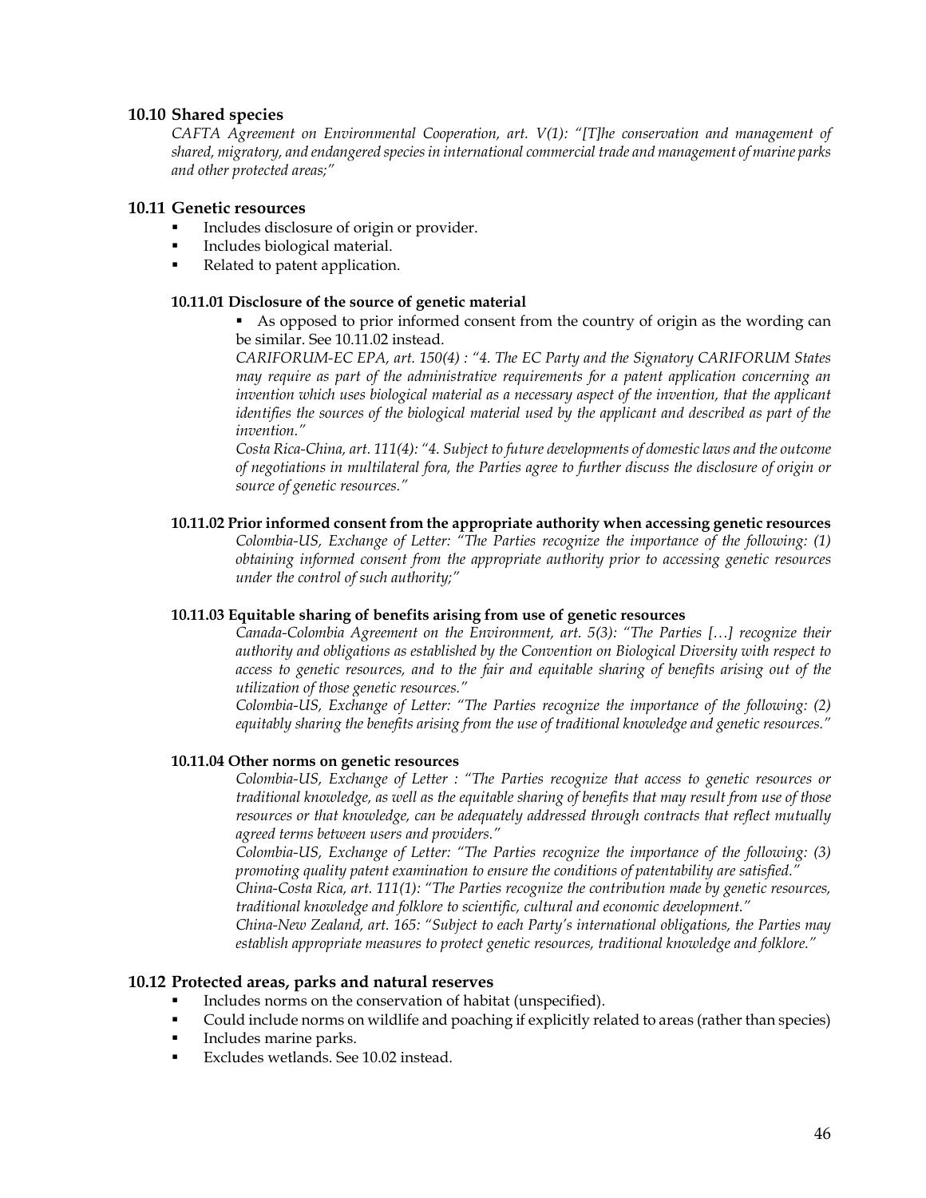## 10.10 Shared species

*CAFTA Agreement on Environmental Cooperation, art. V(1): "[T]he conservation and management of shared, migratory, and endangered species in international commercial trade and management of marine parks and other protected areas;"*

## 10.11 Genetic resources

- Includes disclosure of origin or provider.
- Includes biological material.
- Related to patent application.

### 10.11.01 Disclosure of the source of genetic material

- As opposed to prior informed consent from the country of origin as the wording can be similar. See 10.11.02 instead.

*CARIFORUM-EC EPA, art. 150(4) : "4. The EC Party and the Signatory CARIFORUM States may require as part of the administrative requirements for a patent application concerning an invention which uses biological material as a necessary aspect of the invention, that the applicant identifies the sources of the biological material used by the applicant and described as part of the invention."*

*Costa Rica-China, art. 111(4): "4. Subject to future developments of domestic laws and the outcome of negotiations in multilateral fora, the Parties agree to further discuss the disclosure of origin or source of genetic resources."*

### 10.11.02 Prior informed consent from the appropriate authority when accessing genetic resources

*Colombia-US, Exchange of Letter: "The Parties recognize the importance of the following: (1) obtaining informed consent from the appropriate authority prior to accessing genetic resources under the control of such authority;"*

### 10.11.03 Equitable sharing of benefits arising from use of genetic resources

*Canada-Colombia Agreement on the Environment, art. 5(3): "The Parties […] recognize their authority and obligations as established by the Convention on Biological Diversity with respect to access to genetic resources, and to the fair and equitable sharing of benefits arising out of the utilization of those genetic resources."*

*Colombia-US, Exchange of Letter: "The Parties recognize the importance of the following: (2) equitably sharing the benefits arising from the use of traditional knowledge and genetic resources."*

### 10.11.04 Other norms on genetic resources

*Colombia-US, Exchange of Letter : "The Parties recognize that access to genetic resources or traditional knowledge, as well as the equitable sharing of benefits that may result from use of those resources or that knowledge, can be adequately addressed through contracts that reflect mutually agreed terms between users and providers."*

*Colombia-US, Exchange of Letter: "The Parties recognize the importance of the following: (3) promoting quality patent examination to ensure the conditions of patentability are satisfied."*

*China-Costa Rica, art. 111(1): "The Parties recognize the contribution made by genetic resources, traditional knowledge and folklore to scientific, cultural and economic development."*

*China-New Zealand, art. 165: "Subject to each Party's international obligations, the Parties may establish appropriate measures to protect genetic resources, traditional knowledge and folklore."*

## 10.12 Protected areas, parks and natural reserves

- Includes norms on the conservation of habitat (unspecified).
- Could include norms on wildlife and poaching if explicitly related to areas (rather than species)
- Includes marine parks.
- Excludes wetlands. See 10.02 instead.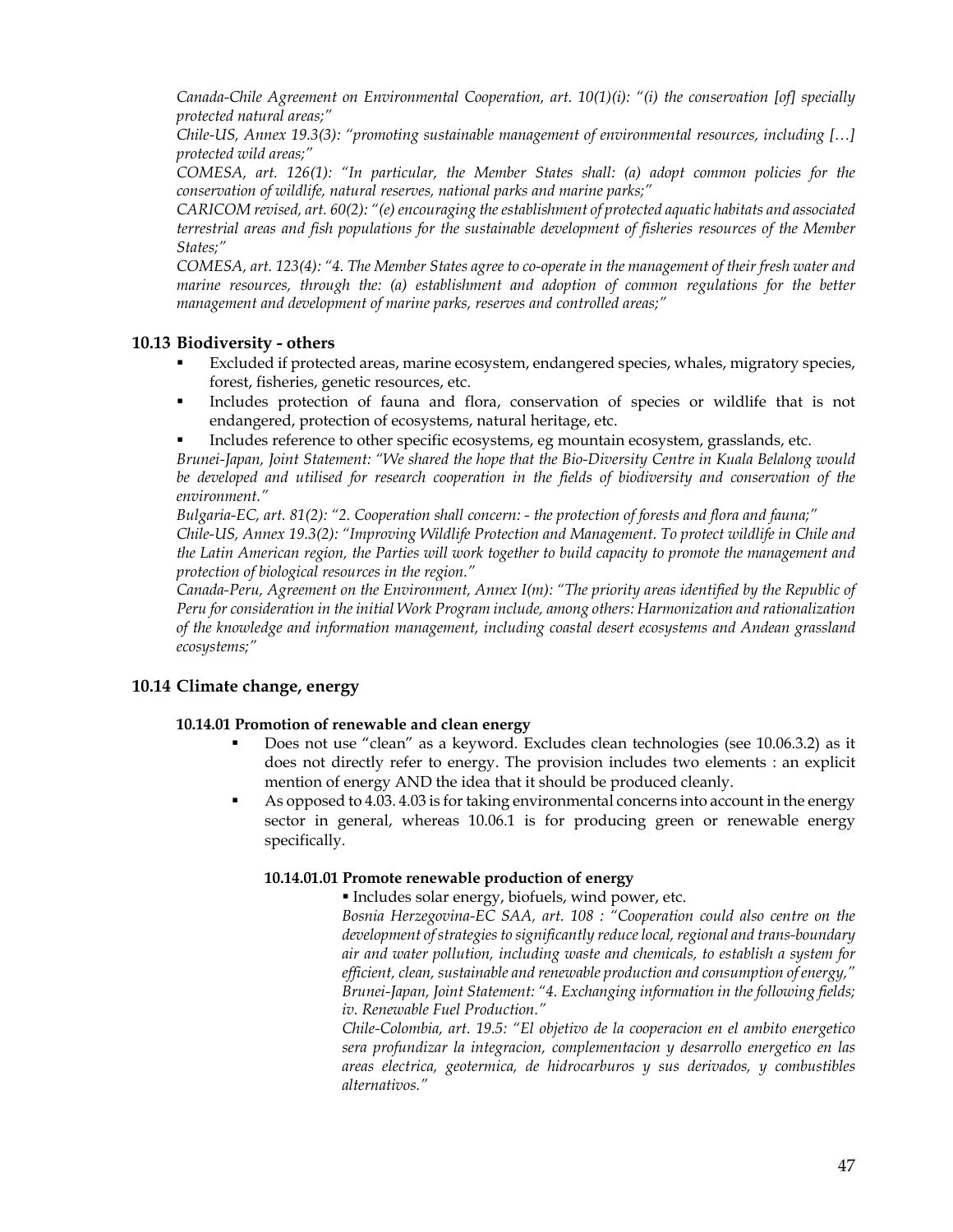*Canada-Chile Agreement on Environmental Cooperation, art. 10(1)(i): "(i) the conservation [of] specially protected natural areas;"*

*Chile-US, Annex 19.3(3): "promoting sustainable management of environmental resources, including […] protected wild areas;"*

*COMESA, art. 126(1): "In particular, the Member States shall: (a) adopt common policies for the conservation of wildlife, natural reserves, national parks and marine parks;"*

*CARICOM revised, art. 60(2): "(e) encouraging the establishment of protected aquatic habitats and associated terrestrial areas and fish populations for the sustainable development of fisheries resources of the Member States;"*

*COMESA, art. 123(4): "4. The Member States agree to co-operate in the management of their fresh water and marine resources, through the: (a) establishment and adoption of common regulations for the better management and development of marine parks, reserves and controlled areas;"*

## 10.13 Biodiversity - others

- Excluded if protected areas, marine ecosystem, endangered species, whales, migratory species, forest, fisheries, genetic resources, etc.
- Includes protection of fauna and flora, conservation of species or wildlife that is not endangered, protection of ecosystems, natural heritage, etc.
- Includes reference to other specific ecosystems, eg mountain ecosystem, grasslands, etc.

*Brunei-Japan, Joint Statement: "We shared the hope that the Bio-Diversity Centre in Kuala Belalong would be developed and utilised for research cooperation in the fields of biodiversity and conservation of the environment."*

*Bulgaria-EC, art. 81(2): "2. Cooperation shall concern: - the protection of forests and flora and fauna;"*

*Chile-US, Annex 19.3(2): "Improving Wildlife Protection and Management. To protect wildlife in Chile and the Latin American region, the Parties will work together to build capacity to promote the management and protection of biological resources in the region."*

*Canada-Peru, Agreement on the Environment, Annex I(m): "The priority areas identified by the Republic of Peru for consideration in the initial Work Program include, among others: Harmonization and rationalization of the knowledge and information management, including coastal desert ecosystems and Andean grassland ecosystems;"*

## 10.14 Climate change, energy

### 10.14.01 Promotion of renewable and clean energy

- Does not use "clean" as a keyword. Excludes clean technologies (see 10.06.3.2) as it does not directly refer to energy. The provision includes two elements : an explicit mention of energy AND the idea that it should be produced cleanly.
- As opposed to 4.03. 4.03 is for taking environmental concerns into account in the energy sector in general, whereas 10.06.1 is for producing green or renewable energy specifically.

#### 10.14.01.01 Promote renewable production of energy

- Includes solar energy, biofuels, wind power, etc.

*Bosnia Herzegovina-EC SAA, art. 108 : "Cooperation could also centre on the development of strategies to significantly reduce local, regional and trans-boundary air and water pollution, including waste and chemicals, to establish a system for efficient, clean, sustainable and renewable production and consumption of energy,"*

*Brunei-Japan, Joint Statement: "4. Exchanging information in the following fields; iv. Renewable Fuel Production."*

*Chile-Colombia, art. 19.5: "El objetivo de la cooperacion en el ambito energetico sera profundizar la integracion, complementacion y desarrollo energetico en las areas electrica, geotermica, de hidrocarburos y sus derivados, y combustibles alternativos."*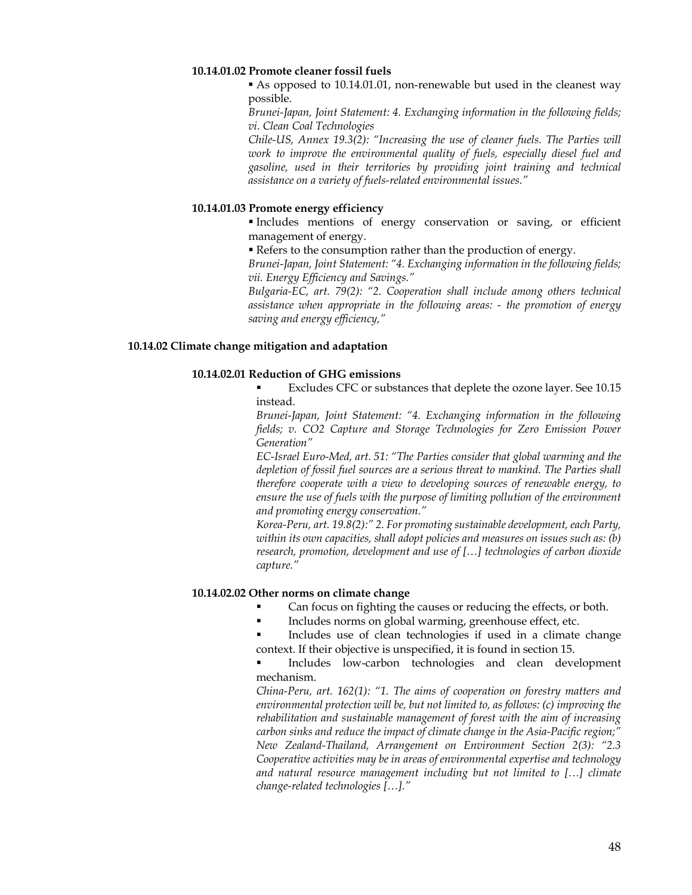#### 10.14.01.02 Promote cleaner fossil fuels

- As opposed to 10.14.01.01, non-renewable but used in the cleanest way possible.

*Brunei-Japan, Joint Statement: 4. Exchanging information in the following fields; vi. Clean Coal Technologies*

*Chile-US, Annex 19.3(2): "Increasing the use of cleaner fuels. The Parties will work to improve the environmental quality of fuels, especially diesel fuel and gasoline, used in their territories by providing joint training and technical assistance on a variety of fuels-related environmental issues."*

#### 10.14.01.03 Promote energy efficiency

- Includes mentions of energy conservation or saving, or efficient management of energy.
- Refers to the consumption rather than the production of energy.

*Brunei-Japan, Joint Statement: "4. Exchanging information in the following fields; vii. Energy Efficiency and Savings."*

*Bulgaria-EC, art. 79(2): "2. Cooperation shall include among others technical assistance when appropriate in the following areas: - the promotion of energy saving and energy efficiency,"*

### 10.14.02 Climate change mitigation and adaptation

#### 10.14.02.01 Reduction of GHG emissions

- Excludes CFC or substances that deplete the ozone layer. See 10.15 instead.

*Brunei-Japan, Joint Statement: "4. Exchanging information in the following fields; v. CO2 Capture and Storage Technologies for Zero Emission Power Generation"*

*EC-Israel Euro-Med, art. 51: "The Parties consider that global warming and the depletion of fossil fuel sources are a serious threat to mankind. The Parties shall therefore cooperate with a view to developing sources of renewable energy, to ensure the use of fuels with the purpose of limiting pollution of the environment and promoting energy conservation."*

*Korea-Peru, art. 19.8(2):" 2. For promoting sustainable development, each Party, within its own capacities, shall adopt policies and measures on issues such as: (b) research, promotion, development and use of […] technologies of carbon dioxide capture."*

#### 10.14.02.02 Other norms on climate change

- Can focus on fighting the causes or reducing the effects, or both.
- Includes norms on global warming, greenhouse effect, etc.
- Includes use of clean technologies if used in a climate change context. If their objective is unspecified, it is found in section 15.
- Includes low-carbon technologies and clean development mechanism.

*China-Peru, art. 162(1): "1. The aims of cooperation on forestry matters and environmental protection will be, but not limited to, as follows: (c) improving the rehabilitation and sustainable management of forest with the aim of increasing carbon sinks and reduce the impact of climate change in the Asia-Pacific region;"*

*New Zealand-Thailand, Arrangement on Environment Section 2(3): "2.3 Cooperative activities may be in areas of environmental expertise and technology and natural resource management including but not limited to […] climate change-related technologies […]."*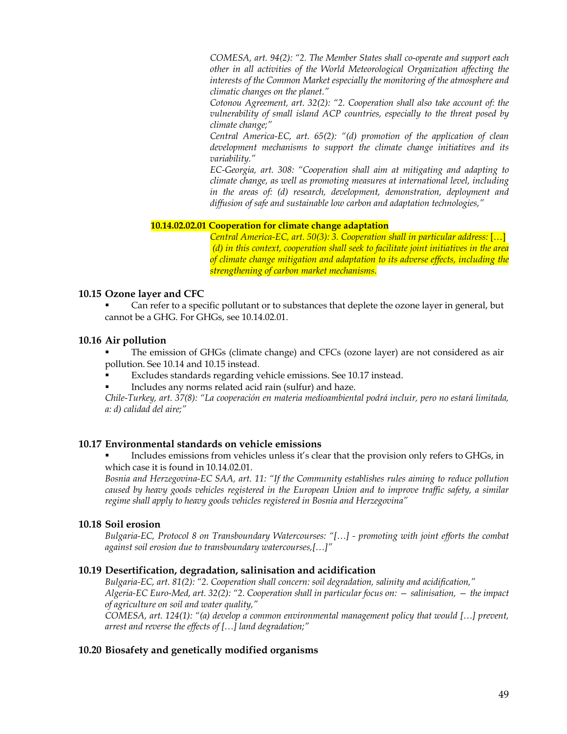*COMESA, art. 94(2): "2. The Member States shall co-operate and support each other in all activities of the World Meteorological Organization affecting the interests of the Common Market especially the monitoring of the atmosphere and climatic changes on the planet."*

*Cotonou Agreement, art. 32(2): "2. Cooperation shall also take account of: the vulnerability of small island ACP countries, especially to the threat posed by climate change;"*

*Central America-EC, art. 65(2): "(d) promotion of the application of clean development mechanisms to support the climate change initiatives and its variability."*

*EC-Georgia, art. 308: "Cooperation shall aim at mitigating and adapting to climate change, as well as promoting measures at international level, including in the areas of: (d) research, development, demonstration, deployment and diffusion of safe and sustainable low carbon and adaptation technologies,"*

**10.14.02.02.01 Cooperation for climate change adaptation**

*Central America-EC, art. 50(3): 3. Cooperation shall in particular address:* […] *(d) in this context, cooperation shall seek to facilitate joint initiatives in the area of climate change mitigation and adaptation to its adverse effects, including the strengthening of carbon market mechanisms.*

### 10.15 Ozone layer and CFC

- Can refer to a specific pollutant or to substances that deplete the ozone layer in general, but cannot be a GHG. For GHGs, see 10.14.02.01.

### 10.16 Air pollution

- The emission of GHGs (climate change) and CFCs (ozone layer) are not considered as air pollution. See 10.14 and 10.15 instead.
- Excludes standards regarding vehicle emissions. See 10.17 instead.
- Includes any norms related acid rain (sulfur) and haze.

*Chile-Turkey, art. 37(8): "La cooperación en materia medioambiental podrá incluir, pero no estará limitada, a: d) calidad del aire;"*

### 10.17 Environmental standards on vehicle emissions

- Includes emissions from vehicles unless it's clear that the provision only refers to GHGs, in which case it is found in 10.14.02.01.

*Bosnia and Herzegovina-EC SAA, art. 11: "If the Community establishes rules aiming to reduce pollution caused by heavy goods vehicles registered in the European Union and to improve traffic safety, a similar regime shall apply to heavy goods vehicles registered in Bosnia and Herzegovina"*

### 10.18 Soil erosion

*Bulgaria-EC, Protocol 8 on Transboundary Watercourses: "[…] - promoting with joint efforts the combat against soil erosion due to transboundary watercourses,[…]"*

### 10.19 Desertification, degradation, salinisation and acidification

*Bulgaria-EC, art. 81(2): "2. Cooperation shall concern: soil degradation, salinity and acidification,"*

*Algeria-EC Euro-Med, art. 32(2): "2. Cooperation shall in particular focus on: — salinisation, — the impact of agriculture on soil and water quality,"*

*COMESA, art. 124(1): "(a) develop a common environmental management policy that would […] prevent, arrest and reverse the effects of […] land degradation;"*

### 10.20 Biosafety and genetically modified organisms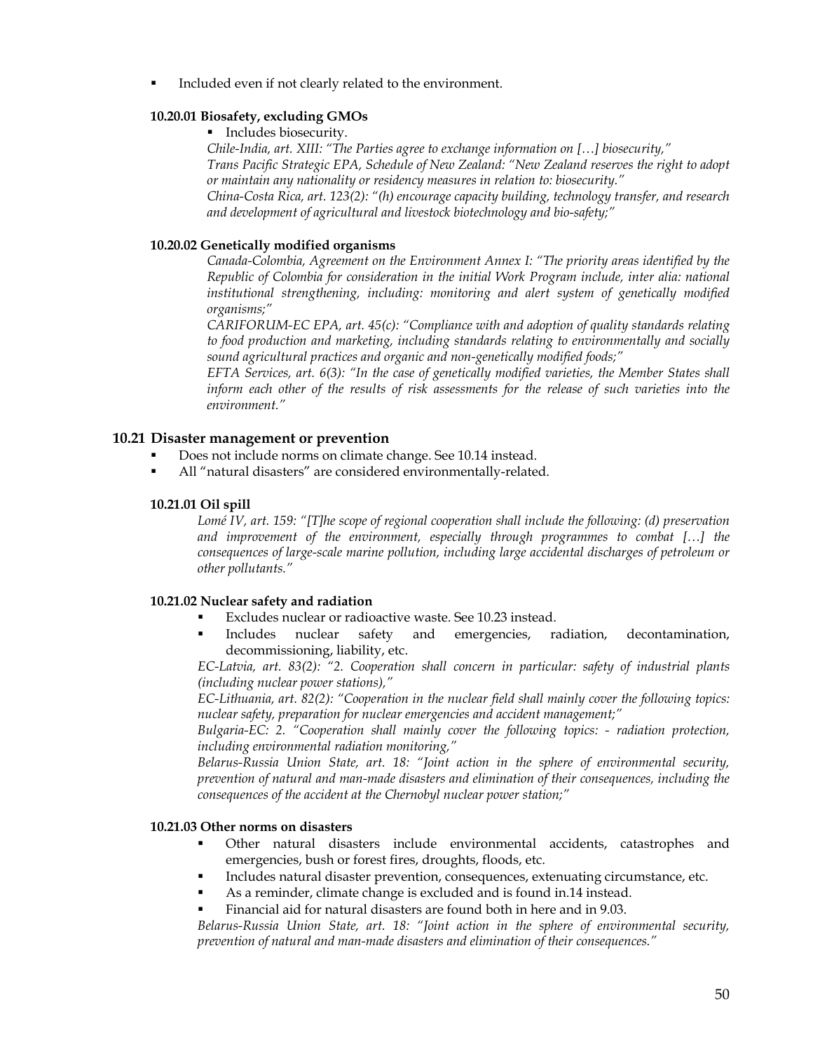- Included even if not clearly related to the environment.

#### 10.20.01 Biosafety, excluding GMOs

- Includes biosecurity.

*Chile-India, art. XIII: "The Parties agree to exchange information on […] biosecurity,"*
*Trans Pacific Strategic EPA, Schedule of New Zealand: "New Zealand reserves the right to adopt or maintain any nationality or residency measures in relation to: biosecurity."*
*China-Costa Rica, art. 123(2): "(h) encourage capacity building, technology transfer, and research and development of agricultural and livestock biotechnology and bio-safety;"*

#### 10.20.02 Genetically modified organisms

*Canada-Colombia, Agreement on the Environment Annex I: "The priority areas identified by the Republic of Colombia for consideration in the initial Work Program include, inter alia: national institutional strengthening, including: monitoring and alert system of genetically modified organisms;"*
*CARIFORUM-EC EPA, art. 45(c): "Compliance with and adoption of quality standards relating to food production and marketing, including standards relating to environmentally and socially sound agricultural practices and organic and non-genetically modified foods;"*
*EFTA Services, art. 6(3): "In the case of genetically modified varieties, the Member States shall inform each other of the results of risk assessments for the release of such varieties into the environment."*

### 10.21 Disaster management or prevention

- Does not include norms on climate change. See 10.14 instead.
- All "natural disasters" are considered environmentally-related.

#### 10.21.01 Oil spill

*Lomé IV, art. 159: "[T]he scope of regional cooperation shall include the following: (d) preservation and improvement of the environment, especially through programmes to combat […] the consequences of large-scale marine pollution, including large accidental discharges of petroleum or other pollutants."*

#### 10.21.02 Nuclear safety and radiation

- Excludes nuclear or radioactive waste. See 10.23 instead.
- Includes nuclear safety and emergencies, radiation, decontamination, decommissioning, liability, etc.

*EC-Latvia, art. 83(2): "2. Cooperation shall concern in particular: safety of industrial plants (including nuclear power stations),"*
*EC-Lithuania, art. 82(2): "Cooperation in the nuclear field shall mainly cover the following topics: nuclear safety, preparation for nuclear emergencies and accident management;"*
*Bulgaria-EC: 2. "Cooperation shall mainly cover the following topics: - radiation protection, including environmental radiation monitoring,"*
*Belarus-Russia Union State, art. 18: "Joint action in the sphere of environmental security, prevention of natural and man-made disasters and elimination of their consequences, including the consequences of the accident at the Chernobyl nuclear power station;"*

#### 10.21.03 Other norms on disasters

- Other natural disasters include environmental accidents, catastrophes and emergencies, bush or forest fires, droughts, floods, etc.
- Includes natural disaster prevention, consequences, extenuating circumstance, etc.
- As a reminder, climate change is excluded and is found in.14 instead.
- Financial aid for natural disasters are found both in here and in 9.03.

*Belarus-Russia Union State, art. 18: "Joint action in the sphere of environmental security, prevention of natural and man-made disasters and elimination of their consequences."*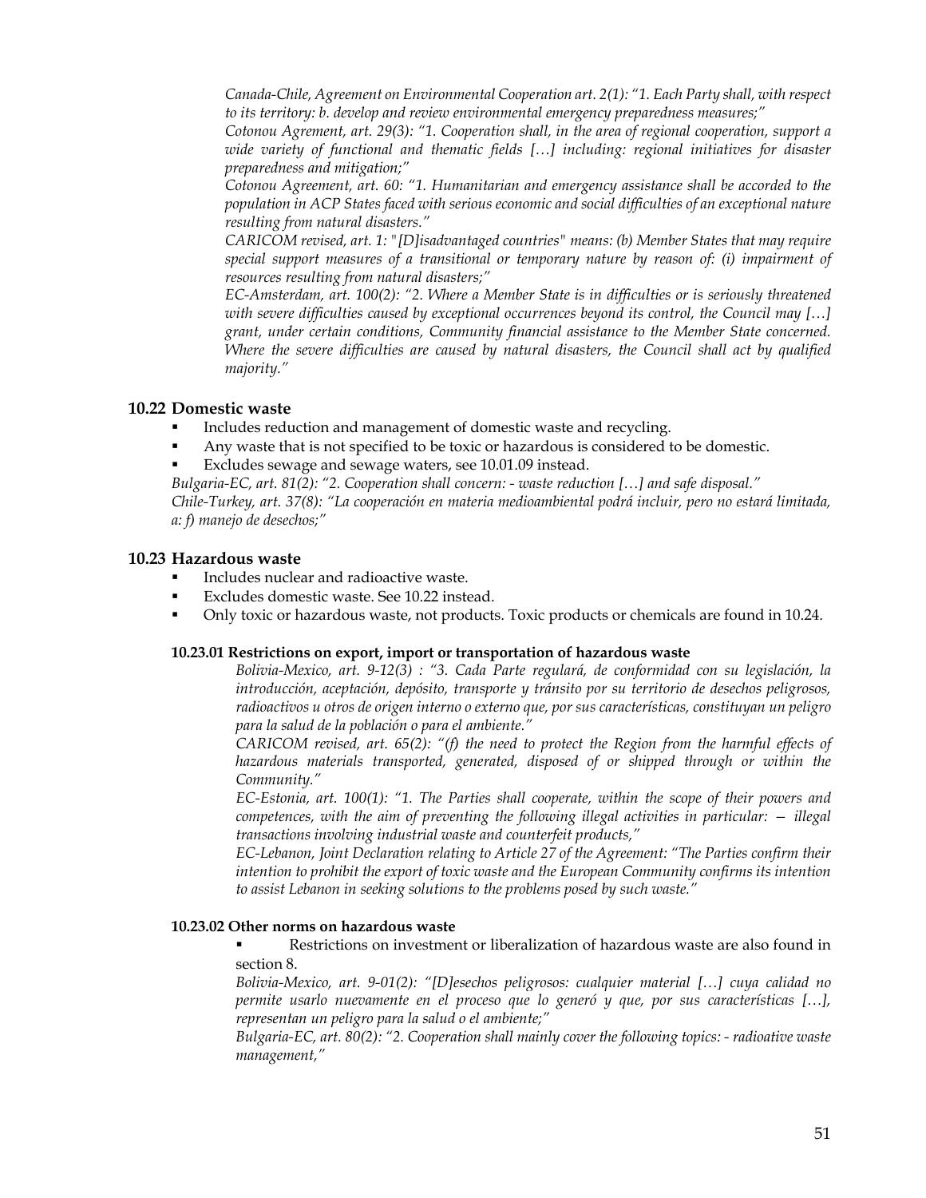*Canada-Chile, Agreement on Environmental Cooperation art. 2(1): "1. Each Party shall, with respect to its territory: b. develop and review environmental emergency preparedness measures;"*

*Cotonou Agrement, art. 29(3): "1. Cooperation shall, in the area of regional cooperation, support a wide variety of functional and thematic fields […] including: regional initiatives for disaster preparedness and mitigation;"*

*Cotonou Agreement, art. 60: "1. Humanitarian and emergency assistance shall be accorded to the population in ACP States faced with serious economic and social difficulties of an exceptional nature resulting from natural disasters."*

*CARICOM revised, art. 1: "[D]isadvantaged countries" means: (b) Member States that may require special support measures of a transitional or temporary nature by reason of: (i) impairment of resources resulting from natural disasters;"*

*EC-Amsterdam, art. 100(2): "2. Where a Member State is in difficulties or is seriously threatened with severe difficulties caused by exceptional occurrences beyond its control, the Council may […] grant, under certain conditions, Community financial assistance to the Member State concerned. Where the severe difficulties are caused by natural disasters, the Council shall act by qualified majority."*

## 10.22 Domestic waste

- Includes reduction and management of domestic waste and recycling.
- Any waste that is not specified to be toxic or hazardous is considered to be domestic.
- Excludes sewage and sewage waters, see 10.01.09 instead.

*Bulgaria-EC, art. 81(2): "2. Cooperation shall concern: - waste reduction […] and safe disposal."*

*Chile-Turkey, art. 37(8): "La cooperación en materia medioambiental podrá incluir, pero no estará limitada, a: f) manejo de desechos;"*

## 10.23 Hazardous waste

- Includes nuclear and radioactive waste.
- Excludes domestic waste. See 10.22 instead.
- Only toxic or hazardous waste, not products. Toxic products or chemicals are found in 10.24.

### 10.23.01 Restrictions on export, import or transportation of hazardous waste

*Bolivia-Mexico, art. 9-12(3) : "3. Cada Parte regulará, de conformidad con su legislación, la introducción, aceptación, depósito, transporte y tránsito por su territorio de desechos peligrosos, radioactivos u otros de origen interno o externo que, por sus características, constituyan un peligro para la salud de la población o para el ambiente."*

*CARICOM revised, art. 65(2): "(f) the need to protect the Region from the harmful effects of hazardous materials transported, generated, disposed of or shipped through or within the Community."*

*EC-Estonia, art. 100(1): "1. The Parties shall cooperate, within the scope of their powers and competences, with the aim of preventing the following illegal activities in particular: — illegal transactions involving industrial waste and counterfeit products,"*

*EC-Lebanon, Joint Declaration relating to Article 27 of the Agreement: "The Parties confirm their intention to prohibit the export of toxic waste and the European Community confirms its intention to assist Lebanon in seeking solutions to the problems posed by such waste."*

### 10.23.02 Other norms on hazardous waste

- Restrictions on investment or liberalization of hazardous waste are also found in section 8.

*Bolivia-Mexico, art. 9-01(2): "[D]esechos peligrosos: cualquier material […] cuya calidad no permite usarlo nuevamente en el proceso que lo generó y que, por sus características […], representan un peligro para la salud o el ambiente;"*

*Bulgaria-EC, art. 80(2): "2. Cooperation shall mainly cover the following topics: - radioative waste management,"*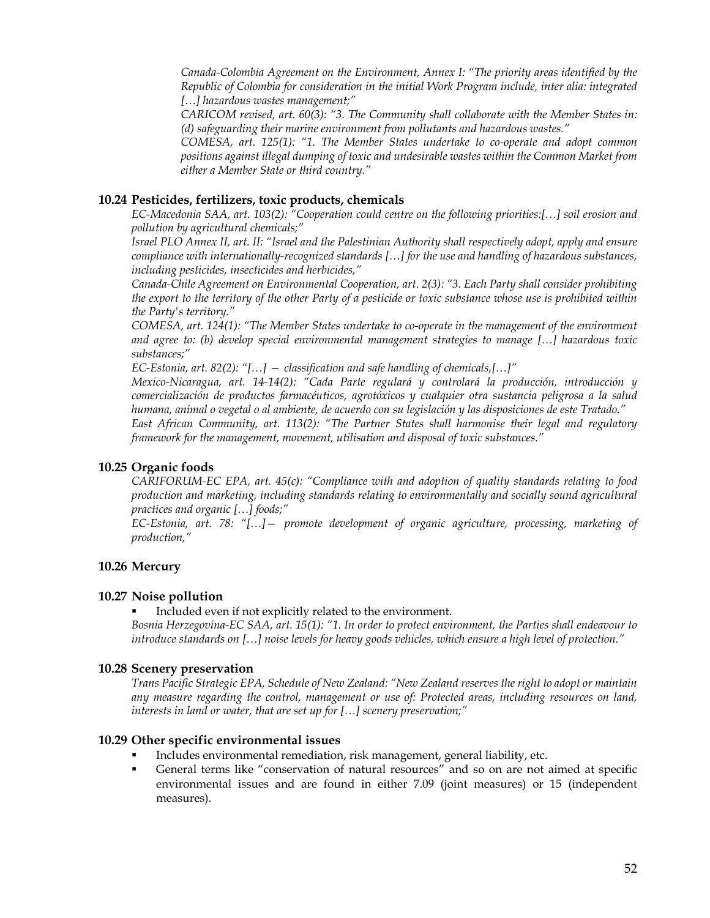*Canada-Colombia Agreement on the Environment, Annex I: "The priority areas identified by the Republic of Colombia for consideration in the initial Work Program include, inter alia: integrated […] hazardous wastes management;"*
*CARICOM revised, art. 60(3): "3. The Community shall collaborate with the Member States in: (d) safeguarding their marine environment from pollutants and hazardous wastes."*
*COMESA, art. 125(1): "1. The Member States undertake to co-operate and adopt common positions against illegal dumping of toxic and undesirable wastes within the Common Market from either a Member State or third country."*

### 10.24 Pesticides, fertilizers, toxic products, chemicals

*EC-Macedonia SAA, art. 103(2): "Cooperation could centre on the following priorities:[…] soil erosion and pollution by agricultural chemicals;"*
*Israel PLO Annex II, art. II: "Israel and the Palestinian Authority shall respectively adopt, apply and ensure compliance with internationally-recognized standards […] for the use and handling of hazardous substances, including pesticides, insecticides and herbicides,"*
*Canada-Chile Agreement on Environmental Cooperation, art. 2(3): "3. Each Party shall consider prohibiting the export to the territory of the other Party of a pesticide or toxic substance whose use is prohibited within the Party's territory."*
*COMESA, art. 124(1): "The Member States undertake to co-operate in the management of the environment and agree to: (b) develop special environmental management strategies to manage […] hazardous toxic substances;"*
*EC-Estonia, art. 82(2): "[…] — classification and safe handling of chemicals,[…]"*
*Mexico-Nicaragua, art. 14-14(2): "Cada Parte regulará y controlará la producción, introducción y comercialización de productos farmacéuticos, agrotóxicos y cualquier otra sustancia peligrosa a la salud humana, animal o vegetal o al ambiente, de acuerdo con su legislación y las disposiciones de este Tratado."*
*East African Community, art. 113(2): "The Partner States shall harmonise their legal and regulatory framework for the management, movement, utilisation and disposal of toxic substances."*

### 10.25 Organic foods

*CARIFORUM-EC EPA, art. 45(c): "Compliance with and adoption of quality standards relating to food production and marketing, including standards relating to environmentally and socially sound agricultural practices and organic […] foods;"*
*EC-Estonia, art. 78: "[…]— promote development of organic agriculture, processing, marketing of production,"*

### 10.26 Mercury

### 10.27 Noise pollution

- Included even if not explicitly related to the environment.

*Bosnia Herzegovina-EC SAA, art. 15(1): "1. In order to protect environment, the Parties shall endeavour to introduce standards on […] noise levels for heavy goods vehicles, which ensure a high level of protection."*

### 10.28 Scenery preservation

*Trans Pacific Strategic EPA, Schedule of New Zealand: "New Zealand reserves the right to adopt or maintain any measure regarding the control, management or use of: Protected areas, including resources on land, interests in land or water, that are set up for […] scenery preservation;"*

### 10.29 Other specific environmental issues

- Includes environmental remediation, risk management, general liability, etc.
- General terms like "conservation of natural resources" and so on are not aimed at specific environmental issues and are found in either 7.09 (joint measures) or 15 (independent measures).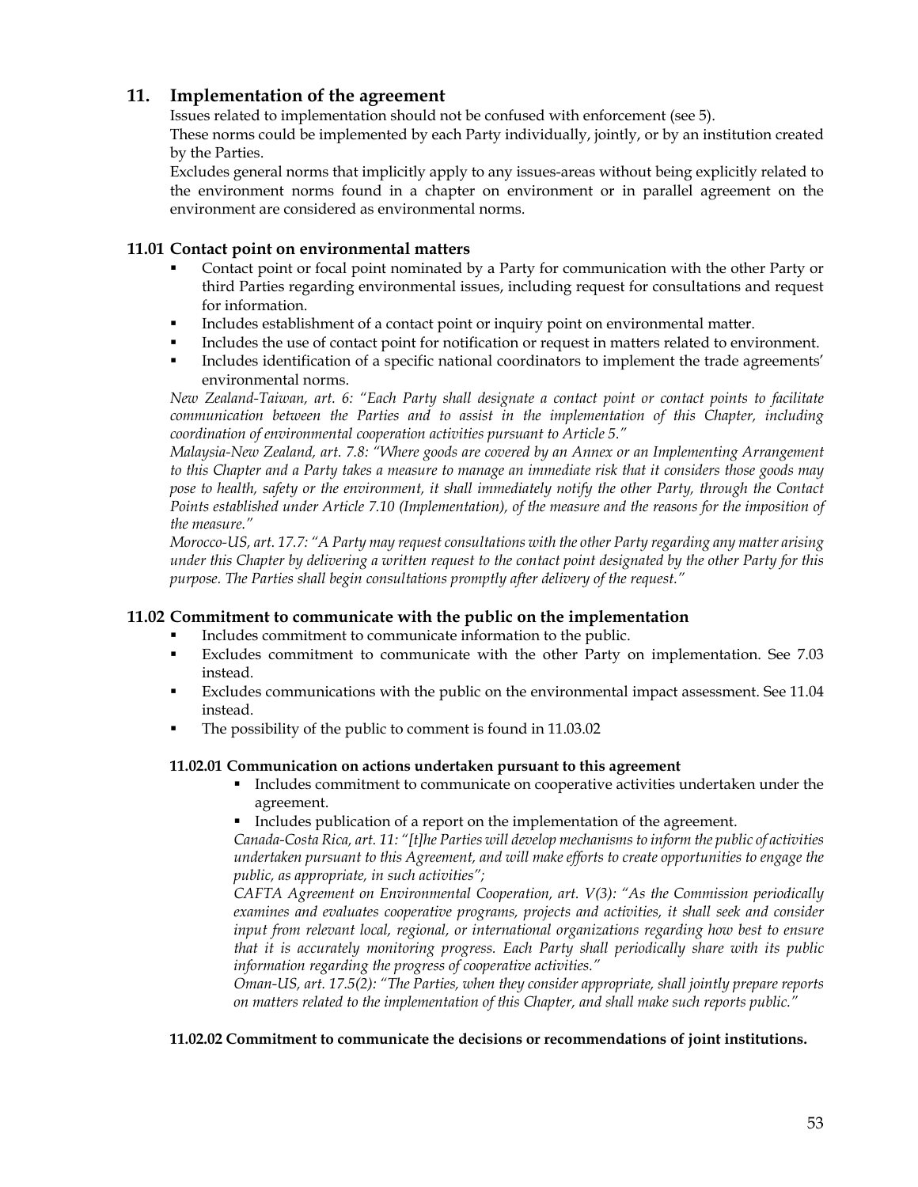## 11. Implementation of the agreement

Issues related to implementation should not be confused with enforcement (see 5).

These norms could be implemented by each Party individually, jointly, or by an institution created by the Parties.

Excludes general norms that implicitly apply to any issues-areas without being explicitly related to the environment norms found in a chapter on environment or in parallel agreement on the environment are considered as environmental norms.

### 11.01 Contact point on environmental matters

- Contact point or focal point nominated by a Party for communication with the other Party or third Parties regarding environmental issues, including request for consultations and request for information.
- Includes establishment of a contact point or inquiry point on environmental matter.
- Includes the use of contact point for notification or request in matters related to environment.
- Includes identification of a specific national coordinators to implement the trade agreements' environmental norms.

*New Zealand-Taiwan, art. 6: "Each Party shall designate a contact point or contact points to facilitate communication between the Parties and to assist in the implementation of this Chapter, including coordination of environmental cooperation activities pursuant to Article 5."*

*Malaysia-New Zealand, art. 7.8: "Where goods are covered by an Annex or an Implementing Arrangement to this Chapter and a Party takes a measure to manage an immediate risk that it considers those goods may pose to health, safety or the environment, it shall immediately notify the other Party, through the Contact Points established under Article 7.10 (Implementation), of the measure and the reasons for the imposition of the measure."*

*Morocco-US, art. 17.7: "A Party may request consultations with the other Party regarding any matter arising under this Chapter by delivering a written request to the contact point designated by the other Party for this purpose. The Parties shall begin consultations promptly after delivery of the request."*

### 11.02 Commitment to communicate with the public on the implementation

- Includes commitment to communicate information to the public.
- Excludes commitment to communicate with the other Party on implementation. See 7.03 instead.
- Excludes communications with the public on the environmental impact assessment. See 11.04 instead.
- The possibility of the public to comment is found in 11.03.02

#### 11.02.01 Communication on actions undertaken pursuant to this agreement

- Includes commitment to communicate on cooperative activities undertaken under the agreement.
- Includes publication of a report on the implementation of the agreement.

*Canada-Costa Rica, art. 11: "[t]he Parties will develop mechanisms to inform the public of activities undertaken pursuant to this Agreement, and will make efforts to create opportunities to engage the public, as appropriate, in such activities";*

*CAFTA Agreement on Environmental Cooperation, art. V(3): "As the Commission periodically examines and evaluates cooperative programs, projects and activities, it shall seek and consider input from relevant local, regional, or international organizations regarding how best to ensure that it is accurately monitoring progress. Each Party shall periodically share with its public information regarding the progress of cooperative activities."*

*Oman-US, art. 17.5(2): "The Parties, when they consider appropriate, shall jointly prepare reports on matters related to the implementation of this Chapter, and shall make such reports public."*

#### 11.02.02 Commitment to communicate the decisions or recommendations of joint institutions.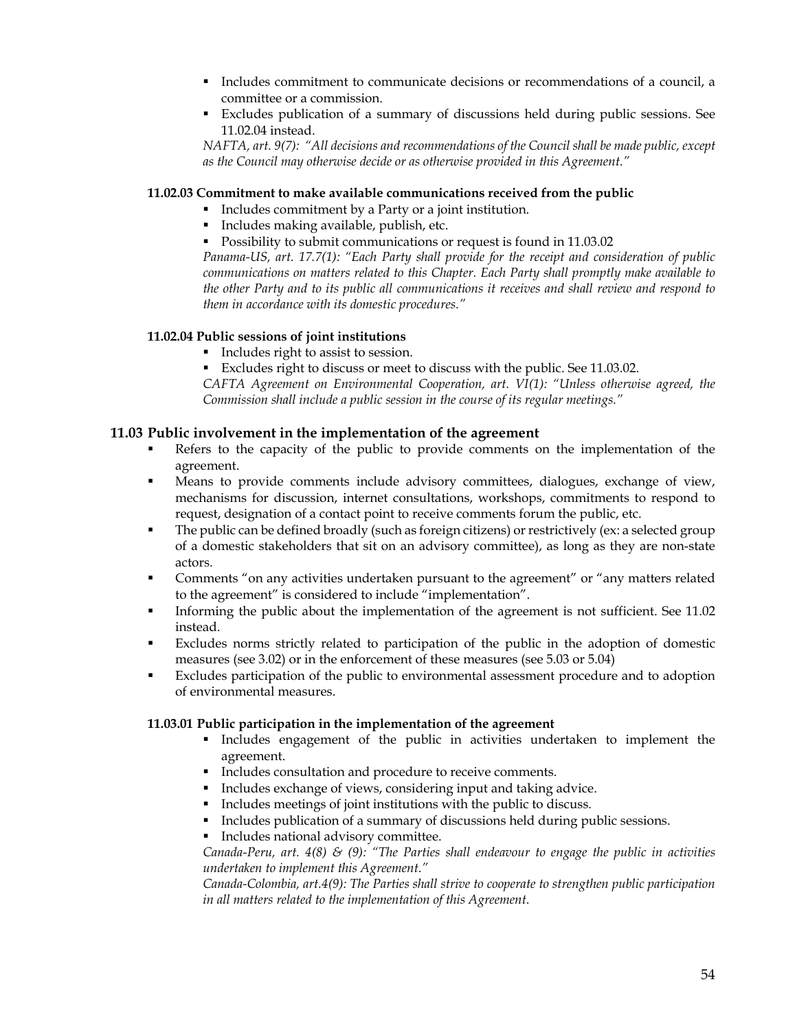- Includes commitment to communicate decisions or recommendations of a council, a committee or a commission.
- Excludes publication of a summary of discussions held during public sessions. See 11.02.04 instead.

*NAFTA, art. 9(7): "All decisions and recommendations of the Council shall be made public, except as the Council may otherwise decide or as otherwise provided in this Agreement."*

#### 11.02.03 Commitment to make available communications received from the public

- Includes commitment by a Party or a joint institution.
- Includes making available, publish, etc.
- Possibility to submit communications or request is found in 11.03.02

*Panama-US, art. 17.7(1): "Each Party shall provide for the receipt and consideration of public communications on matters related to this Chapter. Each Party shall promptly make available to the other Party and to its public all communications it receives and shall review and respond to them in accordance with its domestic procedures."*

#### 11.02.04 Public sessions of joint institutions

- Includes right to assist to session.
- Excludes right to discuss or meet to discuss with the public. See 11.03.02.

*CAFTA Agreement on Environmental Cooperation, art. VI(1): "Unless otherwise agreed, the Commission shall include a public session in the course of its regular meetings."*

### 11.03 Public involvement in the implementation of the agreement

- Refers to the capacity of the public to provide comments on the implementation of the agreement.
- Means to provide comments include advisory committees, dialogues, exchange of view, mechanisms for discussion, internet consultations, workshops, commitments to respond to request, designation of a contact point to receive comments forum the public, etc.
- The public can be defined broadly (such as foreign citizens) or restrictively (ex: a selected group of a domestic stakeholders that sit on an advisory committee), as long as they are non-state actors.
- Comments "on any activities undertaken pursuant to the agreement" or "any matters related to the agreement" is considered to include "implementation".
- Informing the public about the implementation of the agreement is not sufficient. See 11.02 instead.
- Excludes norms strictly related to participation of the public in the adoption of domestic measures (see 3.02) or in the enforcement of these measures (see 5.03 or 5.04)
- Excludes participation of the public to environmental assessment procedure and to adoption of environmental measures.

#### 11.03.01 Public participation in the implementation of the agreement

- Includes engagement of the public in activities undertaken to implement the agreement.
- Includes consultation and procedure to receive comments.
- Includes exchange of views, considering input and taking advice.
- Includes meetings of joint institutions with the public to discuss.
- Includes publication of a summary of discussions held during public sessions.
- Includes national advisory committee.

*Canada-Peru, art. 4(8) & (9): "The Parties shall endeavour to engage the public in activities undertaken to implement this Agreement."*

*Canada-Colombia, art.4(9): The Parties shall strive to cooperate to strengthen public participation in all matters related to the implementation of this Agreement.*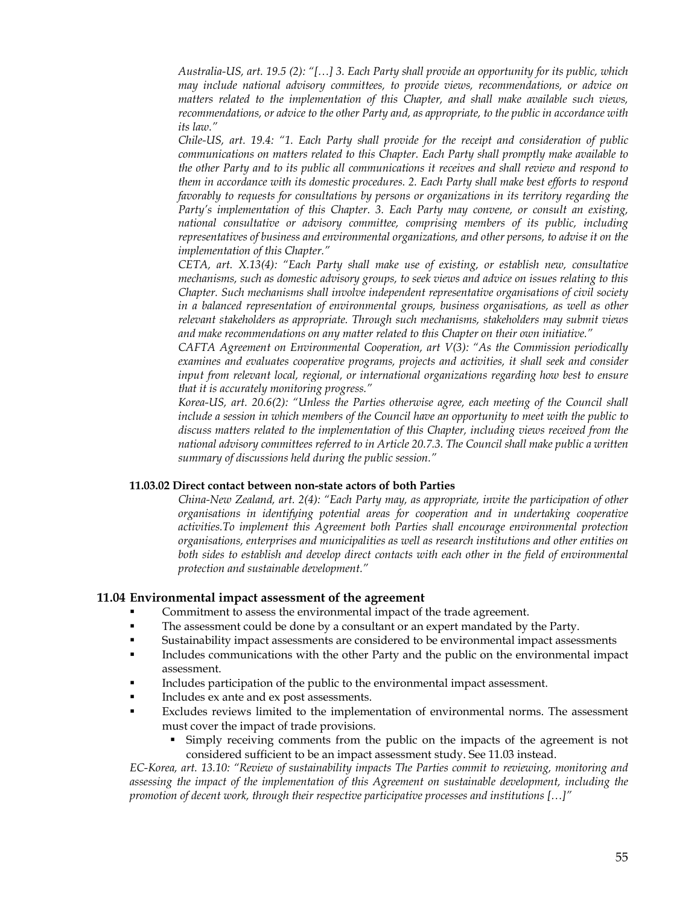*Australia-US, art. 19.5 (2): "[…] 3. Each Party shall provide an opportunity for its public, which may include national advisory committees, to provide views, recommendations, or advice on matters related to the implementation of this Chapter, and shall make available such views, recommendations, or advice to the other Party and, as appropriate, to the public in accordance with its law."*

*Chile-US, art. 19.4: "1. Each Party shall provide for the receipt and consideration of public communications on matters related to this Chapter. Each Party shall promptly make available to the other Party and to its public all communications it receives and shall review and respond to them in accordance with its domestic procedures. 2. Each Party shall make best efforts to respond favorably to requests for consultations by persons or organizations in its territory regarding the Party's implementation of this Chapter. 3. Each Party may convene, or consult an existing, national consultative or advisory committee, comprising members of its public, including representatives of business and environmental organizations, and other persons, to advise it on the implementation of this Chapter."*

*CETA, art. X.13(4): "Each Party shall make use of existing, or establish new, consultative mechanisms, such as domestic advisory groups, to seek views and advice on issues relating to this Chapter. Such mechanisms shall involve independent representative organisations of civil society in a balanced representation of environmental groups, business organisations, as well as other relevant stakeholders as appropriate. Through such mechanisms, stakeholders may submit views and make recommendations on any matter related to this Chapter on their own initiative."*

*CAFTA Agreement on Environmental Cooperation, art V(3): "As the Commission periodically examines and evaluates cooperative programs, projects and activities, it shall seek and consider input from relevant local, regional, or international organizations regarding how best to ensure that it is accurately monitoring progress."*

*Korea-US, art. 20.6(2): "Unless the Parties otherwise agree, each meeting of the Council shall include a session in which members of the Council have an opportunity to meet with the public to discuss matters related to the implementation of this Chapter, including views received from the national advisory committees referred to in Article 20.7.3. The Council shall make public a written summary of discussions held during the public session."*

#### 11.03.02 Direct contact between non-state actors of both Parties

*China-New Zealand, art. 2(4): "Each Party may, as appropriate, invite the participation of other organisations in identifying potential areas for cooperation and in undertaking cooperative activities.To implement this Agreement both Parties shall encourage environmental protection organisations, enterprises and municipalities as well as research institutions and other entities on both sides to establish and develop direct contacts with each other in the field of environmental protection and sustainable development."*

### 11.04 Environmental impact assessment of the agreement

- Commitment to assess the environmental impact of the trade agreement.
- The assessment could be done by a consultant or an expert mandated by the Party.
- Sustainability impact assessments are considered to be environmental impact assessments
- Includes communications with the other Party and the public on the environmental impact assessment.
- Includes participation of the public to the environmental impact assessment.
- Includes ex ante and ex post assessments.
- Excludes reviews limited to the implementation of environmental norms. The assessment must cover the impact of trade provisions.
  - Simply receiving comments from the public on the impacts of the agreement is not considered sufficient to be an impact assessment study. See 11.03 instead.

*EC-Korea, art. 13.10: "Review of sustainability impacts The Parties commit to reviewing, monitoring and assessing the impact of the implementation of this Agreement on sustainable development, including the promotion of decent work, through their respective participative processes and institutions […]"*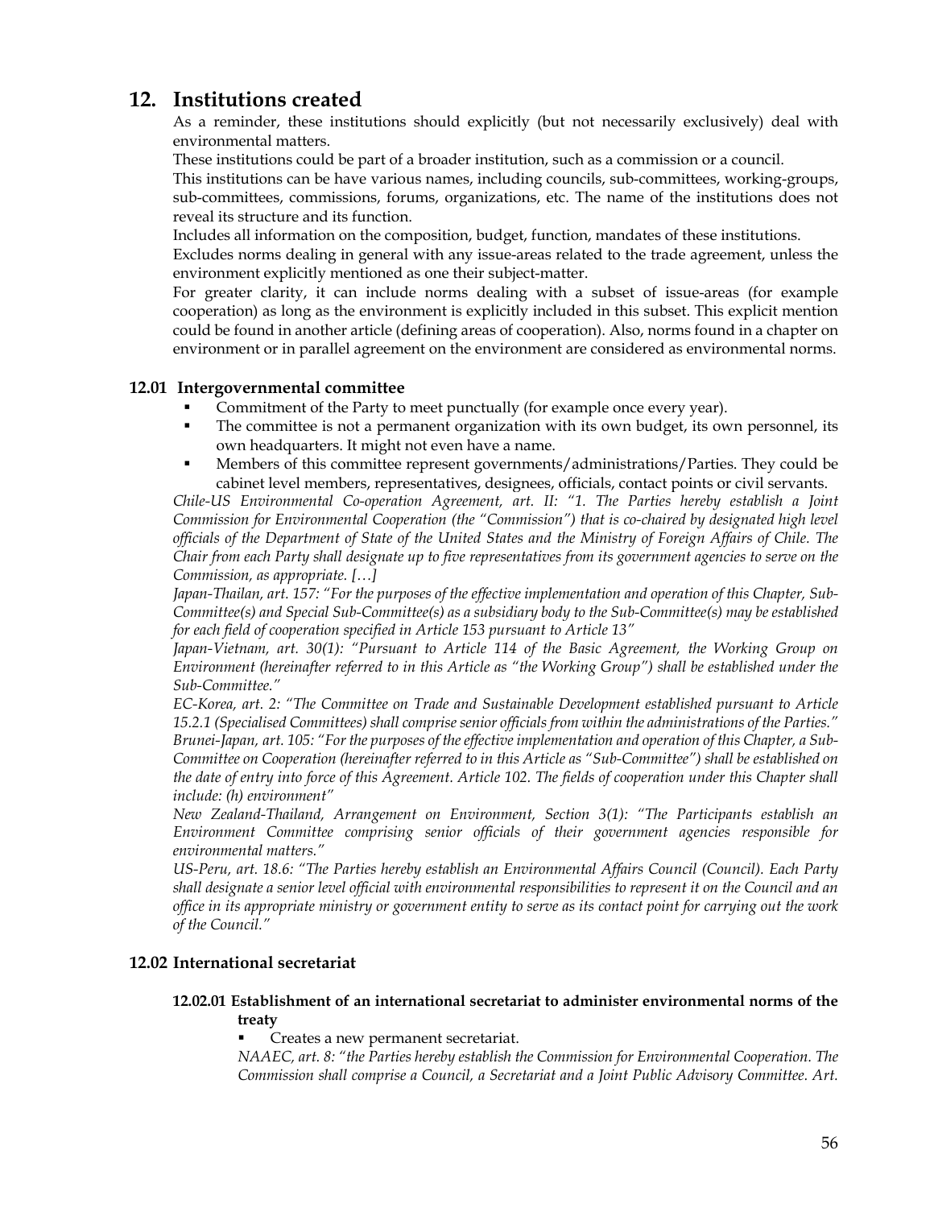# 12. Institutions created

As a reminder, these institutions should explicitly (but not necessarily exclusively) deal with environmental matters.

These institutions could be part of a broader institution, such as a commission or a council.

This institutions can be have various names, including councils, sub-committees, working-groups, sub-committees, commissions, forums, organizations, etc. The name of the institutions does not reveal its structure and its function.

Includes all information on the composition, budget, function, mandates of these institutions.

Excludes norms dealing in general with any issue-areas related to the trade agreement, unless the environment explicitly mentioned as one their subject-matter.

For greater clarity, it can include norms dealing with a subset of issue-areas (for example cooperation) as long as the environment is explicitly included in this subset. This explicit mention could be found in another article (defining areas of cooperation). Also, norms found in a chapter on environment or in parallel agreement on the environment are considered as environmental norms.

## 12.01 Intergovernmental committee

- Commitment of the Party to meet punctually (for example once every year).
- The committee is not a permanent organization with its own budget, its own personnel, its own headquarters. It might not even have a name.
- Members of this committee represent governments/administrations/Parties. They could be cabinet level members, representatives, designees, officials, contact points or civil servants.

*Chile-US Environmental Co-operation Agreement, art. II: "1. The Parties hereby establish a Joint Commission for Environmental Cooperation (the "Commission") that is co-chaired by designated high level officials of the Department of State of the United States and the Ministry of Foreign Affairs of Chile. The Chair from each Party shall designate up to five representatives from its government agencies to serve on the Commission, as appropriate. […]*

*Japan-Thailan, art. 157: "For the purposes of the effective implementation and operation of this Chapter, Sub-Committee(s) and Special Sub-Committee(s) as a subsidiary body to the Sub-Committee(s) may be established for each field of cooperation specified in Article 153 pursuant to Article 13"*

*Japan-Vietnam, art. 30(1): "Pursuant to Article 114 of the Basic Agreement, the Working Group on Environment (hereinafter referred to in this Article as "the Working Group") shall be established under the Sub-Committee."*

*EC-Korea, art. 2: "The Committee on Trade and Sustainable Development established pursuant to Article 15.2.1 (Specialised Committees) shall comprise senior officials from within the administrations of the Parties."*

*Brunei-Japan, art. 105: "For the purposes of the effective implementation and operation of this Chapter, a Sub-Committee on Cooperation (hereinafter referred to in this Article as "Sub-Committee") shall be established on the date of entry into force of this Agreement. Article 102. The fields of cooperation under this Chapter shall include: (h) environment"*

*New Zealand-Thailand, Arrangement on Environment, Section 3(1): "The Participants establish an Environment Committee comprising senior officials of their government agencies responsible for environmental matters."*

*US-Peru, art. 18.6: "The Parties hereby establish an Environmental Affairs Council (Council). Each Party shall designate a senior level official with environmental responsibilities to represent it on the Council and an office in its appropriate ministry or government entity to serve as its contact point for carrying out the work of the Council."*

## 12.02 International secretariat

### 12.02.01 Establishment of an international secretariat to administer environmental norms of the treaty

- Creates a new permanent secretariat.

*NAAEC, art. 8: "the Parties hereby establish the Commission for Environmental Cooperation. The Commission shall comprise a Council, a Secretariat and a Joint Public Advisory Committee. Art.*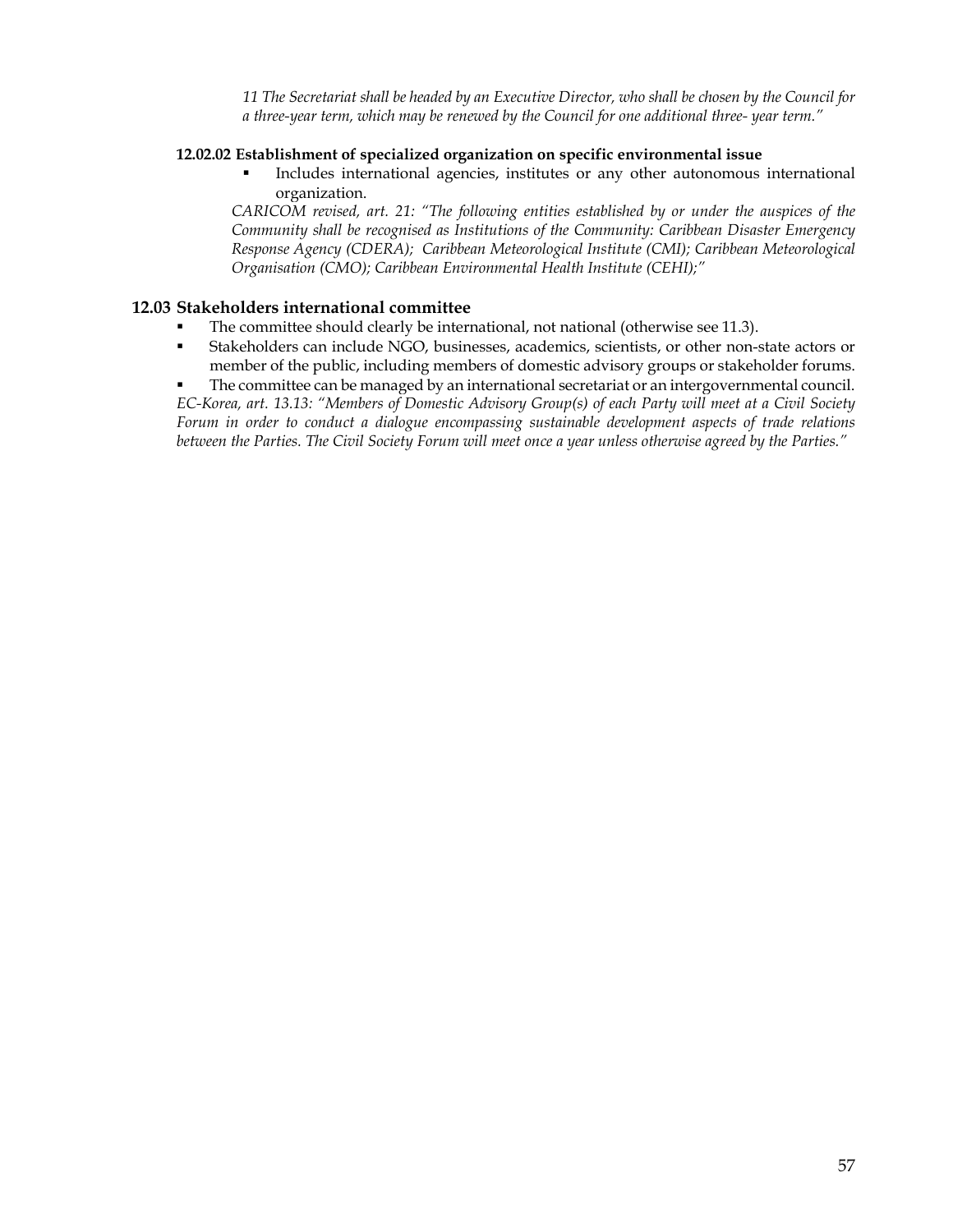*11 The Secretariat shall be headed by an Executive Director, who shall be chosen by the Council for a three-year term, which may be renewed by the Council for one additional three- year term."*

#### 12.02.02 Establishment of specialized organization on specific environmental issue

- Includes international agencies, institutes or any other autonomous international organization.

*CARICOM revised, art. 21: "The following entities established by or under the auspices of the Community shall be recognised as Institutions of the Community: Caribbean Disaster Emergency Response Agency (CDERA); Caribbean Meteorological Institute (CMI); Caribbean Meteorological Organisation (CMO); Caribbean Environmental Health Institute (CEHI);"*

### 12.03 Stakeholders international committee

- The committee should clearly be international, not national (otherwise see 11.3).
- Stakeholders can include NGO, businesses, academics, scientists, or other non-state actors or member of the public, including members of domestic advisory groups or stakeholder forums.
- The committee can be managed by an international secretariat or an intergovernmental council.

*EC-Korea, art. 13.13: "Members of Domestic Advisory Group(s) of each Party will meet at a Civil Society Forum in order to conduct a dialogue encompassing sustainable development aspects of trade relations between the Parties. The Civil Society Forum will meet once a year unless otherwise agreed by the Parties."*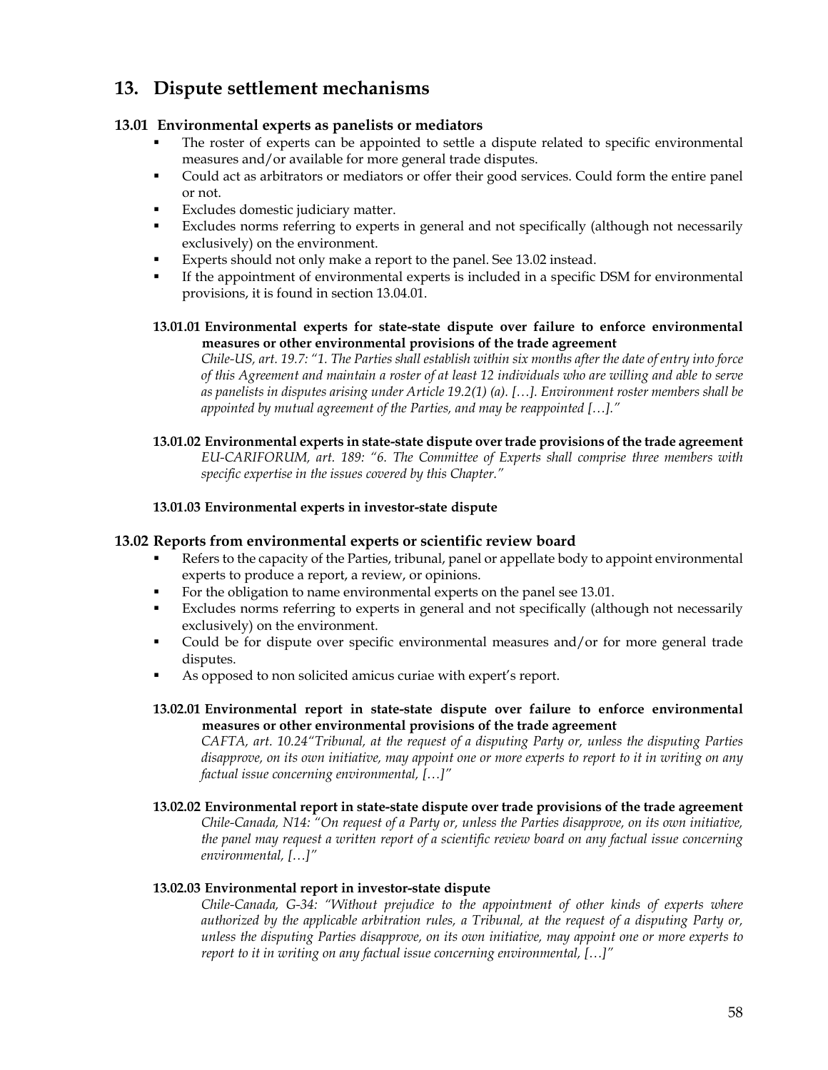# 13. Dispute settlement mechanisms

## 13.01 Environmental experts as panelists or mediators

- The roster of experts can be appointed to settle a dispute related to specific environmental measures and/or available for more general trade disputes.
- Could act as arbitrators or mediators or offer their good services. Could form the entire panel or not.
- Excludes domestic judiciary matter.
- Excludes norms referring to experts in general and not specifically (although not necessarily exclusively) on the environment.
- Experts should not only make a report to the panel. See 13.02 instead.
- If the appointment of environmental experts is included in a specific DSM for environmental provisions, it is found in section 13.04.01.

### 13.01.01 Environmental experts for state-state dispute over failure to enforce environmental measures or other environmental provisions of the trade agreement

*Chile-US, art. 19.7: "1. The Parties shall establish within six months after the date of entry into force of this Agreement and maintain a roster of at least 12 individuals who are willing and able to serve as panelists in disputes arising under Article 19.2(1) (a). […]. Environment roster members shall be appointed by mutual agreement of the Parties, and may be reappointed […]."*

### 13.01.02 Environmental experts in state-state dispute over trade provisions of the trade agreement

*EU-CARIFORUM, art. 189: "6. The Committee of Experts shall comprise three members with specific expertise in the issues covered by this Chapter."*

### 13.01.03 Environmental experts in investor-state dispute

## 13.02 Reports from environmental experts or scientific review board

- Refers to the capacity of the Parties, tribunal, panel or appellate body to appoint environmental experts to produce a report, a review, or opinions.
- For the obligation to name environmental experts on the panel see 13.01.
- Excludes norms referring to experts in general and not specifically (although not necessarily exclusively) on the environment.
- Could be for dispute over specific environmental measures and/or for more general trade disputes.
- As opposed to non solicited amicus curiae with expert's report.

### 13.02.01 Environmental report in state-state dispute over failure to enforce environmental measures or other environmental provisions of the trade agreement

*CAFTA, art. 10.24"Tribunal, at the request of a disputing Party or, unless the disputing Parties disapprove, on its own initiative, may appoint one or more experts to report to it in writing on any factual issue concerning environmental, […]"*

### 13.02.02 Environmental report in state-state dispute over trade provisions of the trade agreement

*Chile-Canada, N14: "On request of a Party or, unless the Parties disapprove, on its own initiative, the panel may request a written report of a scientific review board on any factual issue concerning environmental, […]"*

### 13.02.03 Environmental report in investor-state dispute

*Chile-Canada, G-34: "Without prejudice to the appointment of other kinds of experts where authorized by the applicable arbitration rules, a Tribunal, at the request of a disputing Party or, unless the disputing Parties disapprove, on its own initiative, may appoint one or more experts to report to it in writing on any factual issue concerning environmental, […]"*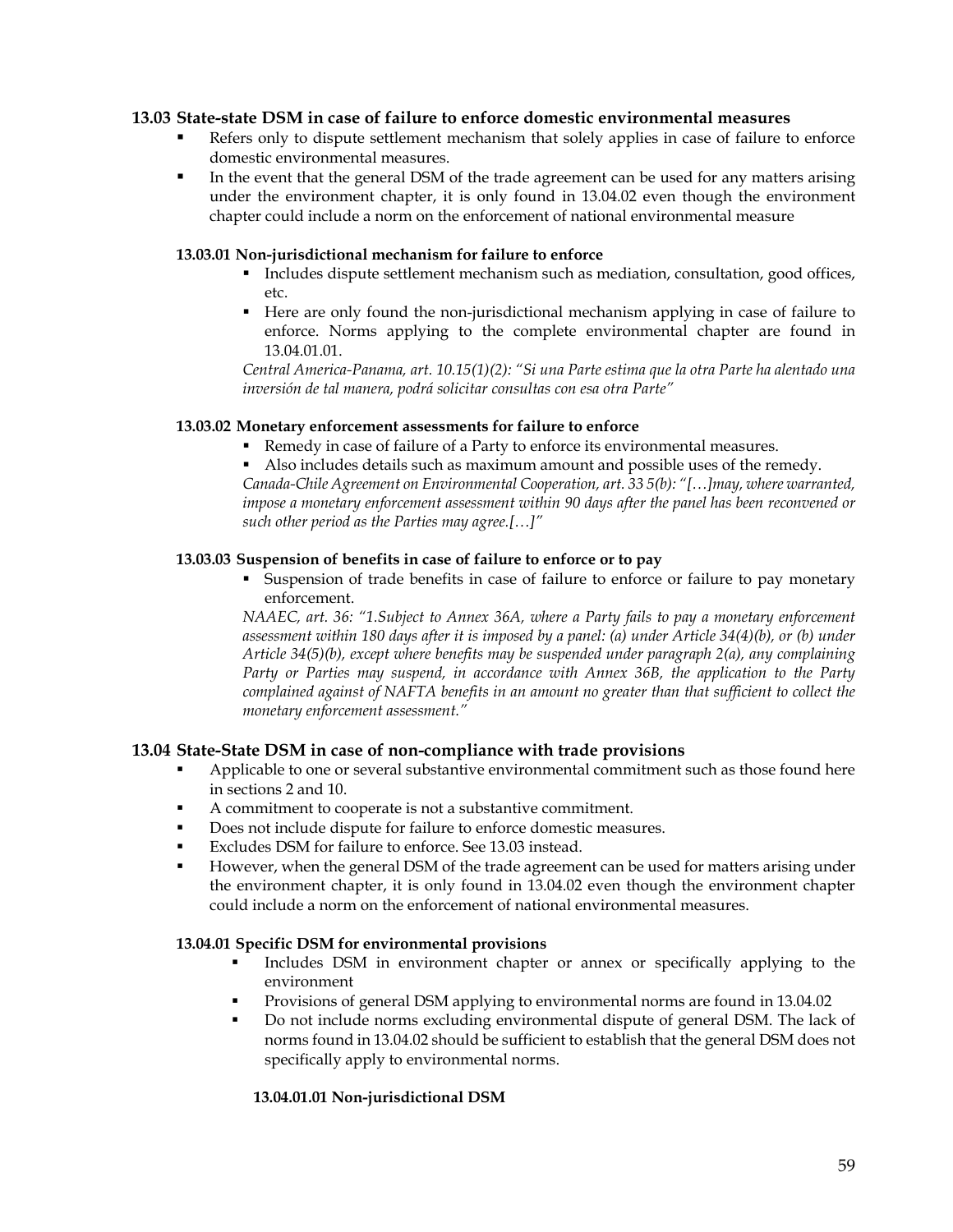### 13.03 State-state DSM in case of failure to enforce domestic environmental measures

- Refers only to dispute settlement mechanism that solely applies in case of failure to enforce domestic environmental measures.
- In the event that the general DSM of the trade agreement can be used for any matters arising under the environment chapter, it is only found in 13.04.02 even though the environment chapter could include a norm on the enforcement of national environmental measure

#### 13.03.01 Non-jurisdictional mechanism for failure to enforce

- Includes dispute settlement mechanism such as mediation, consultation, good offices, etc.
- Here are only found the non-jurisdictional mechanism applying in case of failure to enforce. Norms applying to the complete environmental chapter are found in 13.04.01.01.

*Central America-Panama, art. 10.15(1)(2): "Si una Parte estima que la otra Parte ha alentado una inversión de tal manera, podrá solicitar consultas con esa otra Parte"*

#### 13.03.02 Monetary enforcement assessments for failure to enforce

- Remedy in case of failure of a Party to enforce its environmental measures.
- Also includes details such as maximum amount and possible uses of the remedy.

*Canada-Chile Agreement on Environmental Cooperation, art. 33 5(b): "[…]may, where warranted, impose a monetary enforcement assessment within 90 days after the panel has been reconvened or such other period as the Parties may agree.[…]"*

#### 13.03.03 Suspension of benefits in case of failure to enforce or to pay

- Suspension of trade benefits in case of failure to enforce or failure to pay monetary enforcement.

*NAAEC, art. 36: "1.Subject to Annex 36A, where a Party fails to pay a monetary enforcement assessment within 180 days after it is imposed by a panel: (a) under Article 34(4)(b), or (b) under Article 34(5)(b), except where benefits may be suspended under paragraph 2(a), any complaining Party or Parties may suspend, in accordance with Annex 36B, the application to the Party complained against of NAFTA benefits in an amount no greater than that sufficient to collect the monetary enforcement assessment."*

### 13.04 State-State DSM in case of non-compliance with trade provisions

- Applicable to one or several substantive environmental commitment such as those found here in sections 2 and 10.
- A commitment to cooperate is not a substantive commitment.
- Does not include dispute for failure to enforce domestic measures.
- Excludes DSM for failure to enforce. See 13.03 instead.
- However, when the general DSM of the trade agreement can be used for matters arising under the environment chapter, it is only found in 13.04.02 even though the environment chapter could include a norm on the enforcement of national environmental measures.

#### 13.04.01 Specific DSM for environmental provisions

- Includes DSM in environment chapter or annex or specifically applying to the environment
- Provisions of general DSM applying to environmental norms are found in 13.04.02
- Do not include norms excluding environmental dispute of general DSM. The lack of norms found in 13.04.02 should be sufficient to establish that the general DSM does not specifically apply to environmental norms.

##### 13.04.01.01 Non-jurisdictional DSM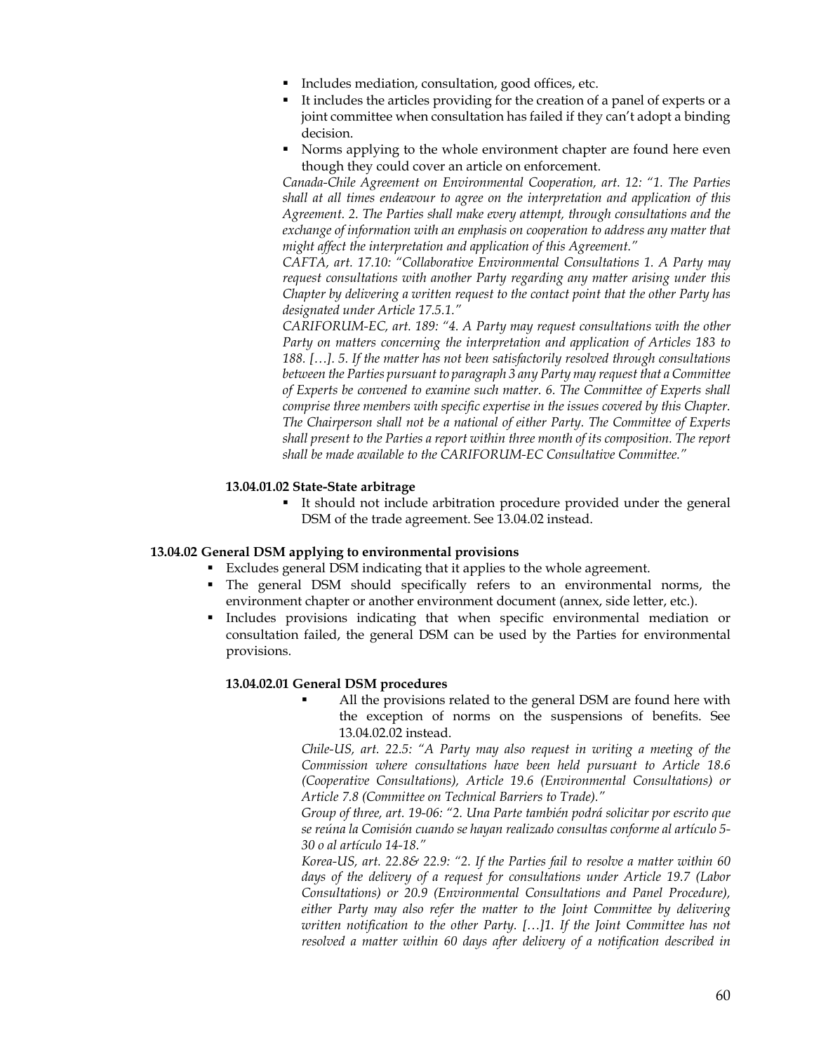- Includes mediation, consultation, good offices, etc.
- It includes the articles providing for the creation of a panel of experts or a joint committee when consultation has failed if they can't adopt a binding decision.
- Norms applying to the whole environment chapter are found here even though they could cover an article on enforcement.

*Canada-Chile Agreement on Environmental Cooperation, art. 12: "1. The Parties shall at all times endeavour to agree on the interpretation and application of this Agreement. 2. The Parties shall make every attempt, through consultations and the exchange of information with an emphasis on cooperation to address any matter that might affect the interpretation and application of this Agreement."*

*CAFTA, art. 17.10: "Collaborative Environmental Consultations 1. A Party may request consultations with another Party regarding any matter arising under this Chapter by delivering a written request to the contact point that the other Party has designated under Article 17.5.1."*

*CARIFORUM-EC, art. 189: "4. A Party may request consultations with the other Party on matters concerning the interpretation and application of Articles 183 to 188. […]. 5. If the matter has not been satisfactorily resolved through consultations between the Parties pursuant to paragraph 3 any Party may request that a Committee of Experts be convened to examine such matter. 6. The Committee of Experts shall comprise three members with specific expertise in the issues covered by this Chapter. The Chairperson shall not be a national of either Party. The Committee of Experts shall present to the Parties a report within three month of its composition. The report shall be made available to the CARIFORUM-EC Consultative Committee."*

**13.04.01.02 State-State arbitrage**

- It should not include arbitration procedure provided under the general DSM of the trade agreement. See 13.04.02 instead.

**13.04.02 General DSM applying to environmental provisions**

- Excludes general DSM indicating that it applies to the whole agreement.
- The general DSM should specifically refers to an environmental norms, the environment chapter or another environment document (annex, side letter, etc.).
- Includes provisions indicating that when specific environmental mediation or consultation failed, the general DSM can be used by the Parties for environmental provisions.

**13.04.02.01 General DSM procedures**

- All the provisions related to the general DSM are found here with the exception of norms on the suspensions of benefits. See 13.04.02.02 instead.

*Chile-US, art. 22.5: "A Party may also request in writing a meeting of the Commission where consultations have been held pursuant to Article 18.6 (Cooperative Consultations), Article 19.6 (Environmental Consultations) or Article 7.8 (Committee on Technical Barriers to Trade)."*

*Group of three, art. 19-06: "2. Una Parte también podrá solicitar por escrito que se reúna la Comisión cuando se hayan realizado consultas conforme al artículo 5-30 o al artículo 14-18."*

*Korea-US, art. 22.8& 22.9: "2. If the Parties fail to resolve a matter within 60 days of the delivery of a request for consultations under Article 19.7 (Labor Consultations) or 20.9 (Environmental Consultations and Panel Procedure), either Party may also refer the matter to the Joint Committee by delivering written notification to the other Party. […]1. If the Joint Committee has not resolved a matter within 60 days after delivery of a notification described in*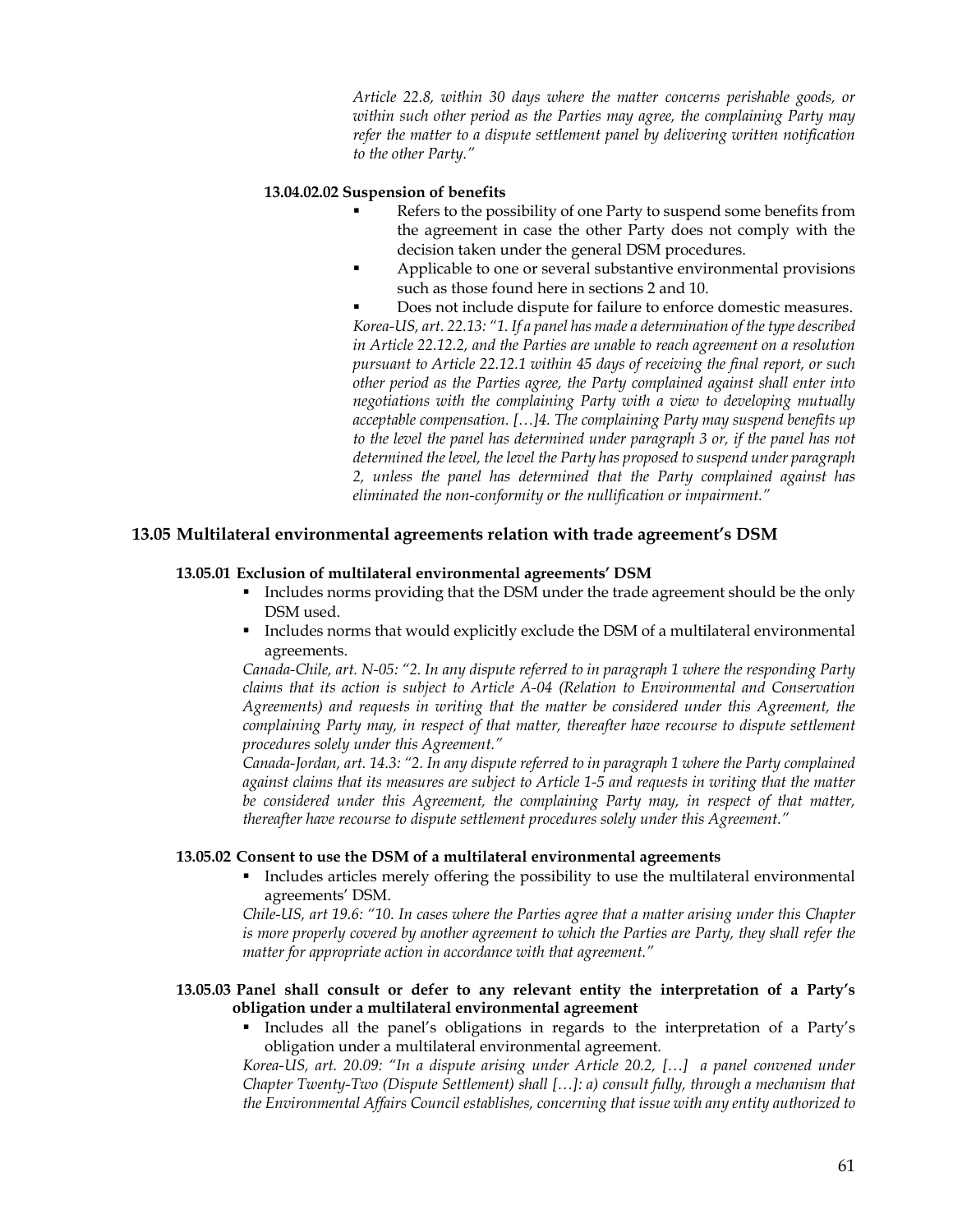*Article 22.8, within 30 days where the matter concerns perishable goods, or within such other period as the Parties may agree, the complaining Party may refer the matter to a dispute settlement panel by delivering written notification to the other Party."*

#### 13.04.02.02 Suspension of benefits

- Refers to the possibility of one Party to suspend some benefits from the agreement in case the other Party does not comply with the decision taken under the general DSM procedures.
- Applicable to one or several substantive environmental provisions such as those found here in sections 2 and 10.
- Does not include dispute for failure to enforce domestic measures.

*Korea-US, art. 22.13: "1. If a panel has made a determination of the type described in Article 22.12.2, and the Parties are unable to reach agreement on a resolution pursuant to Article 22.12.1 within 45 days of receiving the final report, or such other period as the Parties agree, the Party complained against shall enter into negotiations with the complaining Party with a view to developing mutually acceptable compensation. […]4. The complaining Party may suspend benefits up to the level the panel has determined under paragraph 3 or, if the panel has not determined the level, the level the Party has proposed to suspend under paragraph 2, unless the panel has determined that the Party complained against has eliminated the non-conformity or the nullification or impairment."*

## 13.05 Multilateral environmental agreements relation with trade agreement's DSM

### 13.05.01 Exclusion of multilateral environmental agreements' DSM

- Includes norms providing that the DSM under the trade agreement should be the only DSM used.
- Includes norms that would explicitly exclude the DSM of a multilateral environmental agreements.

*Canada-Chile, art. N-05: "2. In any dispute referred to in paragraph 1 where the responding Party claims that its action is subject to Article A-04 (Relation to Environmental and Conservation Agreements) and requests in writing that the matter be considered under this Agreement, the complaining Party may, in respect of that matter, thereafter have recourse to dispute settlement procedures solely under this Agreement."*

*Canada-Jordan, art. 14.3: "2. In any dispute referred to in paragraph 1 where the Party complained against claims that its measures are subject to Article 1-5 and requests in writing that the matter be considered under this Agreement, the complaining Party may, in respect of that matter, thereafter have recourse to dispute settlement procedures solely under this Agreement."*

### 13.05.02 Consent to use the DSM of a multilateral environmental agreements

- Includes articles merely offering the possibility to use the multilateral environmental agreements' DSM.

*Chile-US, art 19.6: "10. In cases where the Parties agree that a matter arising under this Chapter is more properly covered by another agreement to which the Parties are Party, they shall refer the matter for appropriate action in accordance with that agreement."*

### 13.05.03 Panel shall consult or defer to any relevant entity the interpretation of a Party's obligation under a multilateral environmental agreement

- Includes all the panel's obligations in regards to the interpretation of a Party's obligation under a multilateral environmental agreement.

*Korea-US, art. 20.09: "In a dispute arising under Article 20.2, […] a panel convened under Chapter Twenty-Two (Dispute Settlement) shall […]: a) consult fully, through a mechanism that the Environmental Affairs Council establishes, concerning that issue with any entity authorized to*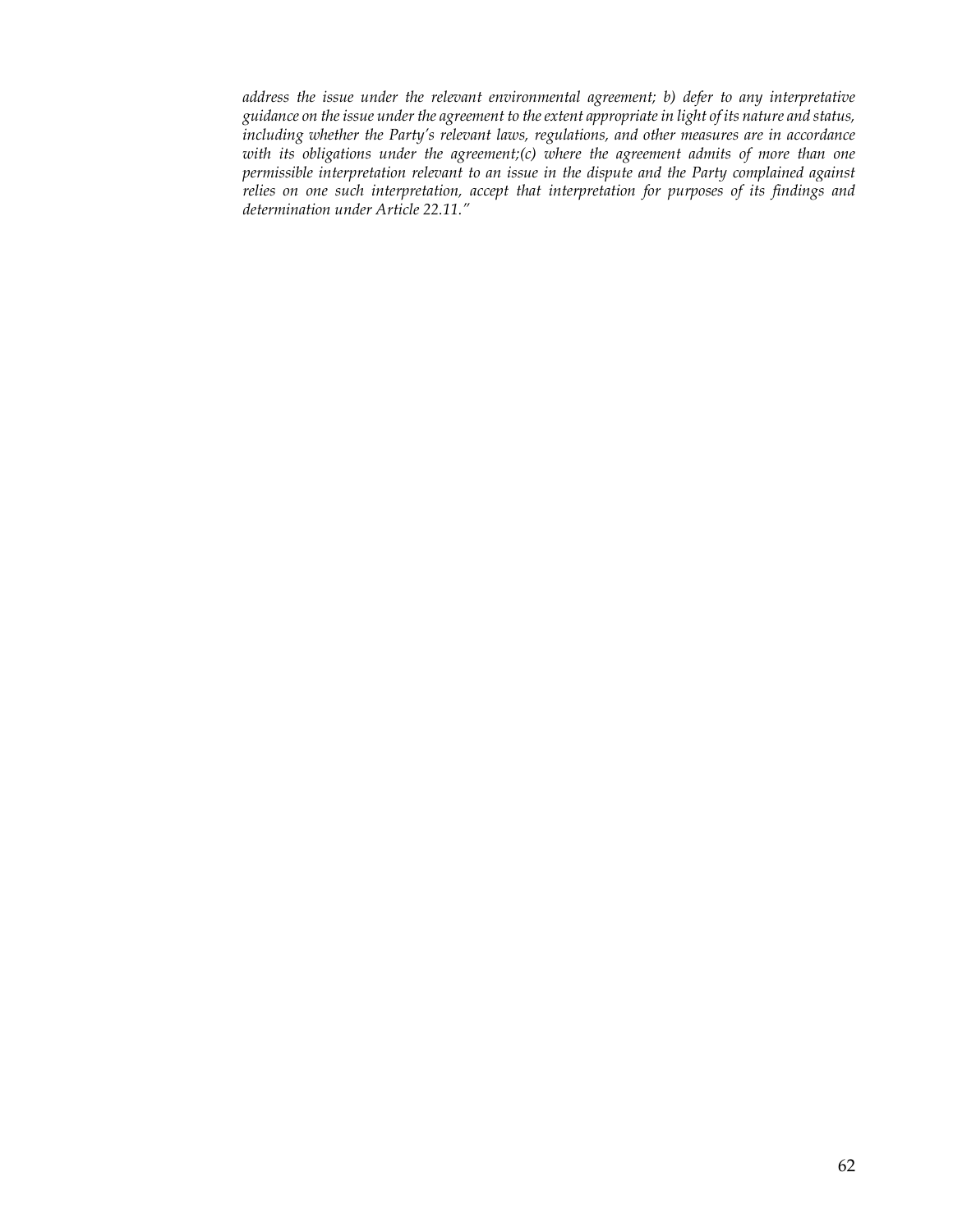*address the issue under the relevant environmental agreement; b) defer to any interpretative guidance on the issue under the agreement to the extent appropriate in light of its nature and status, including whether the Party's relevant laws, regulations, and other measures are in accordance with its obligations under the agreement;(c) where the agreement admits of more than one permissible interpretation relevant to an issue in the dispute and the Party complained against relies on one such interpretation, accept that interpretation for purposes of its findings and determination under Article 22.11."*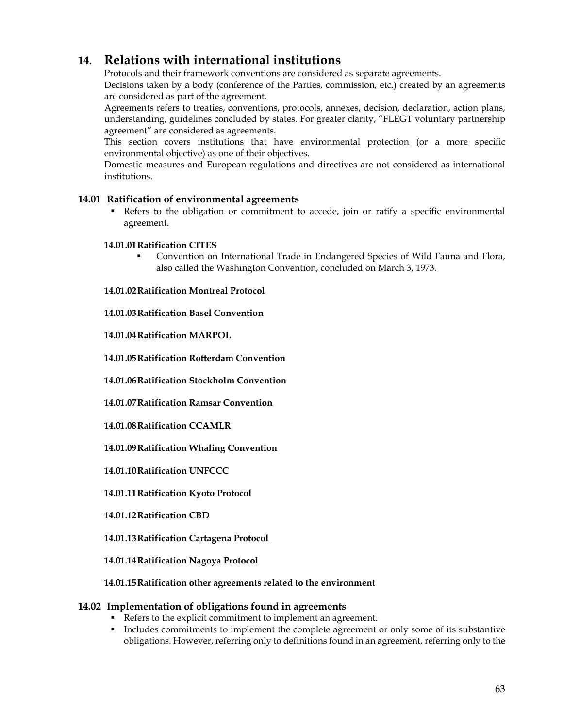# 14. Relations with international institutions

Protocols and their framework conventions are considered as separate agreements.

Decisions taken by a body (conference of the Parties, commission, etc.) created by an agreements are considered as part of the agreement.

Agreements refers to treaties, conventions, protocols, annexes, decision, declaration, action plans, understanding, guidelines concluded by states. For greater clarity, "FLEGT voluntary partnership agreement" are considered as agreements.

This section covers institutions that have environmental protection (or a more specific environmental objective) as one of their objectives.

Domestic measures and European regulations and directives are not considered as international institutions.

## 14.01 Ratification of environmental agreements

- Refers to the obligation or commitment to accede, join or ratify a specific environmental agreement.

### 14.01.01 Ratification CITES

- Convention on International Trade in Endangered Species of Wild Fauna and Flora, also called the Washington Convention, concluded on March 3, 1973.

### 14.01.02 Ratification Montreal Protocol

### 14.01.03 Ratification Basel Convention

### 14.01.04 Ratification MARPOL

### 14.01.05 Ratification Rotterdam Convention

### 14.01.06 Ratification Stockholm Convention

### 14.01.07 Ratification Ramsar Convention

### 14.01.08 Ratification CCAMLR

### 14.01.09 Ratification Whaling Convention

### 14.01.10 Ratification UNFCCC

### 14.01.11 Ratification Kyoto Protocol

### 14.01.12 Ratification CBD

### 14.01.13 Ratification Cartagena Protocol

### 14.01.14 Ratification Nagoya Protocol

### 14.01.15 Ratification other agreements related to the environment

## 14.02 Implementation of obligations found in agreements

- Refers to the explicit commitment to implement an agreement.
- Includes commitments to implement the complete agreement or only some of its substantive obligations. However, referring only to definitions found in an agreement, referring only to the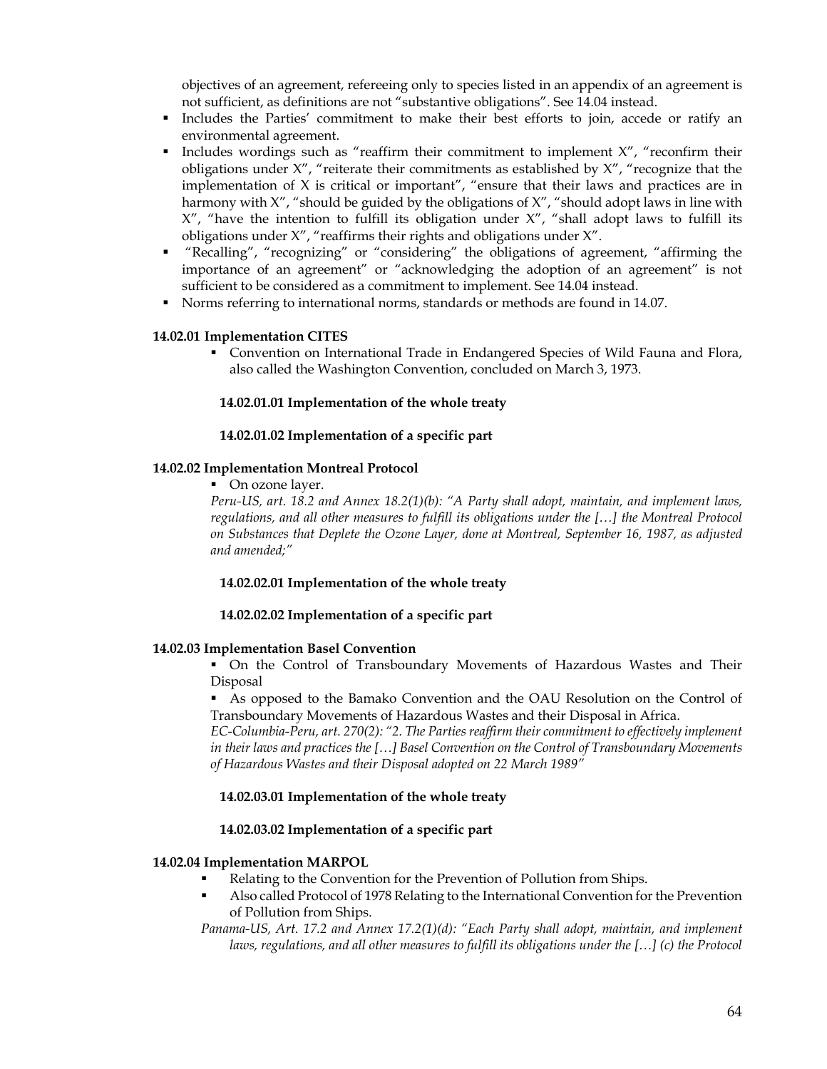objectives of an agreement, refereeing only to species listed in an appendix of an agreement is not sufficient, as definitions are not "substantive obligations". See 14.04 instead.

- Includes the Parties' commitment to make their best efforts to join, accede or ratify an environmental agreement.
- Includes wordings such as "reaffirm their commitment to implement X", "reconfirm their obligations under X", "reiterate their commitments as established by X", "recognize that the implementation of X is critical or important", "ensure that their laws and practices are in harmony with X", "should be guided by the obligations of X", "should adopt laws in line with X", "have the intention to fulfill its obligation under X", "shall adopt laws to fulfill its obligations under X", "reaffirms their rights and obligations under X".
- "Recalling", "recognizing" or "considering" the obligations of agreement, "affirming the importance of an agreement" or "acknowledging the adoption of an agreement" is not sufficient to be considered as a commitment to implement. See 14.04 instead.
- Norms referring to international norms, standards or methods are found in 14.07.

**14.02.01 Implementation CITES**

- Convention on International Trade in Endangered Species of Wild Fauna and Flora, also called the Washington Convention, concluded on March 3, 1973.

**14.02.01.01 Implementation of the whole treaty**

**14.02.01.02 Implementation of a specific part**

**14.02.02 Implementation Montreal Protocol**

- On ozone layer.

*Peru-US, art. 18.2 and Annex 18.2(1)(b): "A Party shall adopt, maintain, and implement laws, regulations, and all other measures to fulfill its obligations under the […] the Montreal Protocol on Substances that Deplete the Ozone Layer, done at Montreal, September 16, 1987, as adjusted and amended;"*

**14.02.02.01 Implementation of the whole treaty**

**14.02.02.02 Implementation of a specific part**

**14.02.03 Implementation Basel Convention**

- On the Control of Transboundary Movements of Hazardous Wastes and Their Disposal
- As opposed to the Bamako Convention and the OAU Resolution on the Control of Transboundary Movements of Hazardous Wastes and their Disposal in Africa.

*EC-Columbia-Peru, art. 270(2): "2. The Parties reaffirm their commitment to effectively implement in their laws and practices the […] Basel Convention on the Control of Transboundary Movements of Hazardous Wastes and their Disposal adopted on 22 March 1989"*

**14.02.03.01 Implementation of the whole treaty**

**14.02.03.02 Implementation of a specific part**

**14.02.04 Implementation MARPOL**

- Relating to the Convention for the Prevention of Pollution from Ships.
- Also called Protocol of 1978 Relating to the International Convention for the Prevention of Pollution from Ships.

*Panama-US, Art. 17.2 and Annex 17.2(1)(d): "Each Party shall adopt, maintain, and implement laws, regulations, and all other measures to fulfill its obligations under the […] (c) the Protocol*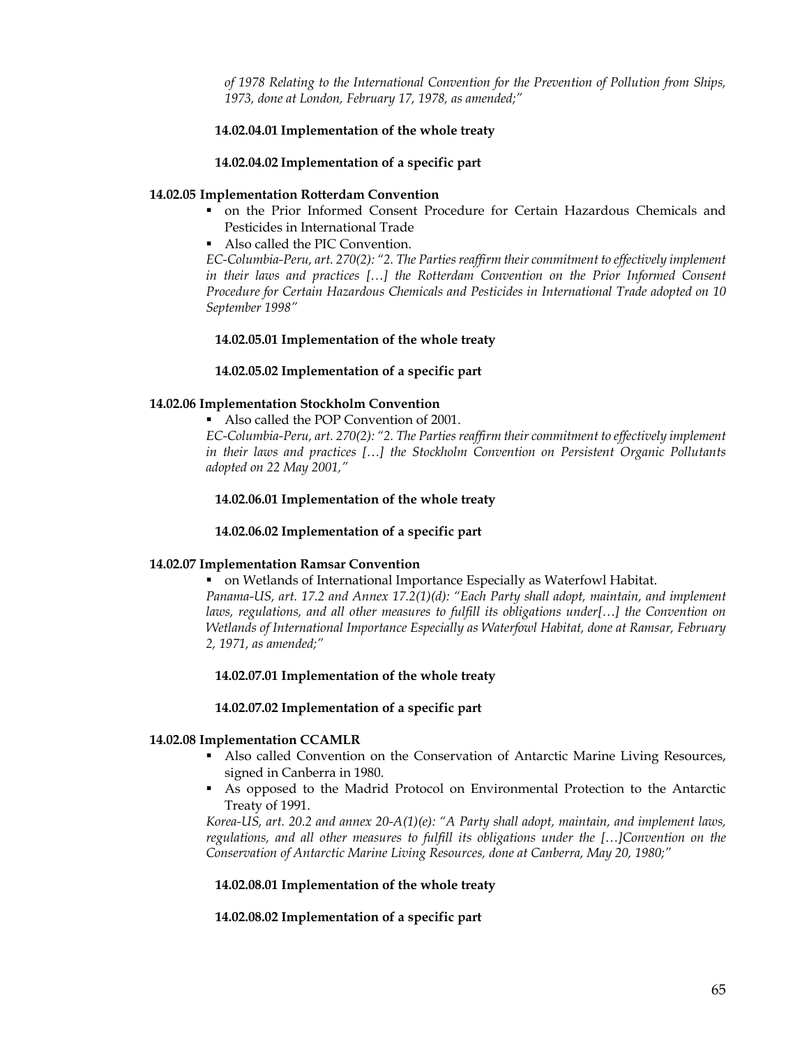*of 1978 Relating to the International Convention for the Prevention of Pollution from Ships, 1973, done at London, February 17, 1978, as amended;"*

**14.02.04.01 Implementation of the whole treaty**

**14.02.04.02 Implementation of a specific part**

**14.02.05 Implementation Rotterdam Convention**

- on the Prior Informed Consent Procedure for Certain Hazardous Chemicals and Pesticides in International Trade
- Also called the PIC Convention.

*EC-Columbia-Peru, art. 270(2): "2. The Parties reaffirm their commitment to effectively implement in their laws and practices […] the Rotterdam Convention on the Prior Informed Consent Procedure for Certain Hazardous Chemicals and Pesticides in International Trade adopted on 10 September 1998"*

**14.02.05.01 Implementation of the whole treaty**

**14.02.05.02 Implementation of a specific part**

**14.02.06 Implementation Stockholm Convention**

- Also called the POP Convention of 2001.

*EC-Columbia-Peru, art. 270(2): "2. The Parties reaffirm their commitment to effectively implement in their laws and practices […] the Stockholm Convention on Persistent Organic Pollutants adopted on 22 May 2001,"*

**14.02.06.01 Implementation of the whole treaty**

**14.02.06.02 Implementation of a specific part**

**14.02.07 Implementation Ramsar Convention**

- on Wetlands of International Importance Especially as Waterfowl Habitat.

*Panama-US, art. 17.2 and Annex 17.2(1)(d): "Each Party shall adopt, maintain, and implement laws, regulations, and all other measures to fulfill its obligations under[…] the Convention on Wetlands of International Importance Especially as Waterfowl Habitat, done at Ramsar, February 2, 1971, as amended;"*

**14.02.07.01 Implementation of the whole treaty**

**14.02.07.02 Implementation of a specific part**

**14.02.08 Implementation CCAMLR**

- Also called Convention on the Conservation of Antarctic Marine Living Resources, signed in Canberra in 1980.
- As opposed to the Madrid Protocol on Environmental Protection to the Antarctic Treaty of 1991.

*Korea-US, art. 20.2 and annex 20-A(1)(e): "A Party shall adopt, maintain, and implement laws, regulations, and all other measures to fulfill its obligations under the […]Convention on the Conservation of Antarctic Marine Living Resources, done at Canberra, May 20, 1980;"*

**14.02.08.01 Implementation of the whole treaty**

**14.02.08.02 Implementation of a specific part**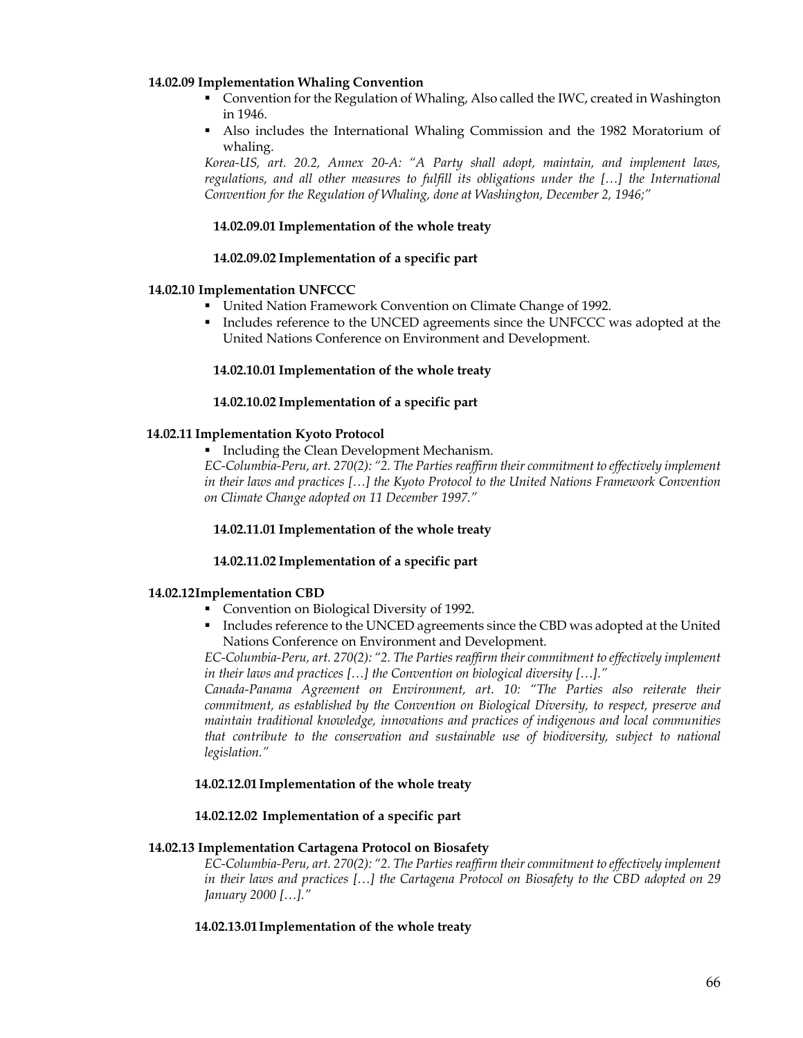**14.02.09 Implementation Whaling Convention**

- Convention for the Regulation of Whaling, Also called the IWC, created in Washington in 1946.
- Also includes the International Whaling Commission and the 1982 Moratorium of whaling.

*Korea-US, art. 20.2, Annex 20-A: "A Party shall adopt, maintain, and implement laws, regulations, and all other measures to fulfill its obligations under the […] the International Convention for the Regulation of Whaling, done at Washington, December 2, 1946;"*

**14.02.09.01 Implementation of the whole treaty**

**14.02.09.02 Implementation of a specific part**

**14.02.10 Implementation UNFCCC**

- United Nation Framework Convention on Climate Change of 1992.
- Includes reference to the UNCED agreements since the UNFCCC was adopted at the United Nations Conference on Environment and Development.

**14.02.10.01 Implementation of the whole treaty**

**14.02.10.02 Implementation of a specific part**

**14.02.11 Implementation Kyoto Protocol**

- Including the Clean Development Mechanism.

*EC-Columbia-Peru, art. 270(2): "2. The Parties reaffirm their commitment to effectively implement in their laws and practices […] the Kyoto Protocol to the United Nations Framework Convention on Climate Change adopted on 11 December 1997."*

**14.02.11.01 Implementation of the whole treaty**

**14.02.11.02 Implementation of a specific part**

**14.02.12 Implementation CBD**

- Convention on Biological Diversity of 1992.
- Includes reference to the UNCED agreements since the CBD was adopted at the United Nations Conference on Environment and Development.

*EC-Columbia-Peru, art. 270(2): "2. The Parties reaffirm their commitment to effectively implement in their laws and practices […] the Convention on biological diversity […]."*

*Canada-Panama Agreement on Environment, art. 10: "The Parties also reiterate their commitment, as established by the Convention on Biological Diversity, to respect, preserve and maintain traditional knowledge, innovations and practices of indigenous and local communities that contribute to the conservation and sustainable use of biodiversity, subject to national legislation."*

**14.02.12.01 Implementation of the whole treaty**

**14.02.12.02 Implementation of a specific part**

**14.02.13 Implementation Cartagena Protocol on Biosafety**

*EC-Columbia-Peru, art. 270(2): "2. The Parties reaffirm their commitment to effectively implement in their laws and practices […] the Cartagena Protocol on Biosafety to the CBD adopted on 29 January 2000 […]."*

**14.02.13.01 Implementation of the whole treaty**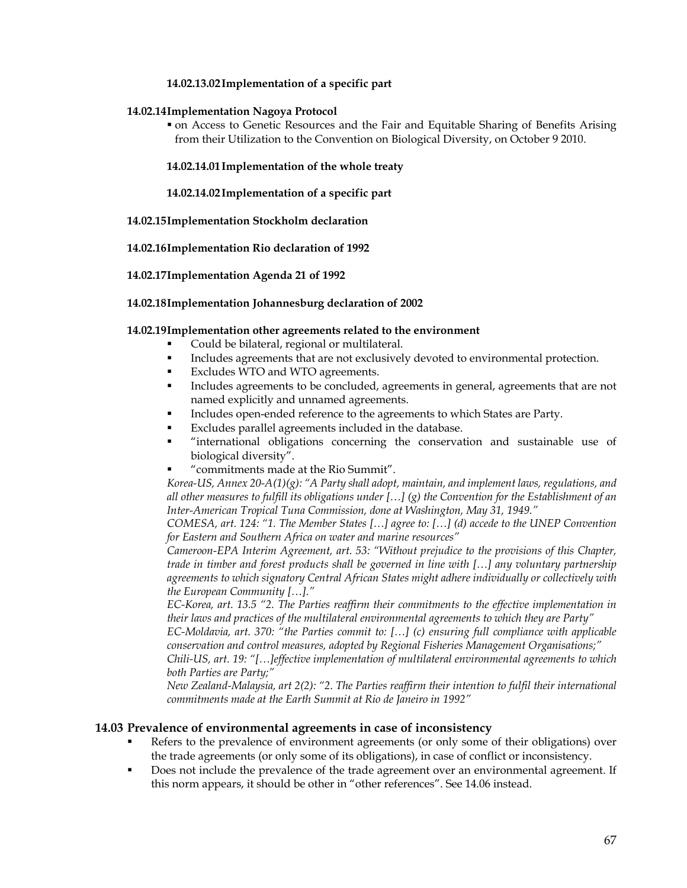#### 14.02.13.02 Implementation of a specific part

### 14.02.14 Implementation Nagoya Protocol

- on Access to Genetic Resources and the Fair and Equitable Sharing of Benefits Arising from their Utilization to the Convention on Biological Diversity, on October 9 2010.

#### 14.02.14.01 Implementation of the whole treaty

#### 14.02.14.02 Implementation of a specific part

### 14.02.15 Implementation Stockholm declaration

### 14.02.16 Implementation Rio declaration of 1992

### 14.02.17 Implementation Agenda 21 of 1992

### 14.02.18 Implementation Johannesburg declaration of 2002

### 14.02.19 Implementation other agreements related to the environment

- Could be bilateral, regional or multilateral.
- Includes agreements that are not exclusively devoted to environmental protection.
- Excludes WTO and WTO agreements.
- Includes agreements to be concluded, agreements in general, agreements that are not named explicitly and unnamed agreements.
- Includes open-ended reference to the agreements to which States are Party.
- Excludes parallel agreements included in the database.
- "international obligations concerning the conservation and sustainable use of biological diversity".
- "commitments made at the Rio Summit".

*Korea-US, Annex 20-A(1)(g): "A Party shall adopt, maintain, and implement laws, regulations, and all other measures to fulfill its obligations under […] (g) the Convention for the Establishment of an Inter-American Tropical Tuna Commission, done at Washington, May 31, 1949."*

*COMESA, art. 124: "1. The Member States […] agree to: […] (d) accede to the UNEP Convention for Eastern and Southern Africa on water and marine resources"*

*Cameroon-EPA Interim Agreement, art. 53: "Without prejudice to the provisions of this Chapter, trade in timber and forest products shall be governed in line with […] any voluntary partnership agreements to which signatory Central African States might adhere individually or collectively with the European Community […]."*

*EC-Korea, art. 13.5 "2. The Parties reaffirm their commitments to the effective implementation in their laws and practices of the multilateral environmental agreements to which they are Party"*

*EC-Moldavia, art. 370: "the Parties commit to: […] (c) ensuring full compliance with applicable conservation and control measures, adopted by Regional Fisheries Management Organisations;"*

*Chili-US, art. 19: "[…]effective implementation of multilateral environmental agreements to which both Parties are Party;"*

*New Zealand-Malaysia, art 2(2): "2. The Parties reaffirm their intention to fulfil their international commitments made at the Earth Summit at Rio de Janeiro in 1992"*

## 14.03 Prevalence of environmental agreements in case of inconsistency

- Refers to the prevalence of environment agreements (or only some of their obligations) over the trade agreements (or only some of its obligations), in case of conflict or inconsistency.
- Does not include the prevalence of the trade agreement over an environmental agreement. If this norm appears, it should be other in "other references". See 14.06 instead.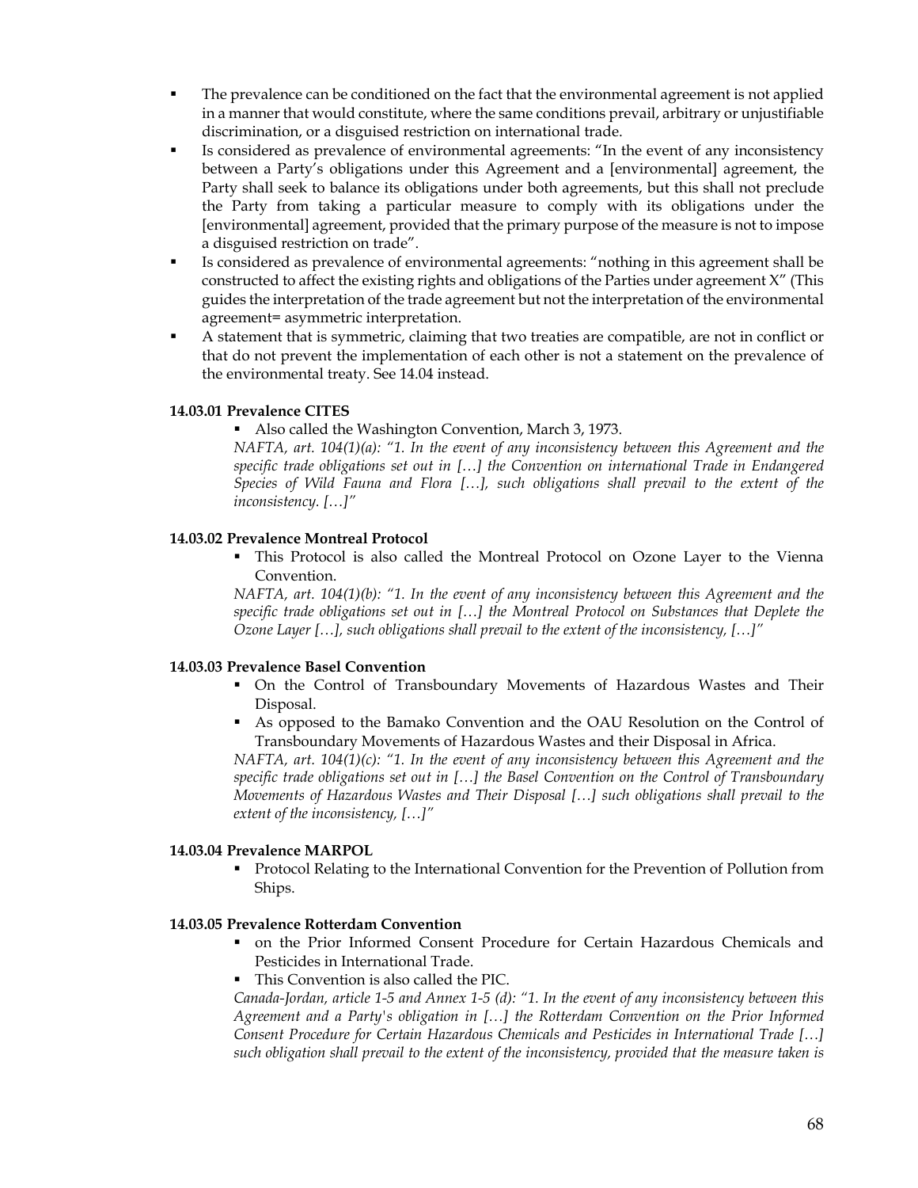- The prevalence can be conditioned on the fact that the environmental agreement is not applied in a manner that would constitute, where the same conditions prevail, arbitrary or unjustifiable discrimination, or a disguised restriction on international trade.
- Is considered as prevalence of environmental agreements: "In the event of any inconsistency between a Party's obligations under this Agreement and a [environmental] agreement, the Party shall seek to balance its obligations under both agreements, but this shall not preclude the Party from taking a particular measure to comply with its obligations under the [environmental] agreement, provided that the primary purpose of the measure is not to impose a disguised restriction on trade".
- Is considered as prevalence of environmental agreements: "nothing in this agreement shall be constructed to affect the existing rights and obligations of the Parties under agreement X" (This guides the interpretation of the trade agreement but not the interpretation of the environmental agreement= asymmetric interpretation.
- A statement that is symmetric, claiming that two treaties are compatible, are not in conflict or that do not prevent the implementation of each other is not a statement on the prevalence of the environmental treaty. See 14.04 instead.

**14.03.01 Prevalence CITES**

- Also called the Washington Convention, March 3, 1973.

*NAFTA, art. 104(1)(a): "1. In the event of any inconsistency between this Agreement and the specific trade obligations set out in […] the Convention on international Trade in Endangered Species of Wild Fauna and Flora […], such obligations shall prevail to the extent of the inconsistency. […]"*

**14.03.02 Prevalence Montreal Protocol**

- This Protocol is also called the Montreal Protocol on Ozone Layer to the Vienna Convention.

*NAFTA, art. 104(1)(b): "1. In the event of any inconsistency between this Agreement and the specific trade obligations set out in […] the Montreal Protocol on Substances that Deplete the Ozone Layer […], such obligations shall prevail to the extent of the inconsistency, […]"*

**14.03.03 Prevalence Basel Convention**

- On the Control of Transboundary Movements of Hazardous Wastes and Their Disposal.
- As opposed to the Bamako Convention and the OAU Resolution on the Control of Transboundary Movements of Hazardous Wastes and their Disposal in Africa.

*NAFTA, art. 104(1)(c): "1. In the event of any inconsistency between this Agreement and the specific trade obligations set out in […] the Basel Convention on the Control of Transboundary Movements of Hazardous Wastes and Their Disposal […] such obligations shall prevail to the extent of the inconsistency, […]"*

**14.03.04 Prevalence MARPOL**

- Protocol Relating to the International Convention for the Prevention of Pollution from Ships.

**14.03.05 Prevalence Rotterdam Convention**

- on the Prior Informed Consent Procedure for Certain Hazardous Chemicals and Pesticides in International Trade.
- This Convention is also called the PIC.

*Canada-Jordan, article 1-5 and Annex 1-5 (d): "1. In the event of any inconsistency between this Agreement and a Party's obligation in […] the Rotterdam Convention on the Prior Informed Consent Procedure for Certain Hazardous Chemicals and Pesticides in International Trade […] such obligation shall prevail to the extent of the inconsistency, provided that the measure taken is*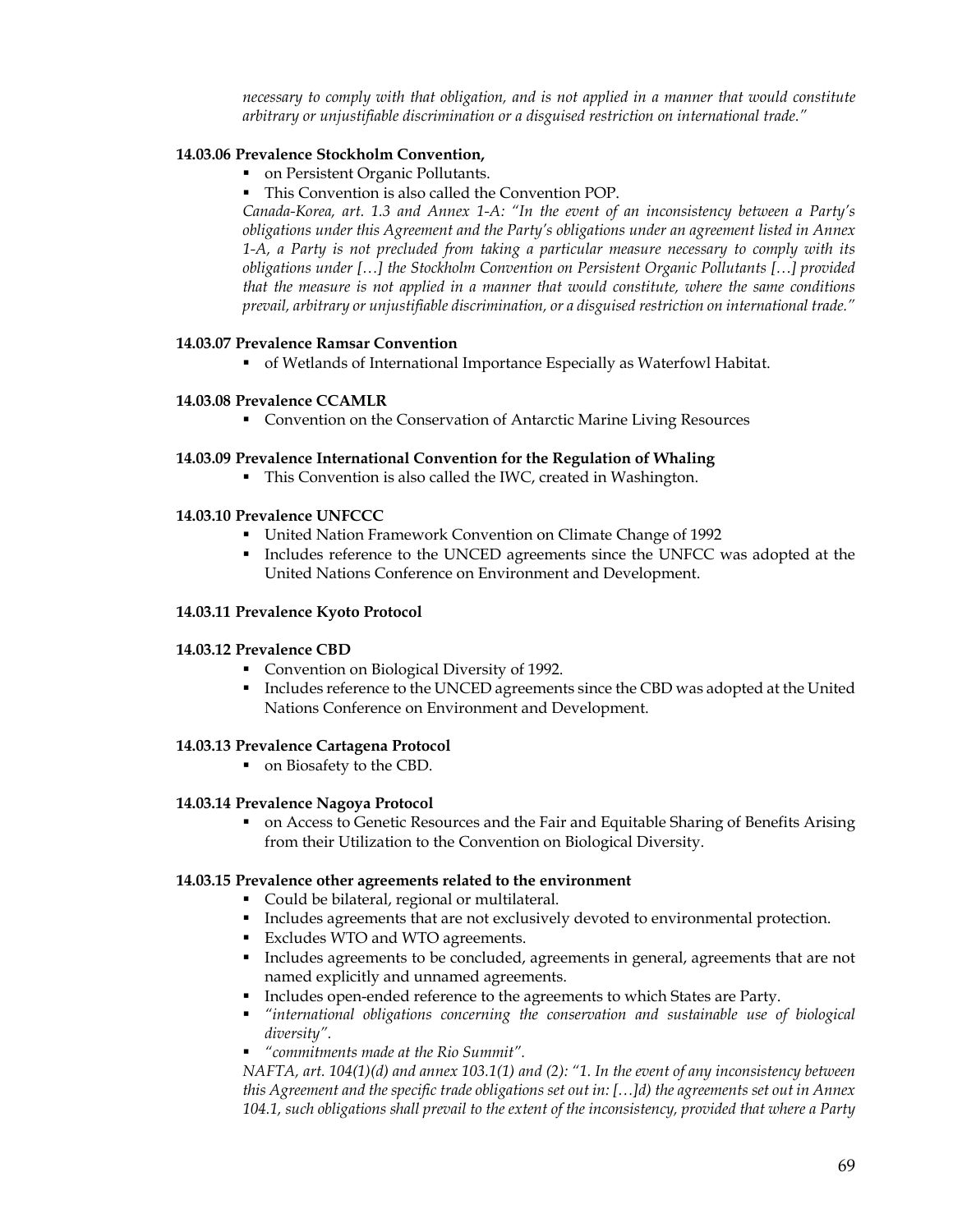*necessary to comply with that obligation, and is not applied in a manner that would constitute arbitrary or unjustifiable discrimination or a disguised restriction on international trade."*

**14.03.06 Prevalence Stockholm Convention,**

- on Persistent Organic Pollutants.
- This Convention is also called the Convention POP.

*Canada-Korea, art. 1.3 and Annex 1-A: "In the event of an inconsistency between a Party's obligations under this Agreement and the Party's obligations under an agreement listed in Annex 1-A, a Party is not precluded from taking a particular measure necessary to comply with its obligations under […] the Stockholm Convention on Persistent Organic Pollutants […] provided that the measure is not applied in a manner that would constitute, where the same conditions prevail, arbitrary or unjustifiable discrimination, or a disguised restriction on international trade."*

**14.03.07 Prevalence Ramsar Convention**

- of Wetlands of International Importance Especially as Waterfowl Habitat.

**14.03.08 Prevalence CCAMLR**

- Convention on the Conservation of Antarctic Marine Living Resources

**14.03.09 Prevalence International Convention for the Regulation of Whaling**

- This Convention is also called the IWC, created in Washington.

**14.03.10 Prevalence UNFCCC**

- United Nation Framework Convention on Climate Change of 1992
- Includes reference to the UNCED agreements since the UNFCC was adopted at the United Nations Conference on Environment and Development.

**14.03.11 Prevalence Kyoto Protocol**

**14.03.12 Prevalence CBD**

- Convention on Biological Diversity of 1992.
- Includes reference to the UNCED agreements since the CBD was adopted at the United Nations Conference on Environment and Development.

**14.03.13 Prevalence Cartagena Protocol**

- on Biosafety to the CBD.

**14.03.14 Prevalence Nagoya Protocol**

- on Access to Genetic Resources and the Fair and Equitable Sharing of Benefits Arising from their Utilization to the Convention on Biological Diversity.

**14.03.15 Prevalence other agreements related to the environment**

- Could be bilateral, regional or multilateral.
- Includes agreements that are not exclusively devoted to environmental protection.
- Excludes WTO and WTO agreements.
- Includes agreements to be concluded, agreements in general, agreements that are not named explicitly and unnamed agreements.
- Includes open-ended reference to the agreements to which States are Party.
- *"international obligations concerning the conservation and sustainable use of biological diversity".*
- *"commitments made at the Rio Summit".*

*NAFTA, art. 104(1)(d) and annex 103.1(1) and (2): "1. In the event of any inconsistency between this Agreement and the specific trade obligations set out in: […]d) the agreements set out in Annex 104.1, such obligations shall prevail to the extent of the inconsistency, provided that where a Party*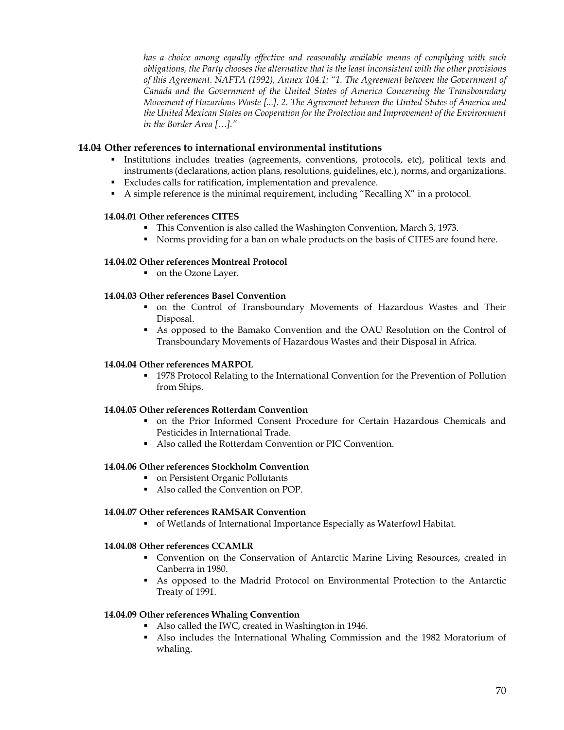*has a choice among equally effective and reasonably available means of complying with such obligations, the Party chooses the alternative that is the least inconsistent with the other provisions of this Agreement. NAFTA (1992), Annex 104.1: "1. The Agreement between the Government of Canada and the Government of the United States of America Concerning the Transboundary Movement of Hazardous Waste [...]. 2. The Agreement between the United States of America and the United Mexican States on Cooperation for the Protection and Improvement of the Environment in the Border Area […]."*

## 14.04 Other references to international environmental institutions

- Institutions includes treaties (agreements, conventions, protocols, etc), political texts and instruments (declarations, action plans, resolutions, guidelines, etc.), norms, and organizations.
- Excludes calls for ratification, implementation and prevalence.
- A simple reference is the minimal requirement, including "Recalling X" in a protocol.

### 14.04.01 Other references CITES

- This Convention is also called the Washington Convention, March 3, 1973.
- Norms providing for a ban on whale products on the basis of CITES are found here.

### 14.04.02 Other references Montreal Protocol

- on the Ozone Layer.

### 14.04.03 Other references Basel Convention

- on the Control of Transboundary Movements of Hazardous Wastes and Their Disposal.
- As opposed to the Bamako Convention and the OAU Resolution on the Control of Transboundary Movements of Hazardous Wastes and their Disposal in Africa.

### 14.04.04 Other references MARPOL

- 1978 Protocol Relating to the International Convention for the Prevention of Pollution from Ships.

### 14.04.05 Other references Rotterdam Convention

- on the Prior Informed Consent Procedure for Certain Hazardous Chemicals and Pesticides in International Trade.
- Also called the Rotterdam Convention or PIC Convention.

### 14.04.06 Other references Stockholm Convention

- on Persistent Organic Pollutants
- Also called the Convention on POP.

### 14.04.07 Other references RAMSAR Convention

- of Wetlands of International Importance Especially as Waterfowl Habitat.

### 14.04.08 Other references CCAMLR

- Convention on the Conservation of Antarctic Marine Living Resources, created in Canberra in 1980.
- As opposed to the Madrid Protocol on Environmental Protection to the Antarctic Treaty of 1991.

### 14.04.09 Other references Whaling Convention

- Also called the IWC, created in Washington in 1946.
- Also includes the International Whaling Commission and the 1982 Moratorium of whaling.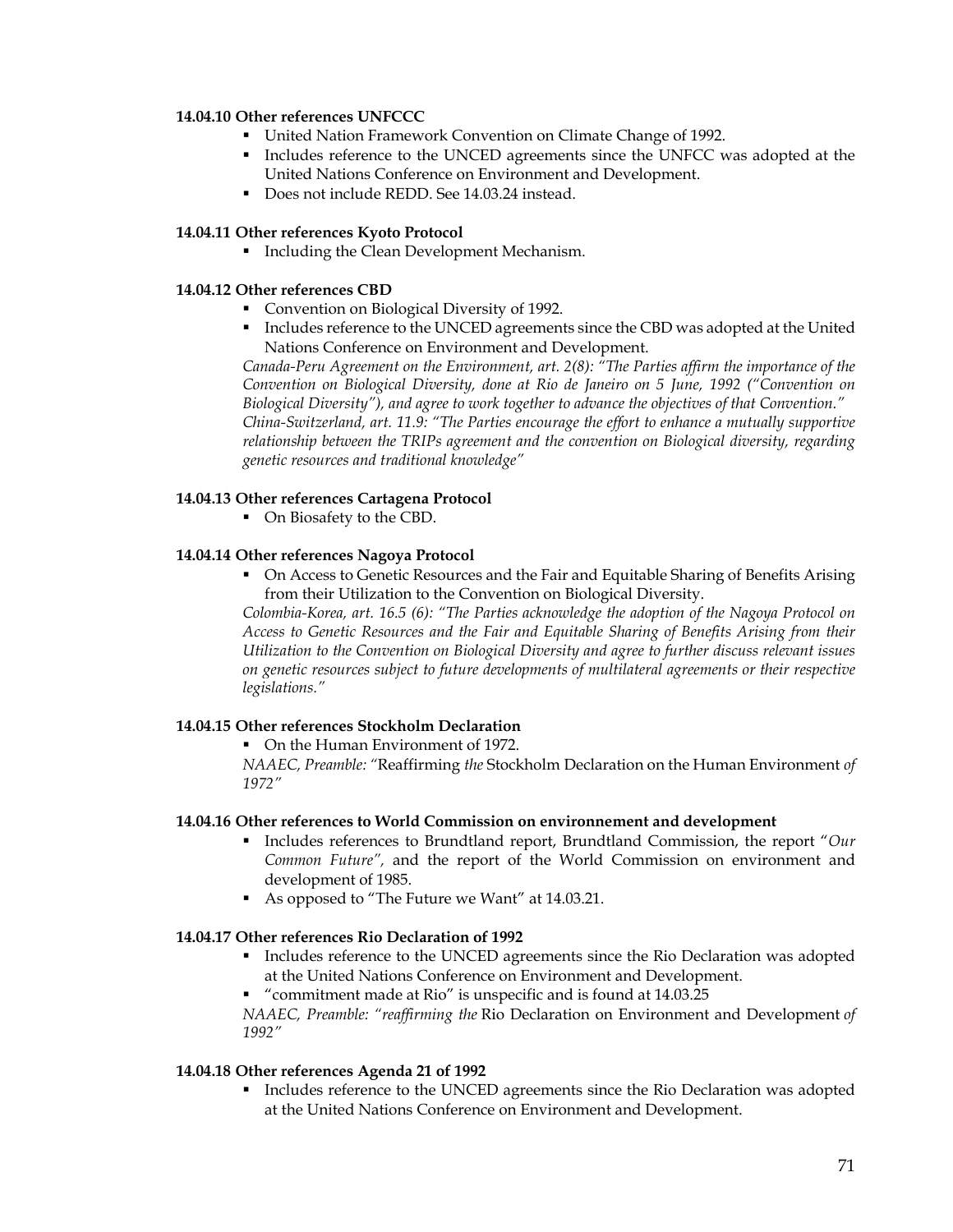**14.04.10 Other references UNFCCC**

- United Nation Framework Convention on Climate Change of 1992.
- Includes reference to the UNCED agreements since the UNFCC was adopted at the United Nations Conference on Environment and Development.
- Does not include REDD. See 14.03.24 instead.

**14.04.11 Other references Kyoto Protocol**

- Including the Clean Development Mechanism.

**14.04.12 Other references CBD**

- Convention on Biological Diversity of 1992.
- Includes reference to the UNCED agreements since the CBD was adopted at the United Nations Conference on Environment and Development.

*Canada-Peru Agreement on the Environment, art. 2(8): "The Parties affirm the importance of the Convention on Biological Diversity, done at Rio de Janeiro on 5 June, 1992 ("Convention on Biological Diversity"), and agree to work together to advance the objectives of that Convention."*
*China-Switzerland, art. 11.9: "The Parties encourage the effort to enhance a mutually supportive relationship between the TRIPs agreement and the convention on Biological diversity, regarding genetic resources and traditional knowledge"*

**14.04.13 Other references Cartagena Protocol**

- On Biosafety to the CBD.

**14.04.14 Other references Nagoya Protocol**

- On Access to Genetic Resources and the Fair and Equitable Sharing of Benefits Arising from their Utilization to the Convention on Biological Diversity.

*Colombia-Korea, art. 16.5 (6): "The Parties acknowledge the adoption of the Nagoya Protocol on Access to Genetic Resources and the Fair and Equitable Sharing of Benefits Arising from their Utilization to the Convention on Biological Diversity and agree to further discuss relevant issues on genetic resources subject to future developments of multilateral agreements or their respective legislations."*

**14.04.15 Other references Stockholm Declaration**

- On the Human Environment of 1972.

*NAAEC, Preamble:* "Reaffirming *the* Stockholm Declaration on the Human Environment *of 1972"*

**14.04.16 Other references to World Commission on environnement and development**

- Includes references to Brundtland report, Brundtland Commission, the report "*Our Common Future*", and the report of the World Commission on environment and development of 1985.
- As opposed to "The Future we Want" at 14.03.21.

**14.04.17 Other references Rio Declaration of 1992**

- Includes reference to the UNCED agreements since the Rio Declaration was adopted at the United Nations Conference on Environment and Development.
- "commitment made at Rio" is unspecific and is found at 14.03.25

*NAAEC, Preamble: "reaffirming the* Rio Declaration on Environment and Development *of 1992"*

**14.04.18 Other references Agenda 21 of 1992**

- Includes reference to the UNCED agreements since the Rio Declaration was adopted at the United Nations Conference on Environment and Development.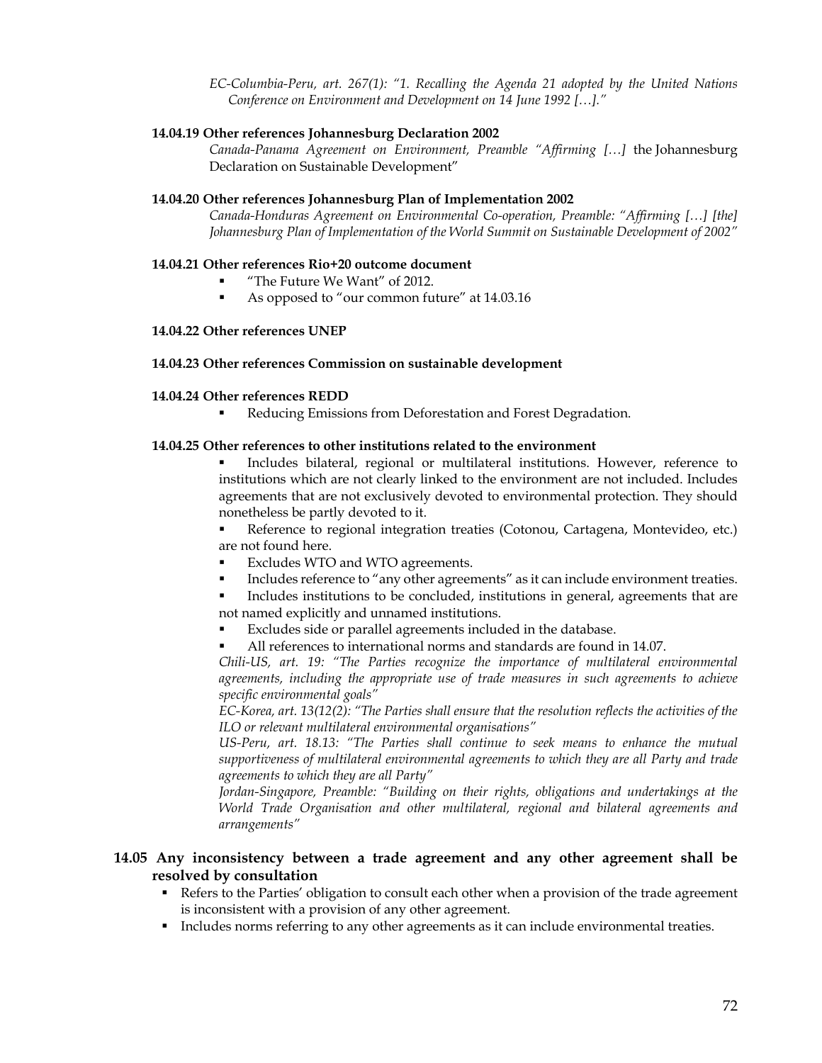*EC-Columbia-Peru, art. 267(1): "1. Recalling the Agenda 21 adopted by the United Nations Conference on Environment and Development on 14 June 1992 […]."*

#### 14.04.19 Other references Johannesburg Declaration 2002

*Canada-Panama Agreement on Environment, Preamble "Affirming […]* the Johannesburg Declaration on Sustainable Development"

#### 14.04.20 Other references Johannesburg Plan of Implementation 2002

*Canada-Honduras Agreement on Environmental Co-operation, Preamble: "Affirming […] [the] Johannesburg Plan of Implementation of the World Summit on Sustainable Development of 2002"*

#### 14.04.21 Other references Rio+20 outcome document

- "The Future We Want" of 2012.
- As opposed to "our common future" at 14.03.16

#### 14.04.22 Other references UNEP

#### 14.04.23 Other references Commission on sustainable development

#### 14.04.24 Other references REDD

- Reducing Emissions from Deforestation and Forest Degradation.

#### 14.04.25 Other references to other institutions related to the environment

- Includes bilateral, regional or multilateral institutions. However, reference to institutions which are not clearly linked to the environment are not included. Includes agreements that are not exclusively devoted to environmental protection. They should nonetheless be partly devoted to it.
- Reference to regional integration treaties (Cotonou, Cartagena, Montevideo, etc.) are not found here.
- Excludes WTO and WTO agreements.
- Includes reference to "any other agreements" as it can include environment treaties.
- Includes institutions to be concluded, institutions in general, agreements that are not named explicitly and unnamed institutions.
- Excludes side or parallel agreements included in the database.
- All references to international norms and standards are found in 14.07.

*Chili-US, art. 19: "The Parties recognize the importance of multilateral environmental agreements, including the appropriate use of trade measures in such agreements to achieve specific environmental goals"*

*EC-Korea, art. 13(12(2): "The Parties shall ensure that the resolution reflects the activities of the ILO or relevant multilateral environmental organisations"*

*US-Peru, art. 18.13: "The Parties shall continue to seek means to enhance the mutual supportiveness of multilateral environmental agreements to which they are all Party and trade agreements to which they are all Party"*

*Jordan-Singapore, Preamble: "Building on their rights, obligations and undertakings at the World Trade Organisation and other multilateral, regional and bilateral agreements and arrangements"*

### 14.05 Any inconsistency between a trade agreement and any other agreement shall be resolved by consultation

- Refers to the Parties' obligation to consult each other when a provision of the trade agreement is inconsistent with a provision of any other agreement.
- Includes norms referring to any other agreements as it can include environmental treaties.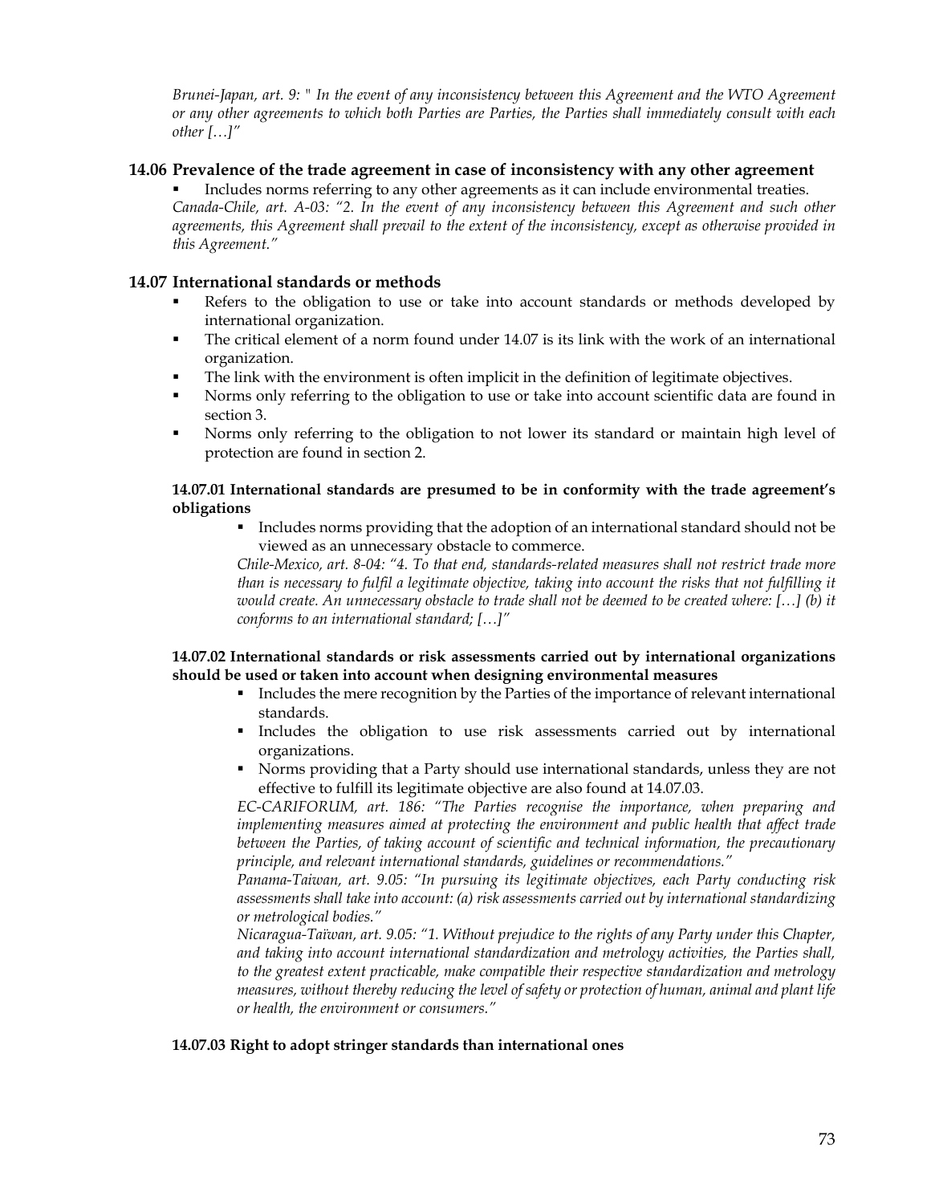*Brunei-Japan, art. 9: " In the event of any inconsistency between this Agreement and the WTO Agreement or any other agreements to which both Parties are Parties, the Parties shall immediately consult with each other […]"*

## 14.06 Prevalence of the trade agreement in case of inconsistency with any other agreement

- Includes norms referring to any other agreements as it can include environmental treaties.

*Canada-Chile, art. A-03: "2. In the event of any inconsistency between this Agreement and such other agreements, this Agreement shall prevail to the extent of the inconsistency, except as otherwise provided in this Agreement."*

## 14.07 International standards or methods

- Refers to the obligation to use or take into account standards or methods developed by international organization.
- The critical element of a norm found under 14.07 is its link with the work of an international organization.
- The link with the environment is often implicit in the definition of legitimate objectives.
- Norms only referring to the obligation to use or take into account scientific data are found in section 3.
- Norms only referring to the obligation to not lower its standard or maintain high level of protection are found in section 2.

### 14.07.01 International standards are presumed to be in conformity with the trade agreement's obligations

- Includes norms providing that the adoption of an international standard should not be viewed as an unnecessary obstacle to commerce.

*Chile-Mexico, art. 8-04: "4. To that end, standards-related measures shall not restrict trade more than is necessary to fulfil a legitimate objective, taking into account the risks that not fulfilling it would create. An unnecessary obstacle to trade shall not be deemed to be created where: […] (b) it conforms to an international standard; […]"*

### 14.07.02 International standards or risk assessments carried out by international organizations should be used or taken into account when designing environmental measures

- Includes the mere recognition by the Parties of the importance of relevant international standards.
- Includes the obligation to use risk assessments carried out by international organizations.
- Norms providing that a Party should use international standards, unless they are not effective to fulfill its legitimate objective are also found at 14.07.03.

*EC-CARIFORUM, art. 186: "The Parties recognise the importance, when preparing and implementing measures aimed at protecting the environment and public health that affect trade between the Parties, of taking account of scientific and technical information, the precautionary principle, and relevant international standards, guidelines or recommendations."*

*Panama-Taiwan, art. 9.05: "In pursuing its legitimate objectives, each Party conducting risk assessments shall take into account: (a) risk assessments carried out by international standardizing or metrological bodies."*

*Nicaragua-Taïwan, art. 9.05: "1. Without prejudice to the rights of any Party under this Chapter, and taking into account international standardization and metrology activities, the Parties shall, to the greatest extent practicable, make compatible their respective standardization and metrology measures, without thereby reducing the level of safety or protection of human, animal and plant life or health, the environment or consumers."*

### 14.07.03 Right to adopt stringer standards than international ones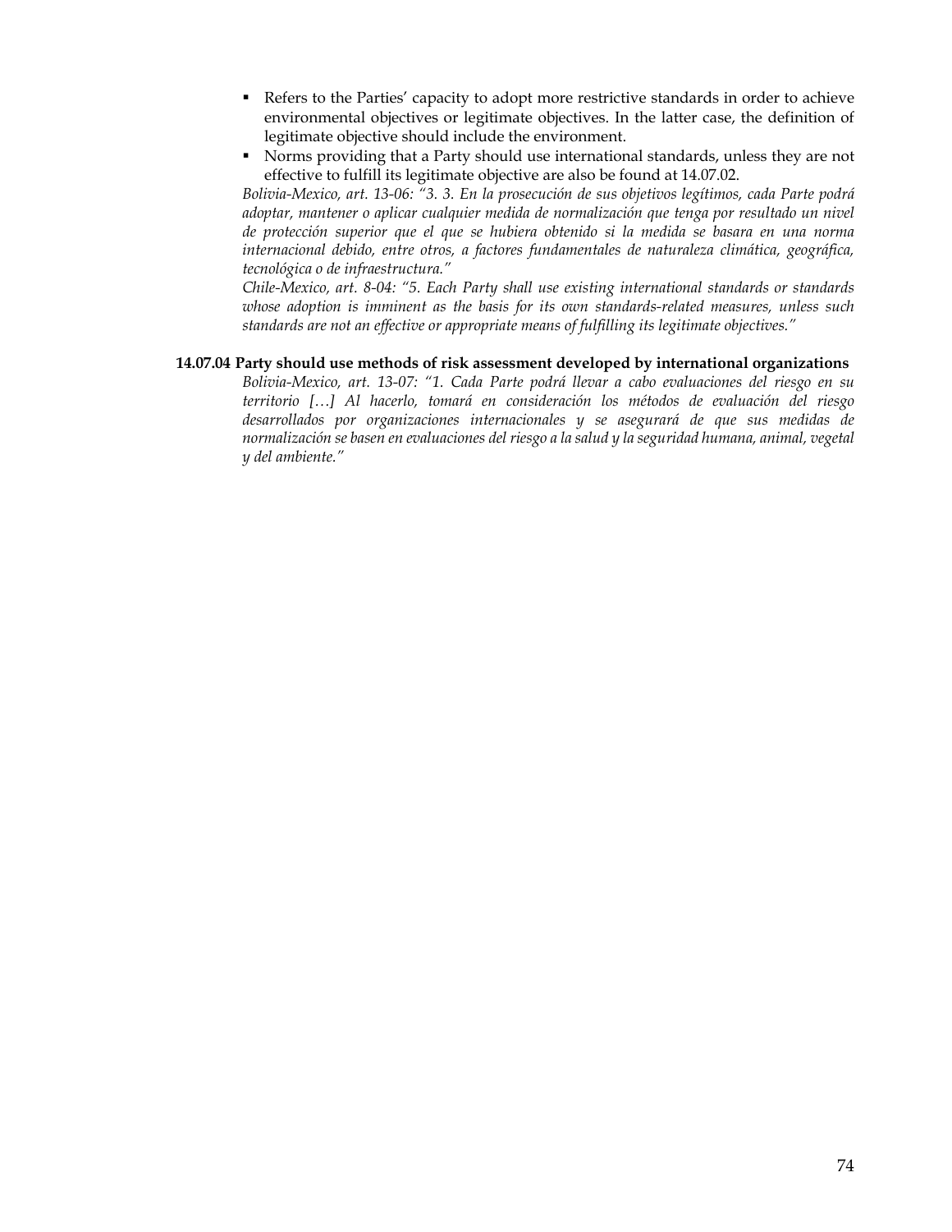- Refers to the Parties' capacity to adopt more restrictive standards in order to achieve environmental objectives or legitimate objectives. In the latter case, the definition of legitimate objective should include the environment.
- Norms providing that a Party should use international standards, unless they are not effective to fulfill its legitimate objective are also be found at 14.07.02.

*Bolivia-Mexico, art. 13-06: "3. 3. En la prosecución de sus objetivos legítimos, cada Parte podrá adoptar, mantener o aplicar cualquier medida de normalización que tenga por resultado un nivel de protección superior que el que se hubiera obtenido si la medida se basara en una norma internacional debido, entre otros, a factores fundamentales de naturaleza climática, geográfica, tecnológica o de infraestructura."*

*Chile-Mexico, art. 8-04: "5. Each Party shall use existing international standards or standards whose adoption is imminent as the basis for its own standards-related measures, unless such standards are not an effective or appropriate means of fulfilling its legitimate objectives."*

**14.07.04 Party should use methods of risk assessment developed by international organizations**

*Bolivia-Mexico, art. 13-07: "1. Cada Parte podrá llevar a cabo evaluaciones del riesgo en su territorio […] Al hacerlo, tomará en consideración los métodos de evaluación del riesgo desarrollados por organizaciones internacionales y se asegurará de que sus medidas de normalización se basen en evaluaciones del riesgo a la salud y la seguridad humana, animal, vegetal y del ambiente."*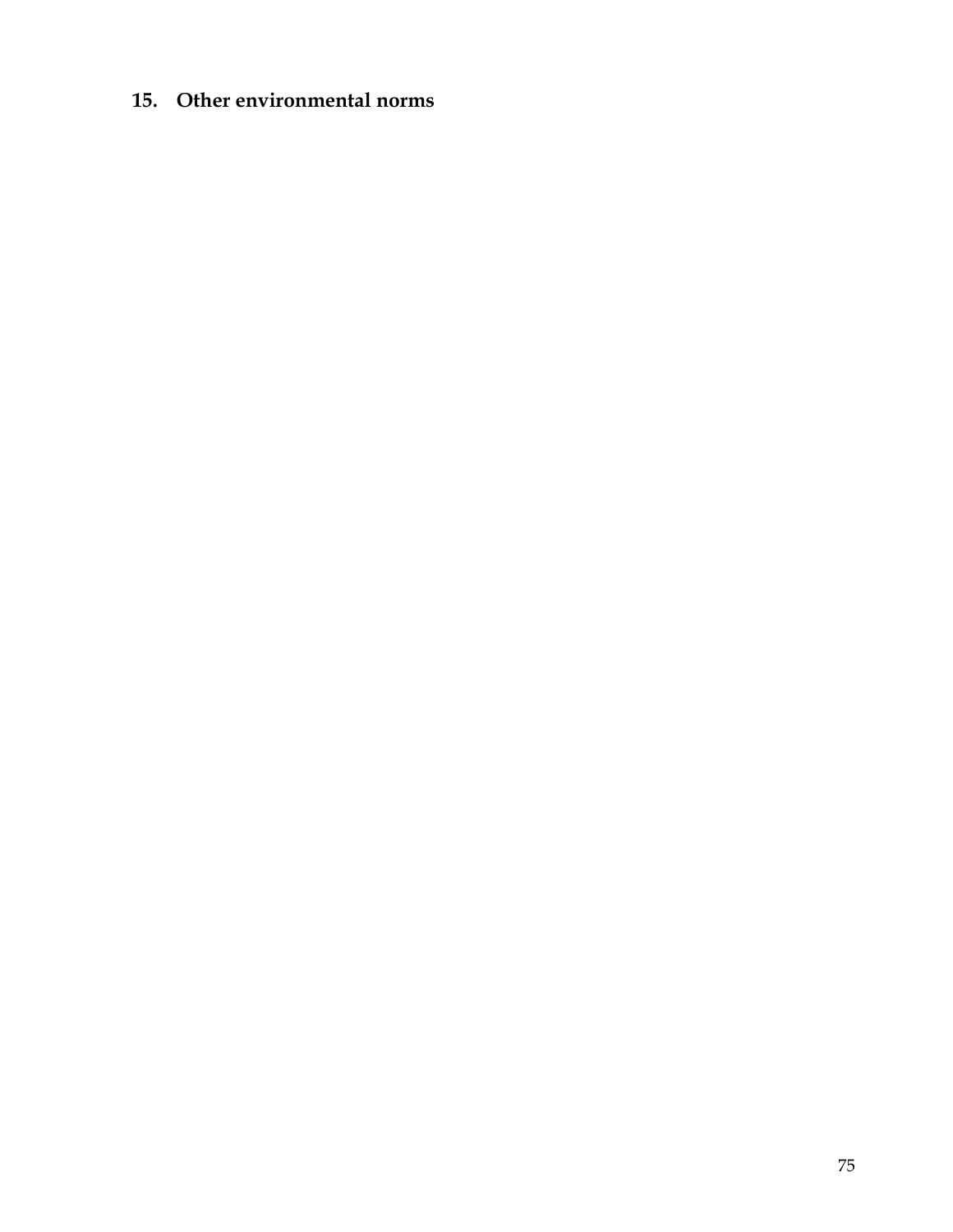## 15. Other environmental norms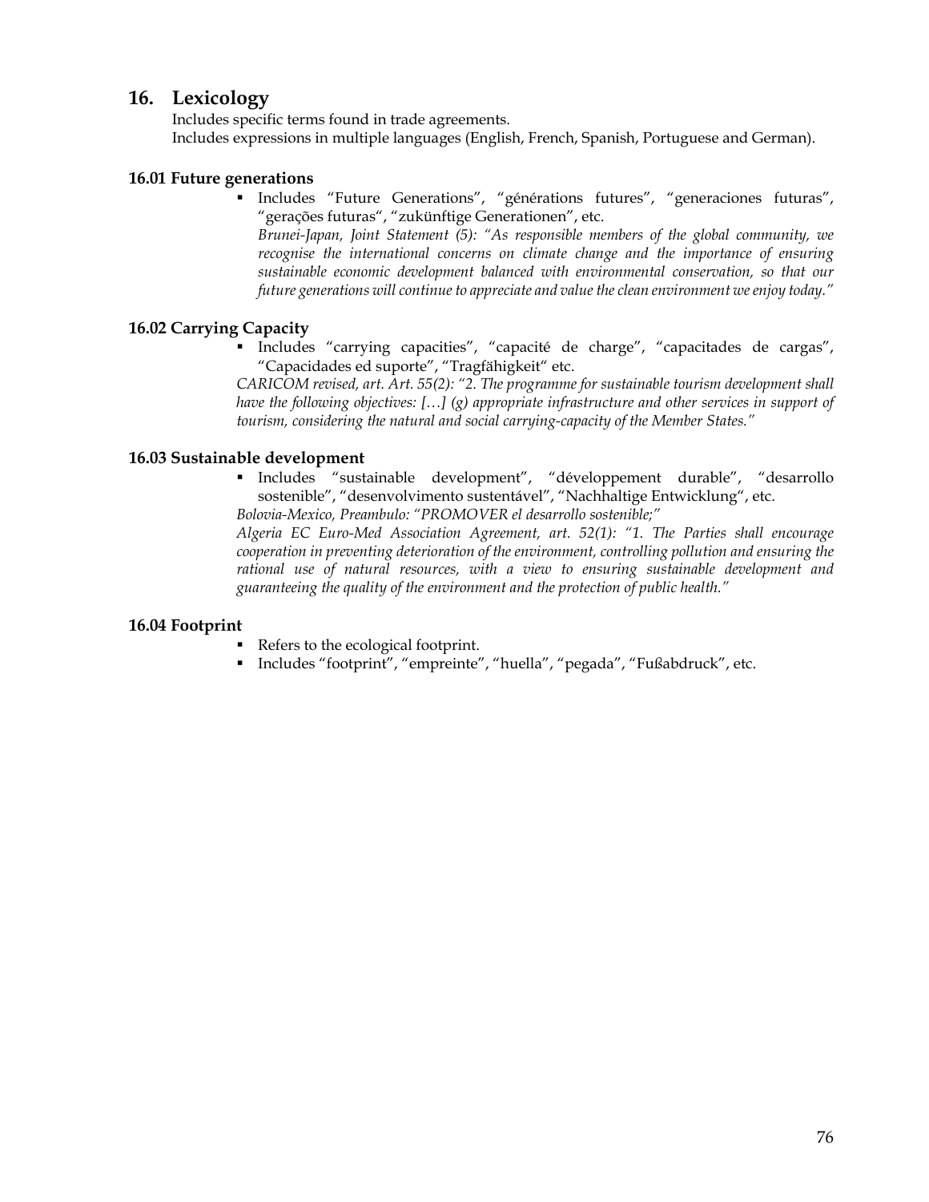## 16. Lexicology

Includes specific terms found in trade agreements.
Includes expressions in multiple languages (English, French, Spanish, Portuguese and German).

### 16.01 Future generations

- Includes "Future Generations", "générations futures", "generaciones futuras", "gerações futuras", "zukünftige Generationen", etc.
  *Brunei-Japan, Joint Statement (5): "As responsible members of the global community, we recognise the international concerns on climate change and the importance of ensuring sustainable economic development balanced with environmental conservation, so that our future generations will continue to appreciate and value the clean environment we enjoy today."*

### 16.02 Carrying Capacity

- Includes "carrying capacities", "capacité de charge", "capacitades de cargas", "Capacidades ed suporte", "Tragfähigkeit" etc.

*CARICOM revised, art. Art. 55(2): "2. The programme for sustainable tourism development shall have the following objectives: […] (g) appropriate infrastructure and other services in support of tourism, considering the natural and social carrying-capacity of the Member States."*

### 16.03 Sustainable development

- Includes "sustainable development", "développement durable", "desarrollo sostenible", "desenvolvimento sustentável", "Nachhaltige Entwicklung", etc.

*Bolovia-Mexico, Preambulo: "PROMOVER el desarrollo sostenible;"*

*Algeria EC Euro-Med Association Agreement, art. 52(1): "1. The Parties shall encourage cooperation in preventing deterioration of the environment, controlling pollution and ensuring the rational use of natural resources, with a view to ensuring sustainable development and guaranteeing the quality of the environment and the protection of public health."*

### 16.04 Footprint

- Refers to the ecological footprint.
- Includes "footprint", "empreinte", "huella", "pegada", "Fußabdruck", etc.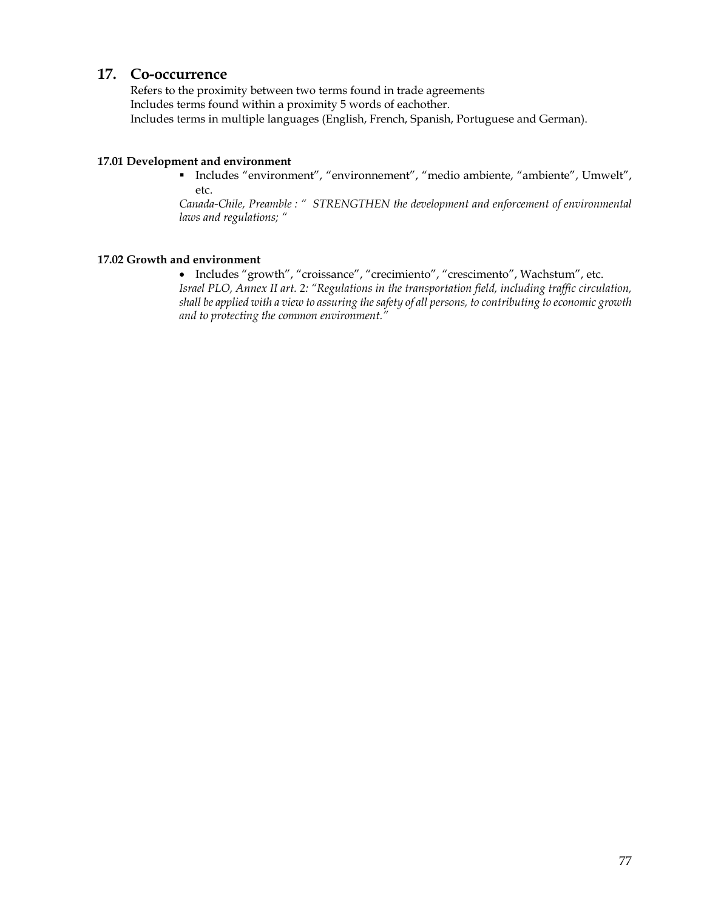## 17. Co-occurrence

Refers to the proximity between two terms found in trade agreements
Includes terms found within a proximity 5 words of eachother.
Includes terms in multiple languages (English, French, Spanish, Portuguese and German).

### 17.01 Development and environment

- Includes “environment”, “environnement”, “medio ambiente, “ambiente”, Umwelt”, etc.

*Canada-Chile, Preamble : “ STRENGTHEN the development and enforcement of environmental laws and regulations; “*

### 17.02 Growth and environment

- Includes “growth”, “croissance”, “crecimiento”, “crescimento”, Wachstum”, etc.

*Israel PLO, Annex II art. 2: “Regulations in the transportation field, including traffic circulation, shall be applied with a view to assuring the safety of all persons, to contributing to economic growth and to protecting the common environment.”*